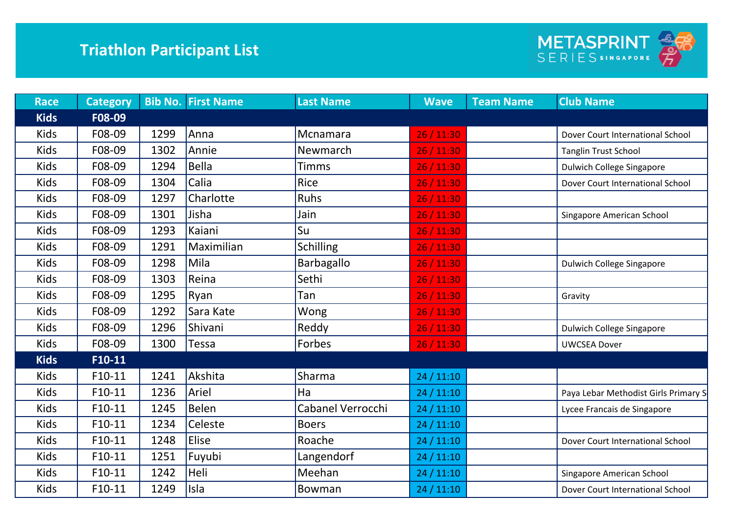# Triathlon Participant List

METASPRINT SERIES SINGAPORE

| Race | Category | Bib No. | First Name | Last Name | Wave | Team Name | Club Name |
|---|---|---|---|---|---|---|---|
| **Kids** | **F08-09** | | | | | | |
| Kids | F08-09 | 1299 | Anna | Mcnamara | 26 / 11:30 | | Dover Court International School |
| Kids | F08-09 | 1302 | Annie | Newmarch | 26 / 11:30 | | Tanglin Trust School |
| Kids | F08-09 | 1294 | Bella | Timms | 26 / 11:30 | | Dulwich College Singapore |
| Kids | F08-09 | 1304 | Calia | Rice | 26 / 11:30 | | Dover Court International School |
| Kids | F08-09 | 1297 | Charlotte | Ruhs | 26 / 11:30 | | |
| Kids | F08-09 | 1301 | Jisha | Jain | 26 / 11:30 | | Singapore American School |
| Kids | F08-09 | 1293 | Kaiani | Su | 26 / 11:30 | | |
| Kids | F08-09 | 1291 | Maximilian | Schilling | 26 / 11:30 | | |
| Kids | F08-09 | 1298 | Mila | Barbagallo | 26 / 11:30 | | Dulwich College Singapore |
| Kids | F08-09 | 1303 | Reina | Sethi | 26 / 11:30 | | |
| Kids | F08-09 | 1295 | Ryan | Tan | 26 / 11:30 | | Gravity |
| Kids | F08-09 | 1292 | Sara Kate | Wong | 26 / 11:30 | | |
| Kids | F08-09 | 1296 | Shivani | Reddy | 26 / 11:30 | | Dulwich College Singapore |
| Kids | F08-09 | 1300 | Tessa | Forbes | 26 / 11:30 | | UWCSEA Dover |
| **Kids** | **F10-11** | | | | | | |
| Kids | F10-11 | 1241 | Akshita | Sharma | 24 / 11:10 | | |
| Kids | F10-11 | 1236 | Ariel | Ha | 24 / 11:10 | | Paya Lebar Methodist Girls Primary S |
| Kids | F10-11 | 1245 | Belen | Cabanel Verrocchi | 24 / 11:10 | | Lycee Francais de Singapore |
| Kids | F10-11 | 1234 | Celeste | Boers | 24 / 11:10 | | |
| Kids | F10-11 | 1248 | Elise | Roache | 24 / 11:10 | | Dover Court International School |
| Kids | F10-11 | 1251 | Fuyubi | Langendorf | 24 / 11:10 | | |
| Kids | F10-11 | 1242 | Heli | Meehan | 24 / 11:10 | | Singapore American School |
| Kids | F10-11 | 1249 | Isla | Bowman | 24 / 11:10 | | Dover Court International School |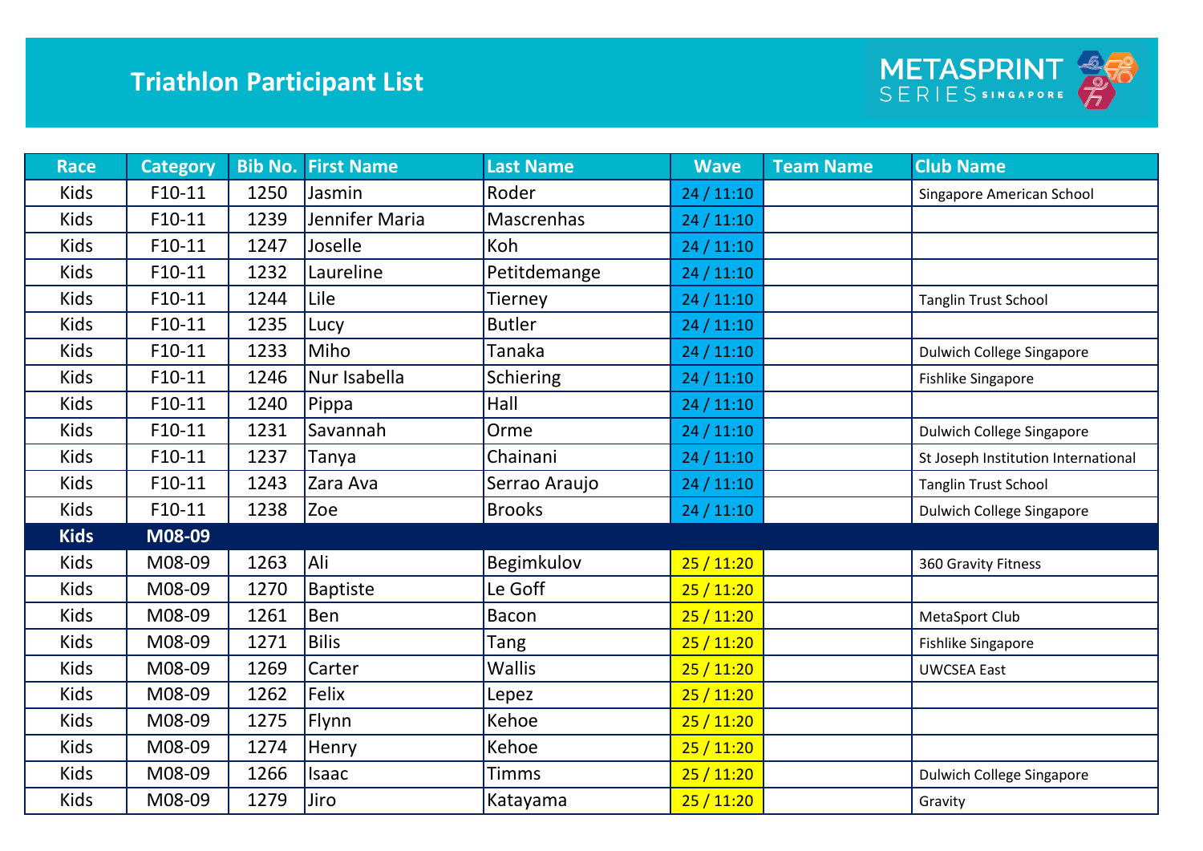# Triathlon Participant List

METASPRINT SERIES SINGAPORE

| Race | Category | Bib No. | First Name | Last Name | Wave | Team Name | Club Name |
|---|---|---|---|---|---|---|---|
| Kids | F10-11 | 1250 | Jasmin | Roder | 24 / 11:10 | | Singapore American School |
| Kids | F10-11 | 1239 | Jennifer Maria | Mascrenhas | 24 / 11:10 | | |
| Kids | F10-11 | 1247 | Joselle | Koh | 24 / 11:10 | | |
| Kids | F10-11 | 1232 | Laureline | Petitdemange | 24 / 11:10 | | |
| Kids | F10-11 | 1244 | Lile | Tierney | 24 / 11:10 | | Tanglin Trust School |
| Kids | F10-11 | 1235 | Lucy | Butler | 24 / 11:10 | | |
| Kids | F10-11 | 1233 | Miho | Tanaka | 24 / 11:10 | | Dulwich College Singapore |
| Kids | F10-11 | 1246 | Nur Isabella | Schiering | 24 / 11:10 | | Fishlike Singapore |
| Kids | F10-11 | 1240 | Pippa | Hall | 24 / 11:10 | | |
| Kids | F10-11 | 1231 | Savannah | Orme | 24 / 11:10 | | Dulwich College Singapore |
| Kids | F10-11 | 1237 | Tanya | Chainani | 24 / 11:10 | | St Joseph Institution International |
| Kids | F10-11 | 1243 | Zara Ava | Serrao Araujo | 24 / 11:10 | | Tanglin Trust School |
| Kids | F10-11 | 1238 | Zoe | Brooks | 24 / 11:10 | | Dulwich College Singapore |
| **Kids** | **M08-09** | | | | | | |
| Kids | M08-09 | 1263 | Ali | Begimkulov | 25 / 11:20 | | 360 Gravity Fitness |
| Kids | M08-09 | 1270 | Baptiste | Le Goff | 25 / 11:20 | | |
| Kids | M08-09 | 1261 | Ben | Bacon | 25 / 11:20 | | MetaSport Club |
| Kids | M08-09 | 1271 | Bilis | Tang | 25 / 11:20 | | Fishlike Singapore |
| Kids | M08-09 | 1269 | Carter | Wallis | 25 / 11:20 | | UWCSEA East |
| Kids | M08-09 | 1262 | Felix | Lepez | 25 / 11:20 | | |
| Kids | M08-09 | 1275 | Flynn | Kehoe | 25 / 11:20 | | |
| Kids | M08-09 | 1274 | Henry | Kehoe | 25 / 11:20 | | |
| Kids | M08-09 | 1266 | Isaac | Timms | 25 / 11:20 | | Dulwich College Singapore |
| Kids | M08-09 | 1279 | Jiro | Katayama | 25 / 11:20 | | Gravity |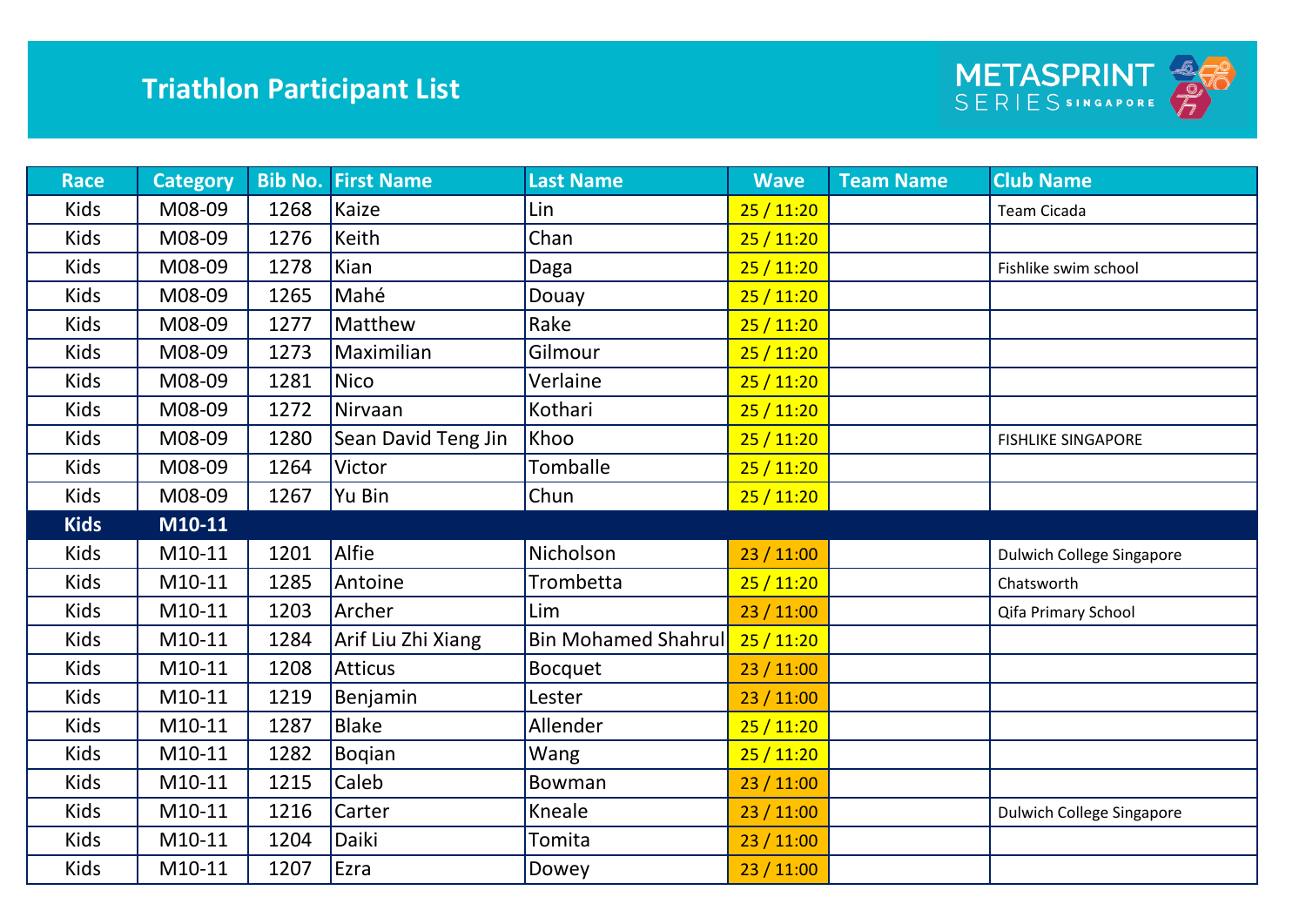# Triathlon Participant List

METASPRINT SERIES SINGAPORE

| Race | Category | Bib No. | First Name | Last Name | Wave | Team Name | Club Name |
|---|---|---|---|---|---|---|---|
| Kids | M08-09 | 1268 | Kaize | Lin | 25 / 11:20 | | Team Cicada |
| Kids | M08-09 | 1276 | Keith | Chan | 25 / 11:20 | | |
| Kids | M08-09 | 1278 | Kian | Daga | 25 / 11:20 | | Fishlike swim school |
| Kids | M08-09 | 1265 | Mahé | Douay | 25 / 11:20 | | |
| Kids | M08-09 | 1277 | Matthew | Rake | 25 / 11:20 | | |
| Kids | M08-09 | 1273 | Maximilian | Gilmour | 25 / 11:20 | | |
| Kids | M08-09 | 1281 | Nico | Verlaine | 25 / 11:20 | | |
| Kids | M08-09 | 1272 | Nirvaan | Kothari | 25 / 11:20 | | |
| Kids | M08-09 | 1280 | Sean David Teng Jin | Khoo | 25 / 11:20 | | FISHLIKE SINGAPORE |
| Kids | M08-09 | 1264 | Victor | Tomballe | 25 / 11:20 | | |
| Kids | M08-09 | 1267 | Yu Bin | Chun | 25 / 11:20 | | |
| **Kids** | **M10-11** | | | | | | |
| Kids | M10-11 | 1201 | Alfie | Nicholson | 23 / 11:00 | | Dulwich College Singapore |
| Kids | M10-11 | 1285 | Antoine | Trombetta | 25 / 11:20 | | Chatsworth |
| Kids | M10-11 | 1203 | Archer | Lim | 23 / 11:00 | | Qifa Primary School |
| Kids | M10-11 | 1284 | Arif Liu Zhi Xiang | Bin Mohamed Shahrul | 25 / 11:20 | | |
| Kids | M10-11 | 1208 | Atticus | Bocquet | 23 / 11:00 | | |
| Kids | M10-11 | 1219 | Benjamin | Lester | 23 / 11:00 | | |
| Kids | M10-11 | 1287 | Blake | Allender | 25 / 11:20 | | |
| Kids | M10-11 | 1282 | Boqian | Wang | 25 / 11:20 | | |
| Kids | M10-11 | 1215 | Caleb | Bowman | 23 / 11:00 | | |
| Kids | M10-11 | 1216 | Carter | Kneale | 23 / 11:00 | | Dulwich College Singapore |
| Kids | M10-11 | 1204 | Daiki | Tomita | 23 / 11:00 | | |
| Kids | M10-11 | 1207 | Ezra | Dowey | 23 / 11:00 | | |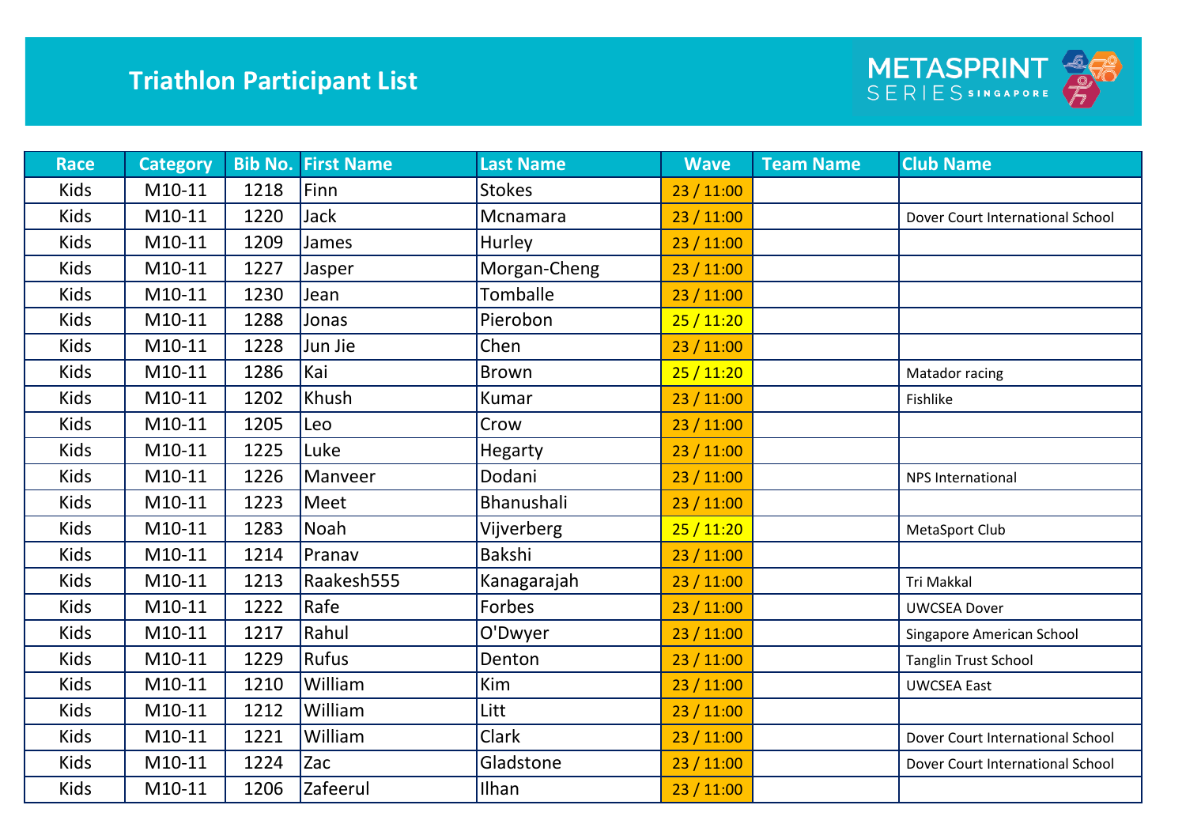# Triathlon Participant List

METASPRINT SERIES SINGAPORE

| Race | Category | Bib No. | First Name | Last Name | Wave | Team Name | Club Name |
|---|---|---|---|---|---|---|---|
| Kids | M10-11 | 1218 | Finn | Stokes | 23 / 11:00 | | |
| Kids | M10-11 | 1220 | Jack | Mcnamara | 23 / 11:00 | | Dover Court International School |
| Kids | M10-11 | 1209 | James | Hurley | 23 / 11:00 | | |
| Kids | M10-11 | 1227 | Jasper | Morgan-Cheng | 23 / 11:00 | | |
| Kids | M10-11 | 1230 | Jean | Tomballe | 23 / 11:00 | | |
| Kids | M10-11 | 1288 | Jonas | Pierobon | 25 / 11:20 | | |
| Kids | M10-11 | 1228 | Jun Jie | Chen | 23 / 11:00 | | |
| Kids | M10-11 | 1286 | Kai | Brown | 25 / 11:20 | | Matador racing |
| Kids | M10-11 | 1202 | Khush | Kumar | 23 / 11:00 | | Fishlike |
| Kids | M10-11 | 1205 | Leo | Crow | 23 / 11:00 | | |
| Kids | M10-11 | 1225 | Luke | Hegarty | 23 / 11:00 | | |
| Kids | M10-11 | 1226 | Manveer | Dodani | 23 / 11:00 | | NPS International |
| Kids | M10-11 | 1223 | Meet | Bhanushali | 23 / 11:00 | | |
| Kids | M10-11 | 1283 | Noah | Vijverberg | 25 / 11:20 | | MetaSport Club |
| Kids | M10-11 | 1214 | Pranav | Bakshi | 23 / 11:00 | | |
| Kids | M10-11 | 1213 | Raakesh555 | Kanagarajah | 23 / 11:00 | | Tri Makkal |
| Kids | M10-11 | 1222 | Rafe | Forbes | 23 / 11:00 | | UWCSEA Dover |
| Kids | M10-11 | 1217 | Rahul | O'Dwyer | 23 / 11:00 | | Singapore American School |
| Kids | M10-11 | 1229 | Rufus | Denton | 23 / 11:00 | | Tanglin Trust School |
| Kids | M10-11 | 1210 | William | Kim | 23 / 11:00 | | UWCSEA East |
| Kids | M10-11 | 1212 | William | Litt | 23 / 11:00 | | |
| Kids | M10-11 | 1221 | William | Clark | 23 / 11:00 | | Dover Court International School |
| Kids | M10-11 | 1224 | Zac | Gladstone | 23 / 11:00 | | Dover Court International School |
| Kids | M10-11 | 1206 | Zafeerul | Ilhan | 23 / 11:00 | | |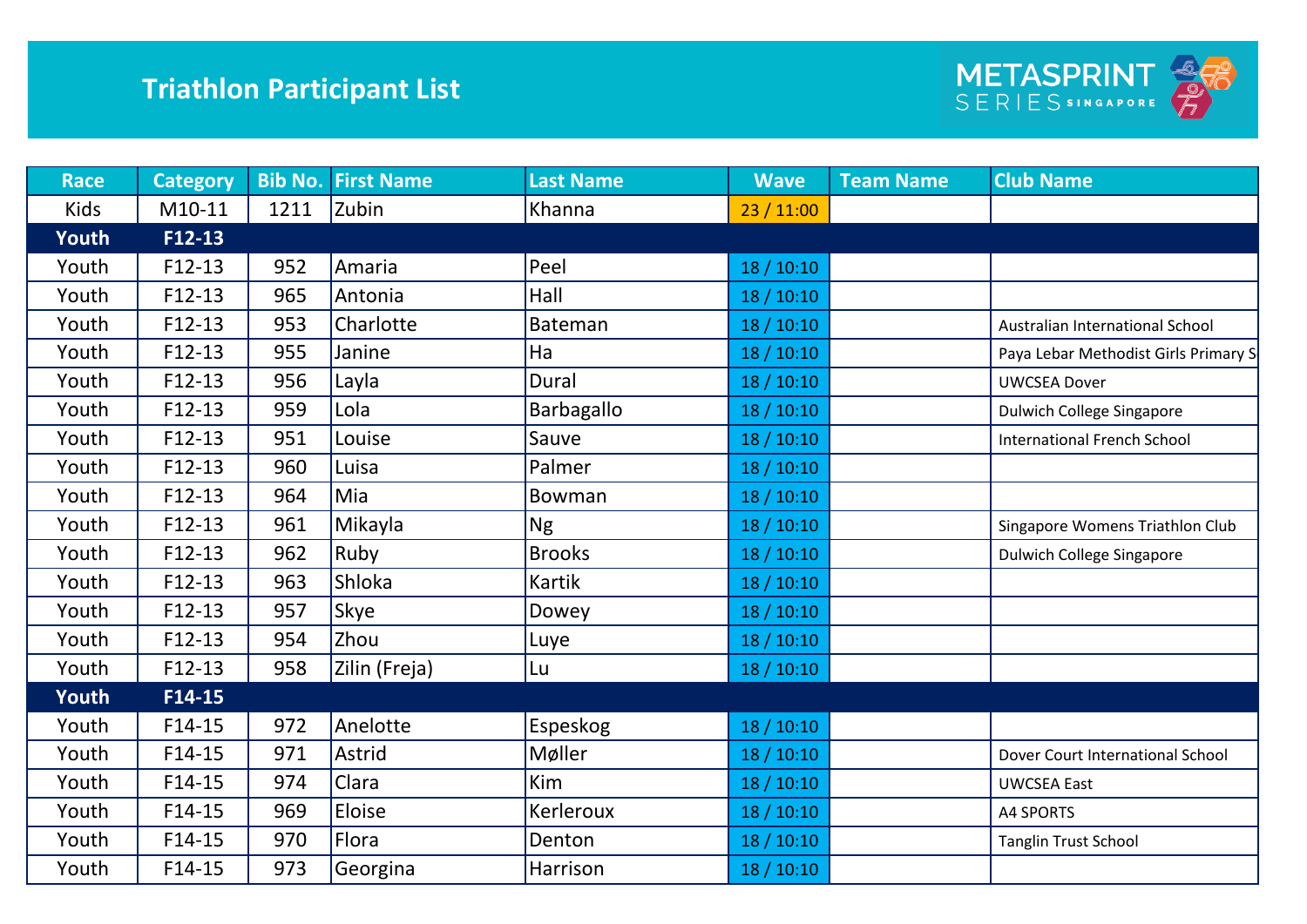# Triathlon Participant List

METASPRINT SERIES SINGAPORE

| Race | Category | Bib No. | First Name | Last Name | Wave | Team Name | Club Name |
|---|---|---|---|---|---|---|---|
| Kids | M10-11 | 1211 | Zubin | Khanna | 23 / 11:00 | | |
| **Youth** | **F12-13** | | | | | | |
| Youth | F12-13 | 952 | Amaria | Peel | 18 / 10:10 | | |
| Youth | F12-13 | 965 | Antonia | Hall | 18 / 10:10 | | |
| Youth | F12-13 | 953 | Charlotte | Bateman | 18 / 10:10 | | Australian International School |
| Youth | F12-13 | 955 | Janine | Ha | 18 / 10:10 | | Paya Lebar Methodist Girls Primary S |
| Youth | F12-13 | 956 | Layla | Dural | 18 / 10:10 | | UWCSEA Dover |
| Youth | F12-13 | 959 | Lola | Barbagallo | 18 / 10:10 | | Dulwich College Singapore |
| Youth | F12-13 | 951 | Louise | Sauve | 18 / 10:10 | | International French School |
| Youth | F12-13 | 960 | Luisa | Palmer | 18 / 10:10 | | |
| Youth | F12-13 | 964 | Mia | Bowman | 18 / 10:10 | | |
| Youth | F12-13 | 961 | Mikayla | Ng | 18 / 10:10 | | Singapore Womens Triathlon Club |
| Youth | F12-13 | 962 | Ruby | Brooks | 18 / 10:10 | | Dulwich College Singapore |
| Youth | F12-13 | 963 | Shloka | Kartik | 18 / 10:10 | | |
| Youth | F12-13 | 957 | Skye | Dowey | 18 / 10:10 | | |
| Youth | F12-13 | 954 | Zhou | Luye | 18 / 10:10 | | |
| Youth | F12-13 | 958 | Zilin (Freja) | Lu | 18 / 10:10 | | |
| **Youth** | **F14-15** | | | | | | |
| Youth | F14-15 | 972 | Anelotte | Espeskog | 18 / 10:10 | | |
| Youth | F14-15 | 971 | Astrid | Møller | 18 / 10:10 | | Dover Court International School |
| Youth | F14-15 | 974 | Clara | Kim | 18 / 10:10 | | UWCSEA East |
| Youth | F14-15 | 969 | Eloise | Kerleroux | 18 / 10:10 | | A4 SPORTS |
| Youth | F14-15 | 970 | Flora | Denton | 18 / 10:10 | | Tanglin Trust School |
| Youth | F14-15 | 973 | Georgina | Harrison | 18 / 10:10 | | |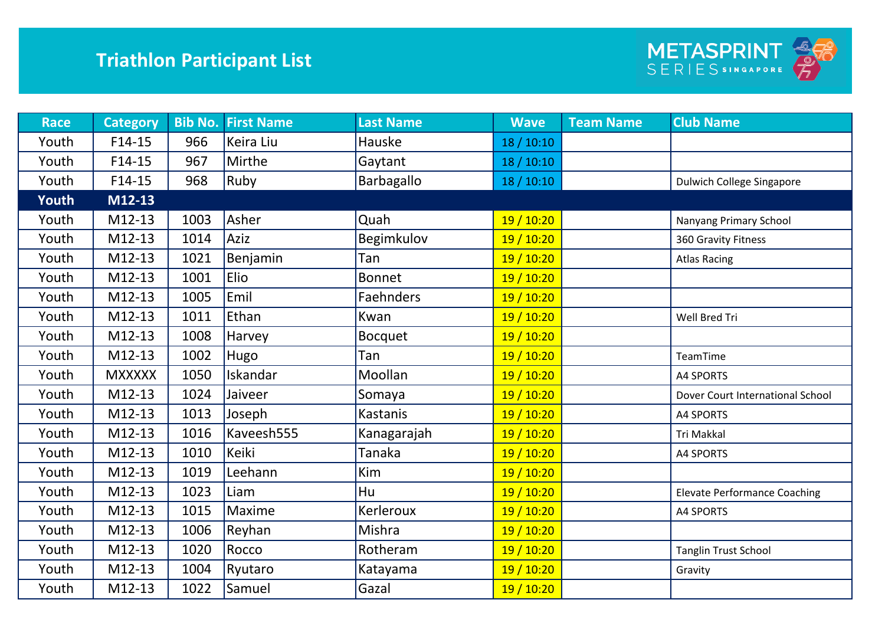# Triathlon Participant List

METASPRINT SERIES SINGAPORE

| Race | Category | Bib No. | First Name | Last Name | Wave | Team Name | Club Name |
|---|---|---|---|---|---|---|---|
| Youth | F14-15 | 966 | Keira Liu | Hauske | 18 / 10:10 | | |
| Youth | F14-15 | 967 | Mirthe | Gaytant | 18 / 10:10 | | |
| Youth | F14-15 | 968 | Ruby | Barbagallo | 18 / 10:10 | | Dulwich College Singapore |
| **Youth** | **M12-13** | | | | | | |
| Youth | M12-13 | 1003 | Asher | Quah | 19 / 10:20 | | Nanyang Primary School |
| Youth | M12-13 | 1014 | Aziz | Begimkulov | 19 / 10:20 | | 360 Gravity Fitness |
| Youth | M12-13 | 1021 | Benjamin | Tan | 19 / 10:20 | | Atlas Racing |
| Youth | M12-13 | 1001 | Elio | Bonnet | 19 / 10:20 | | |
| Youth | M12-13 | 1005 | Emil | Faehnders | 19 / 10:20 | | |
| Youth | M12-13 | 1011 | Ethan | Kwan | 19 / 10:20 | | Well Bred Tri |
| Youth | M12-13 | 1008 | Harvey | Bocquet | 19 / 10:20 | | |
| Youth | M12-13 | 1002 | Hugo | Tan | 19 / 10:20 | | TeamTime |
| Youth | MXXXXX | 1050 | Iskandar | Moollan | 19 / 10:20 | | A4 SPORTS |
| Youth | M12-13 | 1024 | Jaiveer | Somaya | 19 / 10:20 | | Dover Court International School |
| Youth | M12-13 | 1013 | Joseph | Kastanis | 19 / 10:20 | | A4 SPORTS |
| Youth | M12-13 | 1016 | Kaveesh555 | Kanagarajah | 19 / 10:20 | | Tri Makkal |
| Youth | M12-13 | 1010 | Keiki | Tanaka | 19 / 10:20 | | A4 SPORTS |
| Youth | M12-13 | 1019 | Leehann | Kim | 19 / 10:20 | | |
| Youth | M12-13 | 1023 | Liam | Hu | 19 / 10:20 | | Elevate Performance Coaching |
| Youth | M12-13 | 1015 | Maxime | Kerleroux | 19 / 10:20 | | A4 SPORTS |
| Youth | M12-13 | 1006 | Reyhan | Mishra | 19 / 10:20 | | |
| Youth | M12-13 | 1020 | Rocco | Rotheram | 19 / 10:20 | | Tanglin Trust School |
| Youth | M12-13 | 1004 | Ryutaro | Katayama | 19 / 10:20 | | Gravity |
| Youth | M12-13 | 1022 | Samuel | Gazal | 19 / 10:20 | | |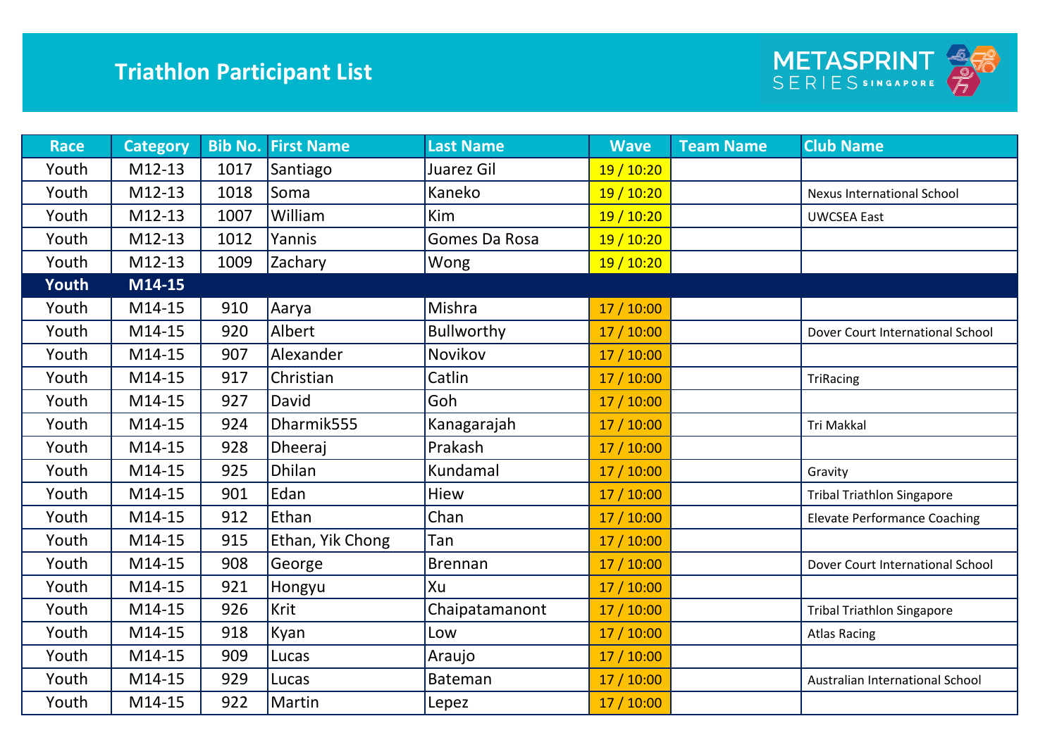# Triathlon Participant List

METASPRINT SERIES SINGAPORE

| Race | Category | Bib No. | First Name | Last Name | Wave | Team Name | Club Name |
|---|---|---|---|---|---|---|---|
| Youth | M12-13 | 1017 | Santiago | Juarez Gil | 19 / 10:20 | | |
| Youth | M12-13 | 1018 | Soma | Kaneko | 19 / 10:20 | | Nexus International School |
| Youth | M12-13 | 1007 | William | Kim | 19 / 10:20 | | UWCSEA East |
| Youth | M12-13 | 1012 | Yannis | Gomes Da Rosa | 19 / 10:20 | | |
| Youth | M12-13 | 1009 | Zachary | Wong | 19 / 10:20 | | |
| **Youth** | **M14-15** | | | | | | |
| Youth | M14-15 | 910 | Aarya | Mishra | 17 / 10:00 | | |
| Youth | M14-15 | 920 | Albert | Bullworthy | 17 / 10:00 | | Dover Court International School |
| Youth | M14-15 | 907 | Alexander | Novikov | 17 / 10:00 | | |
| Youth | M14-15 | 917 | Christian | Catlin | 17 / 10:00 | | TriRacing |
| Youth | M14-15 | 927 | David | Goh | 17 / 10:00 | | |
| Youth | M14-15 | 924 | Dharmik555 | Kanagarajah | 17 / 10:00 | | Tri Makkal |
| Youth | M14-15 | 928 | Dheeraj | Prakash | 17 / 10:00 | | |
| Youth | M14-15 | 925 | Dhilan | Kundamal | 17 / 10:00 | | Gravity |
| Youth | M14-15 | 901 | Edan | Hiew | 17 / 10:00 | | Tribal Triathlon Singapore |
| Youth | M14-15 | 912 | Ethan | Chan | 17 / 10:00 | | Elevate Performance Coaching |
| Youth | M14-15 | 915 | Ethan, Yik Chong | Tan | 17 / 10:00 | | |
| Youth | M14-15 | 908 | George | Brennan | 17 / 10:00 | | Dover Court International School |
| Youth | M14-15 | 921 | Hongyu | Xu | 17 / 10:00 | | |
| Youth | M14-15 | 926 | Krit | Chaipatamanont | 17 / 10:00 | | Tribal Triathlon Singapore |
| Youth | M14-15 | 918 | Kyan | Low | 17 / 10:00 | | Atlas Racing |
| Youth | M14-15 | 909 | Lucas | Araujo | 17 / 10:00 | | |
| Youth | M14-15 | 929 | Lucas | Bateman | 17 / 10:00 | | Australian International School |
| Youth | M14-15 | 922 | Martin | Lepez | 17 / 10:00 | | |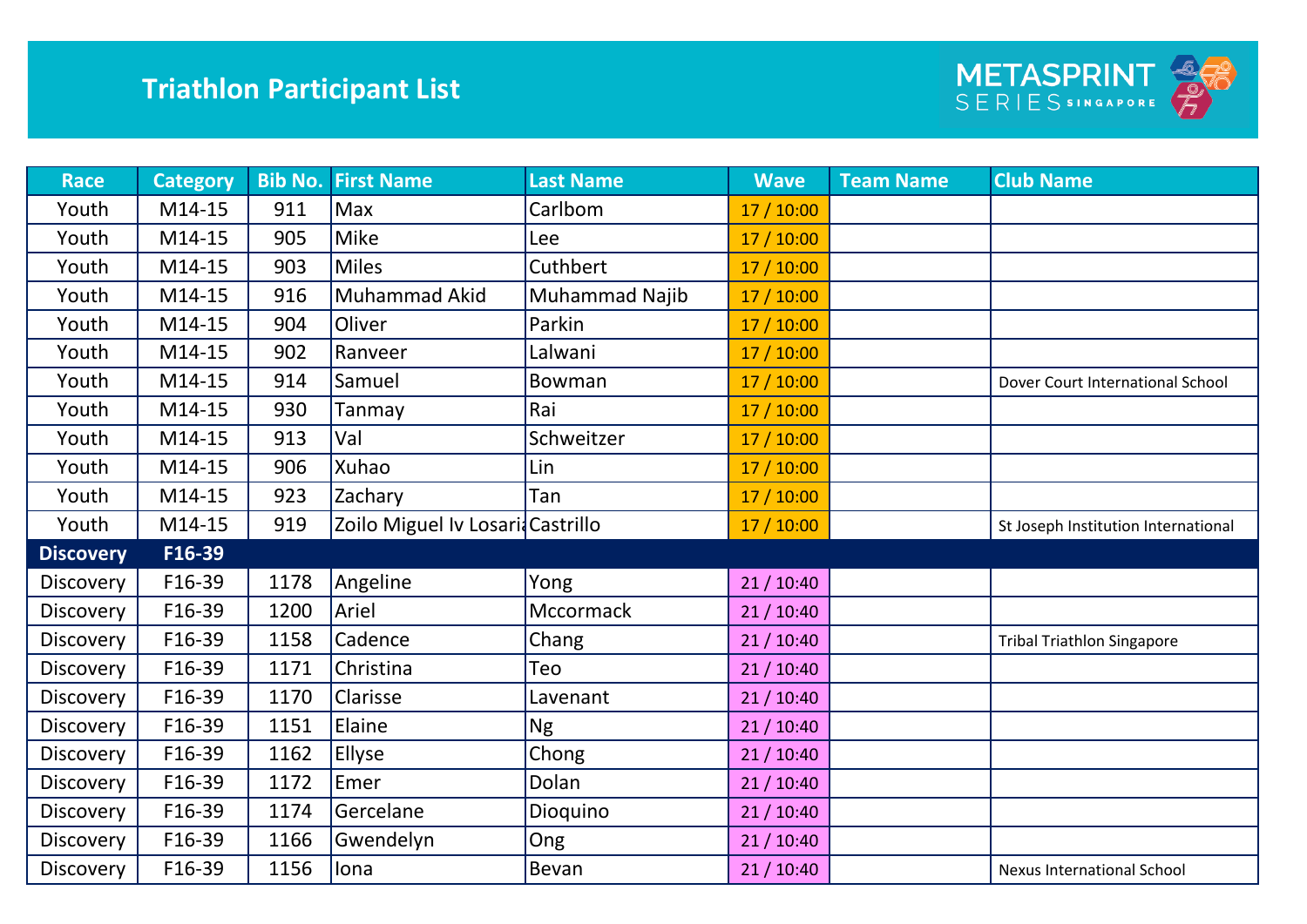# Triathlon Participant List

METASPRINT SERIES SINGAPORE

| Race | Category | Bib No. | First Name | Last Name | Wave | Team Name | Club Name |
|---|---|---|---|---|---|---|---|
| Youth | M14-15 | 911 | Max | Carlbom | 17 / 10:00 | | |
| Youth | M14-15 | 905 | Mike | Lee | 17 / 10:00 | | |
| Youth | M14-15 | 903 | Miles | Cuthbert | 17 / 10:00 | | |
| Youth | M14-15 | 916 | Muhammad Akid | Muhammad Najib | 17 / 10:00 | | |
| Youth | M14-15 | 904 | Oliver | Parkin | 17 / 10:00 | | |
| Youth | M14-15 | 902 | Ranveer | Lalwani | 17 / 10:00 | | |
| Youth | M14-15 | 914 | Samuel | Bowman | 17 / 10:00 | | Dover Court International School |
| Youth | M14-15 | 930 | Tanmay | Rai | 17 / 10:00 | | |
| Youth | M14-15 | 913 | Val | Schweitzer | 17 / 10:00 | | |
| Youth | M14-15 | 906 | Xuhao | Lin | 17 / 10:00 | | |
| Youth | M14-15 | 923 | Zachary | Tan | 17 / 10:00 | | |
| Youth | M14-15 | 919 | Zoilo Miguel Iv Losaria | Castrillo | 17 / 10:00 | | St Joseph Institution International |
| **Discovery** | **F16-39** | | | | | | |
| Discovery | F16-39 | 1178 | Angeline | Yong | 21 / 10:40 | | |
| Discovery | F16-39 | 1200 | Ariel | Mccormack | 21 / 10:40 | | |
| Discovery | F16-39 | 1158 | Cadence | Chang | 21 / 10:40 | | Tribal Triathlon Singapore |
| Discovery | F16-39 | 1171 | Christina | Teo | 21 / 10:40 | | |
| Discovery | F16-39 | 1170 | Clarisse | Lavenant | 21 / 10:40 | | |
| Discovery | F16-39 | 1151 | Elaine | Ng | 21 / 10:40 | | |
| Discovery | F16-39 | 1162 | Ellyse | Chong | 21 / 10:40 | | |
| Discovery | F16-39 | 1172 | Emer | Dolan | 21 / 10:40 | | |
| Discovery | F16-39 | 1174 | Gercelane | Dioquino | 21 / 10:40 | | |
| Discovery | F16-39 | 1166 | Gwendelyn | Ong | 21 / 10:40 | | |
| Discovery | F16-39 | 1156 | Iona | Bevan | 21 / 10:40 | | Nexus International School |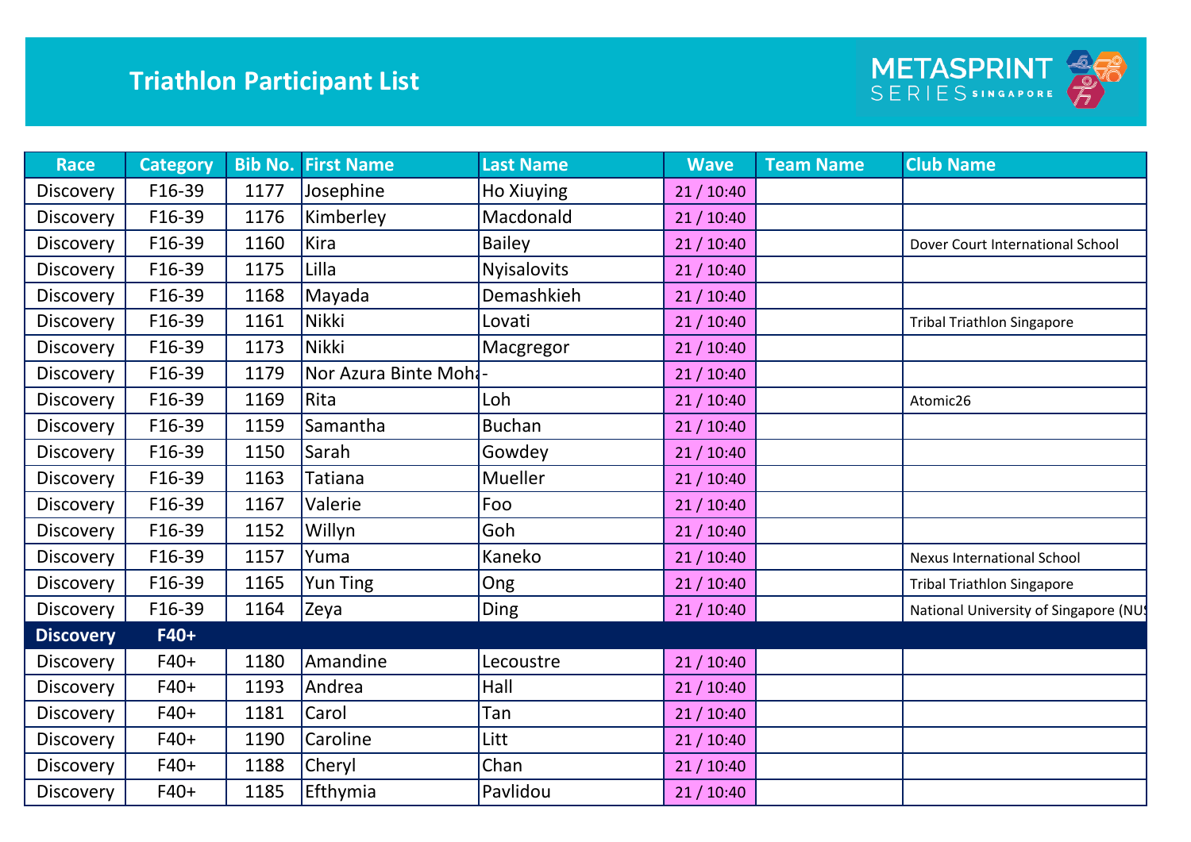# Triathlon Participant List

| Race | Category | Bib No. | First Name | Last Name | Wave | Team Name | Club Name |
|---|---|---|---|---|---|---|---|
| Discovery | F16-39 | 1177 | Josephine | Ho Xiuying | 21 / 10:40 | | |
| Discovery | F16-39 | 1176 | Kimberley | Macdonald | 21 / 10:40 | | |
| Discovery | F16-39 | 1160 | Kira | Bailey | 21 / 10:40 | | Dover Court International School |
| Discovery | F16-39 | 1175 | Lilla | Nyisalovits | 21 / 10:40 | | |
| Discovery | F16-39 | 1168 | Mayada | Demashkieh | 21 / 10:40 | | |
| Discovery | F16-39 | 1161 | Nikki | Lovati | 21 / 10:40 | | Tribal Triathlon Singapore |
| Discovery | F16-39 | 1173 | Nikki | Macgregor | 21 / 10:40 | | |
| Discovery | F16-39 | 1179 | Nor Azura Binte Moha | - | 21 / 10:40 | | |
| Discovery | F16-39 | 1169 | Rita | Loh | 21 / 10:40 | | Atomic26 |
| Discovery | F16-39 | 1159 | Samantha | Buchan | 21 / 10:40 | | |
| Discovery | F16-39 | 1150 | Sarah | Gowdey | 21 / 10:40 | | |
| Discovery | F16-39 | 1163 | Tatiana | Mueller | 21 / 10:40 | | |
| Discovery | F16-39 | 1167 | Valerie | Foo | 21 / 10:40 | | |
| Discovery | F16-39 | 1152 | Willyn | Goh | 21 / 10:40 | | |
| Discovery | F16-39 | 1157 | Yuma | Kaneko | 21 / 10:40 | | Nexus International School |
| Discovery | F16-39 | 1165 | Yun Ting | Ong | 21 / 10:40 | | Tribal Triathlon Singapore |
| Discovery | F16-39 | 1164 | Zeya | Ding | 21 / 10:40 | | National University of Singapore (NUS |
| **Discovery** | **F40+** | | | | | | |
| Discovery | F40+ | 1180 | Amandine | Lecoustre | 21 / 10:40 | | |
| Discovery | F40+ | 1193 | Andrea | Hall | 21 / 10:40 | | |
| Discovery | F40+ | 1181 | Carol | Tan | 21 / 10:40 | | |
| Discovery | F40+ | 1190 | Caroline | Litt | 21 / 10:40 | | |
| Discovery | F40+ | 1188 | Cheryl | Chan | 21 / 10:40 | | |
| Discovery | F40+ | 1185 | Efthymia | Pavlidou | 21 / 10:40 | | |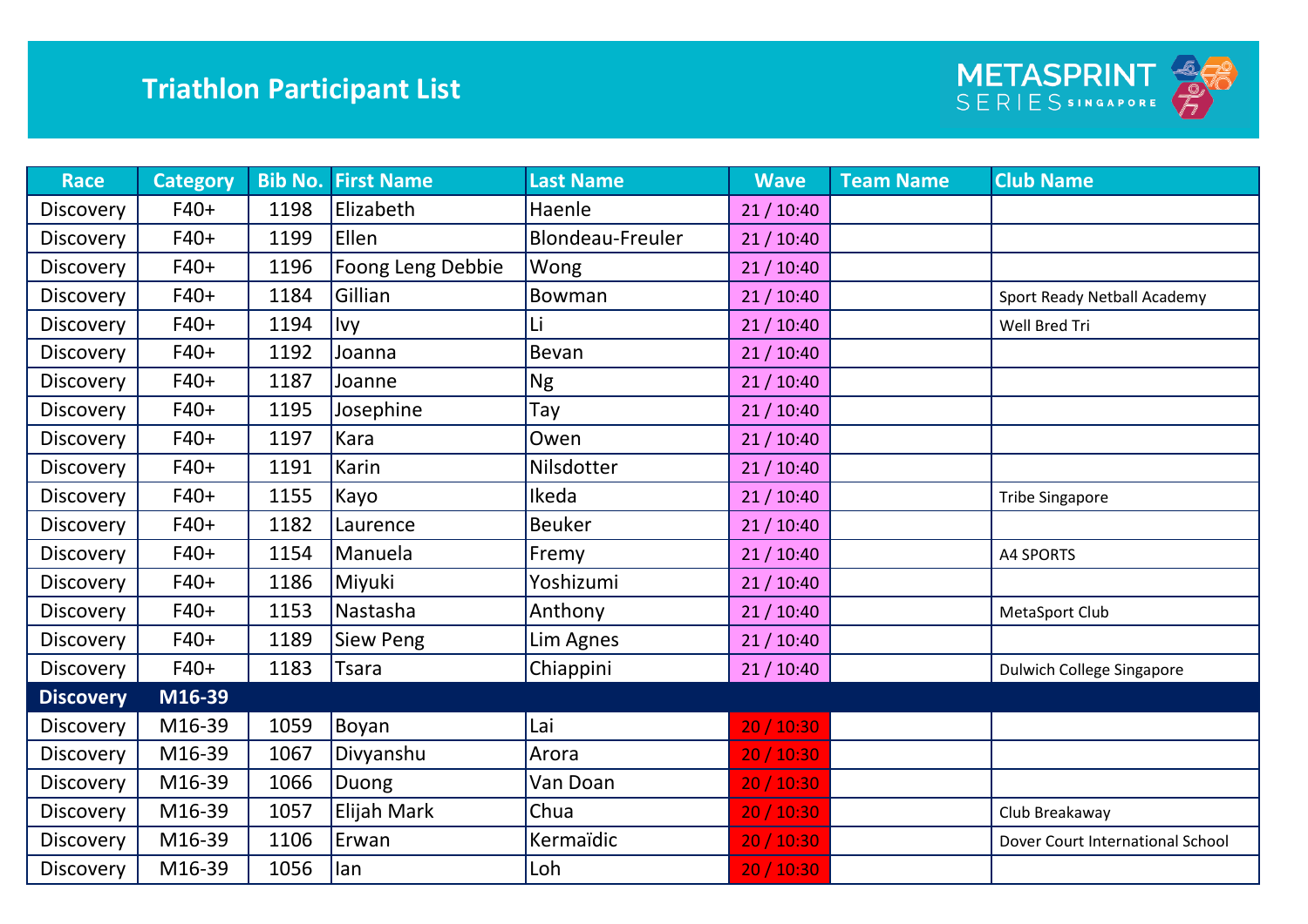# Triathlon Participant List

METASPRINT SERIES SINGAPORE

| Race | Category | Bib No. | First Name | Last Name | Wave | Team Name | Club Name |
|---|---|---|---|---|---|---|---|
| Discovery | F40+ | 1198 | Elizabeth | Haenle | 21 / 10:40 | | |
| Discovery | F40+ | 1199 | Ellen | Blondeau-Freuler | 21 / 10:40 | | |
| Discovery | F40+ | 1196 | Foong Leng Debbie | Wong | 21 / 10:40 | | |
| Discovery | F40+ | 1184 | Gillian | Bowman | 21 / 10:40 | | Sport Ready Netball Academy |
| Discovery | F40+ | 1194 | Ivy | Li | 21 / 10:40 | | Well Bred Tri |
| Discovery | F40+ | 1192 | Joanna | Bevan | 21 / 10:40 | | |
| Discovery | F40+ | 1187 | Joanne | Ng | 21 / 10:40 | | |
| Discovery | F40+ | 1195 | Josephine | Tay | 21 / 10:40 | | |
| Discovery | F40+ | 1197 | Kara | Owen | 21 / 10:40 | | |
| Discovery | F40+ | 1191 | Karin | Nilsdotter | 21 / 10:40 | | |
| Discovery | F40+ | 1155 | Kayo | Ikeda | 21 / 10:40 | | Tribe Singapore |
| Discovery | F40+ | 1182 | Laurence | Beuker | 21 / 10:40 | | |
| Discovery | F40+ | 1154 | Manuela | Fremy | 21 / 10:40 | | A4 SPORTS |
| Discovery | F40+ | 1186 | Miyuki | Yoshizumi | 21 / 10:40 | | |
| Discovery | F40+ | 1153 | Nastasha | Anthony | 21 / 10:40 | | MetaSport Club |
| Discovery | F40+ | 1189 | Siew Peng | Lim Agnes | 21 / 10:40 | | |
| Discovery | F40+ | 1183 | Tsara | Chiappini | 21 / 10:40 | | Dulwich College Singapore |
| **Discovery** | **M16-39** | | | | | | |
| Discovery | M16-39 | 1059 | Boyan | Lai | 20 / 10:30 | | |
| Discovery | M16-39 | 1067 | Divyanshu | Arora | 20 / 10:30 | | |
| Discovery | M16-39 | 1066 | Duong | Van Doan | 20 / 10:30 | | |
| Discovery | M16-39 | 1057 | Elijah Mark | Chua | 20 / 10:30 | | Club Breakaway |
| Discovery | M16-39 | 1106 | Erwan | Kermaïdic | 20 / 10:30 | | Dover Court International School |
| Discovery | M16-39 | 1056 | Ian | Loh | 20 / 10:30 | | |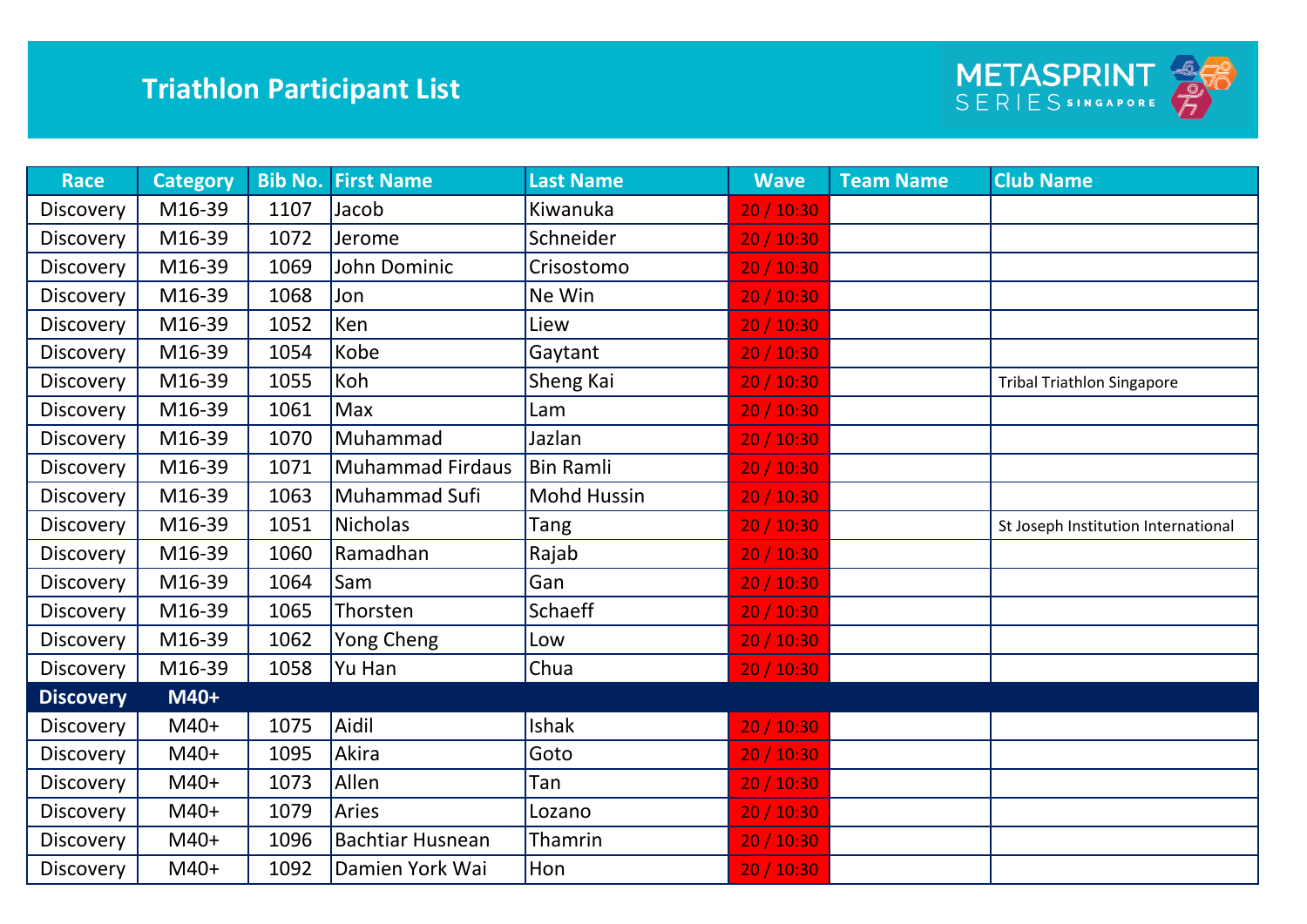# Triathlon Participant List

METASPRINT SERIES SINGAPORE

| Race | Category | Bib No. | First Name | Last Name | Wave | Team Name | Club Name |
|---|---|---|---|---|---|---|---|
| Discovery | M16-39 | 1107 | Jacob | Kiwanuka | 20 / 10:30 | | |
| Discovery | M16-39 | 1072 | Jerome | Schneider | 20 / 10:30 | | |
| Discovery | M16-39 | 1069 | John Dominic | Crisostomo | 20 / 10:30 | | |
| Discovery | M16-39 | 1068 | Jon | Ne Win | 20 / 10:30 | | |
| Discovery | M16-39 | 1052 | Ken | Liew | 20 / 10:30 | | |
| Discovery | M16-39 | 1054 | Kobe | Gaytant | 20 / 10:30 | | |
| Discovery | M16-39 | 1055 | Koh | Sheng Kai | 20 / 10:30 | | Tribal Triathlon Singapore |
| Discovery | M16-39 | 1061 | Max | Lam | 20 / 10:30 | | |
| Discovery | M16-39 | 1070 | Muhammad | Jazlan | 20 / 10:30 | | |
| Discovery | M16-39 | 1071 | Muhammad Firdaus | Bin Ramli | 20 / 10:30 | | |
| Discovery | M16-39 | 1063 | Muhammad Sufi | Mohd Hussin | 20 / 10:30 | | |
| Discovery | M16-39 | 1051 | Nicholas | Tang | 20 / 10:30 | | St Joseph Institution International |
| Discovery | M16-39 | 1060 | Ramadhan | Rajab | 20 / 10:30 | | |
| Discovery | M16-39 | 1064 | Sam | Gan | 20 / 10:30 | | |
| Discovery | M16-39 | 1065 | Thorsten | Schaeff | 20 / 10:30 | | |
| Discovery | M16-39 | 1062 | Yong Cheng | Low | 20 / 10:30 | | |
| Discovery | M16-39 | 1058 | Yu Han | Chua | 20 / 10:30 | | |
| **Discovery** | **M40+** | | | | | | |
| Discovery | M40+ | 1075 | Aidil | Ishak | 20 / 10:30 | | |
| Discovery | M40+ | 1095 | Akira | Goto | 20 / 10:30 | | |
| Discovery | M40+ | 1073 | Allen | Tan | 20 / 10:30 | | |
| Discovery | M40+ | 1079 | Aries | Lozano | 20 / 10:30 | | |
| Discovery | M40+ | 1096 | Bachtiar Husnean | Thamrin | 20 / 10:30 | | |
| Discovery | M40+ | 1092 | Damien York Wai | Hon | 20 / 10:30 | | |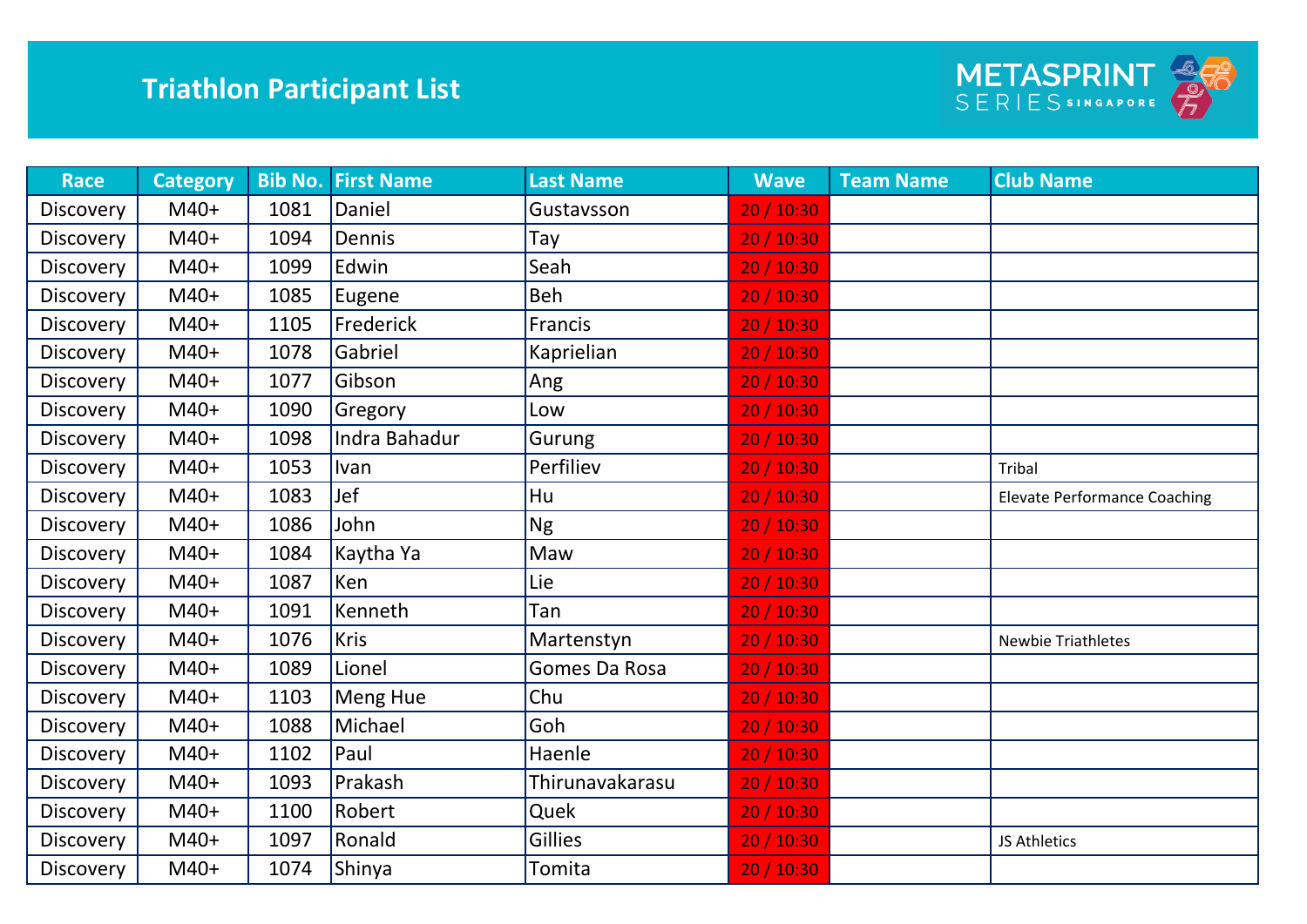## Triathlon Participant List

| Race | Category | Bib No. | First Name | Last Name | Wave | Team Name | Club Name |
|---|---|---|---|---|---|---|---|
| Discovery | M40+ | 1081 | Daniel | Gustavsson | 20 / 10:30 | | |
| Discovery | M40+ | 1094 | Dennis | Tay | 20 / 10:30 | | |
| Discovery | M40+ | 1099 | Edwin | Seah | 20 / 10:30 | | |
| Discovery | M40+ | 1085 | Eugene | Beh | 20 / 10:30 | | |
| Discovery | M40+ | 1105 | Frederick | Francis | 20 / 10:30 | | |
| Discovery | M40+ | 1078 | Gabriel | Kaprielian | 20 / 10:30 | | |
| Discovery | M40+ | 1077 | Gibson | Ang | 20 / 10:30 | | |
| Discovery | M40+ | 1090 | Gregory | Low | 20 / 10:30 | | |
| Discovery | M40+ | 1098 | Indra Bahadur | Gurung | 20 / 10:30 | | |
| Discovery | M40+ | 1053 | Ivan | Perfiliev | 20 / 10:30 | | Tribal |
| Discovery | M40+ | 1083 | Jef | Hu | 20 / 10:30 | | Elevate Performance Coaching |
| Discovery | M40+ | 1086 | John | Ng | 20 / 10:30 | | |
| Discovery | M40+ | 1084 | Kaytha Ya | Maw | 20 / 10:30 | | |
| Discovery | M40+ | 1087 | Ken | Lie | 20 / 10:30 | | |
| Discovery | M40+ | 1091 | Kenneth | Tan | 20 / 10:30 | | |
| Discovery | M40+ | 1076 | Kris | Martenstyn | 20 / 10:30 | | Newbie Triathletes |
| Discovery | M40+ | 1089 | Lionel | Gomes Da Rosa | 20 / 10:30 | | |
| Discovery | M40+ | 1103 | Meng Hue | Chu | 20 / 10:30 | | |
| Discovery | M40+ | 1088 | Michael | Goh | 20 / 10:30 | | |
| Discovery | M40+ | 1102 | Paul | Haenle | 20 / 10:30 | | |
| Discovery | M40+ | 1093 | Prakash | Thirunavakarasu | 20 / 10:30 | | |
| Discovery | M40+ | 1100 | Robert | Quek | 20 / 10:30 | | |
| Discovery | M40+ | 1097 | Ronald | Gillies | 20 / 10:30 | | JS Athletics |
| Discovery | M40+ | 1074 | Shinya | Tomita | 20 / 10:30 | | |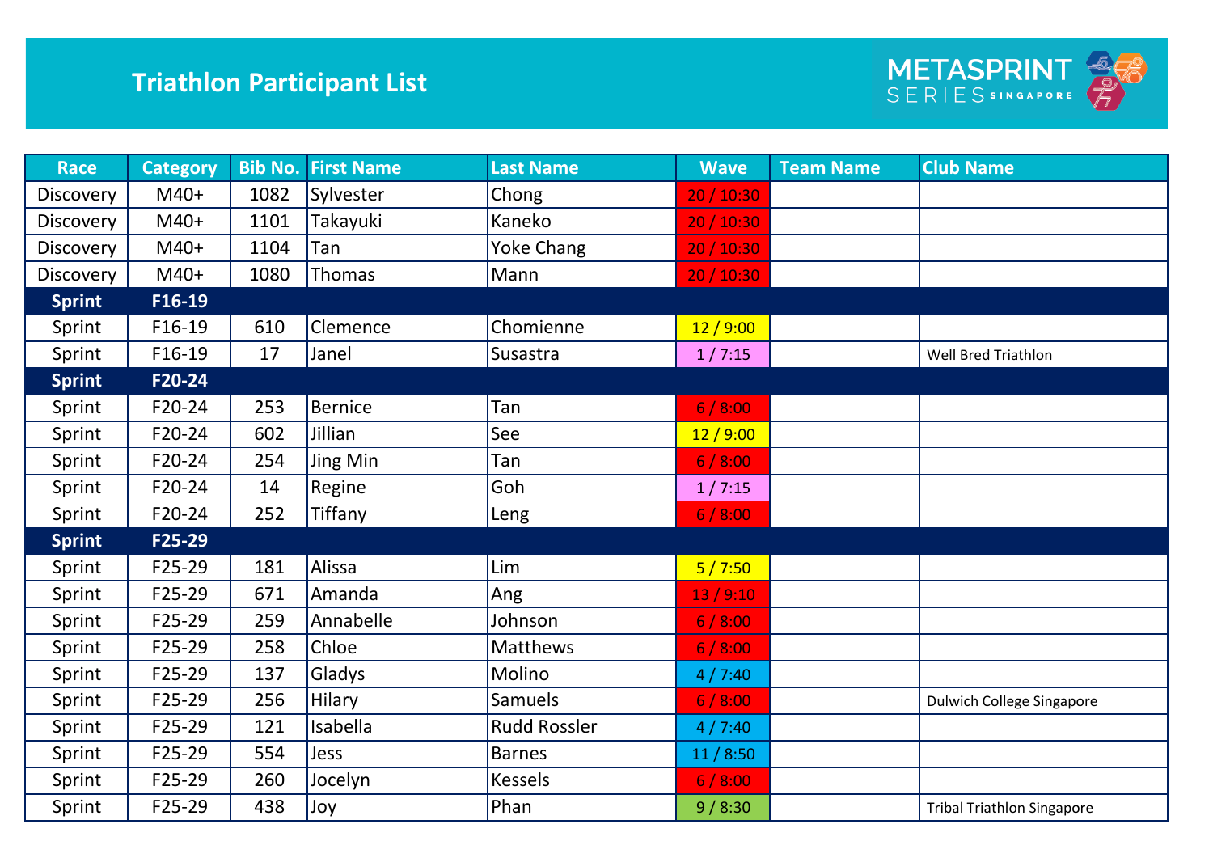# Triathlon Participant List

METASPRINT SERIES SINGAPORE

| Race | Category | Bib No. | First Name | Last Name | Wave | Team Name | Club Name |
|---|---|---|---|---|---|---|---|
| Discovery | M40+ | 1082 | Sylvester | Chong | 20 / 10:30 | | |
| Discovery | M40+ | 1101 | Takayuki | Kaneko | 20 / 10:30 | | |
| Discovery | M40+ | 1104 | Tan | Yoke Chang | 20 / 10:30 | | |
| Discovery | M40+ | 1080 | Thomas | Mann | 20 / 10:30 | | |
| **Sprint** | **F16-19** | | | | | | |
| Sprint | F16-19 | 610 | Clemence | Chomienne | 12 / 9:00 | | |
| Sprint | F16-19 | 17 | Janel | Susastra | 1 / 7:15 | | Well Bred Triathlon |
| **Sprint** | **F20-24** | | | | | | |
| Sprint | F20-24 | 253 | Bernice | Tan | 6 / 8:00 | | |
| Sprint | F20-24 | 602 | Jillian | See | 12 / 9:00 | | |
| Sprint | F20-24 | 254 | Jing Min | Tan | 6 / 8:00 | | |
| Sprint | F20-24 | 14 | Regine | Goh | 1 / 7:15 | | |
| Sprint | F20-24 | 252 | Tiffany | Leng | 6 / 8:00 | | |
| **Sprint** | **F25-29** | | | | | | |
| Sprint | F25-29 | 181 | Alissa | Lim | 5 / 7:50 | | |
| Sprint | F25-29 | 671 | Amanda | Ang | 13 / 9:10 | | |
| Sprint | F25-29 | 259 | Annabelle | Johnson | 6 / 8:00 | | |
| Sprint | F25-29 | 258 | Chloe | Matthews | 6 / 8:00 | | |
| Sprint | F25-29 | 137 | Gladys | Molino | 4 / 7:40 | | |
| Sprint | F25-29 | 256 | Hilary | Samuels | 6 / 8:00 | | Dulwich College Singapore |
| Sprint | F25-29 | 121 | Isabella | Rudd Rossler | 4 / 7:40 | | |
| Sprint | F25-29 | 554 | Jess | Barnes | 11 / 8:50 | | |
| Sprint | F25-29 | 260 | Jocelyn | Kessels | 6 / 8:00 | | |
| Sprint | F25-29 | 438 | Joy | Phan | 9 / 8:30 | | Tribal Triathlon Singapore |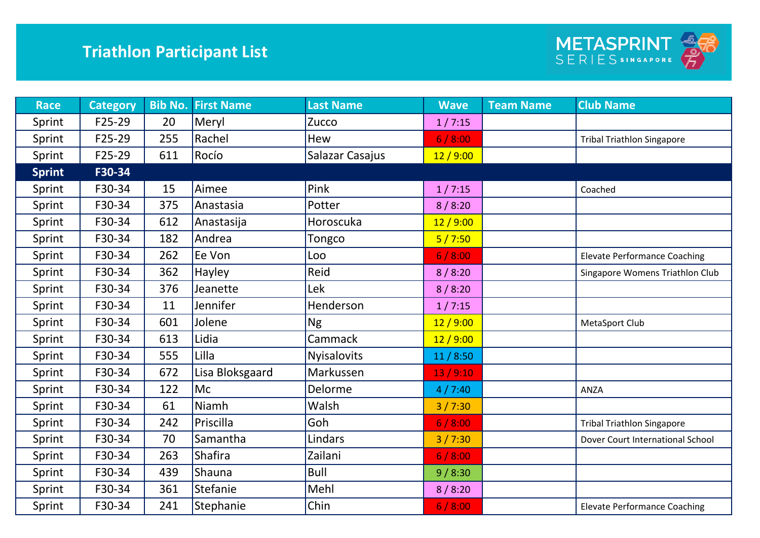# Triathlon Participant List

METASPRINT SERIES SINGAPORE

| Race | Category | Bib No. | First Name | Last Name | Wave | Team Name | Club Name |
|---|---|---|---|---|---|---|---|
| Sprint | F25-29 | 20 | Meryl | Zucco | 1 / 7:15 | | |
| Sprint | F25-29 | 255 | Rachel | Hew | 6 / 8:00 | | Tribal Triathlon Singapore |
| Sprint | F25-29 | 611 | Rocío | Salazar Casajus | 12 / 9:00 | | |
| **Sprint** | **F30-34** | | | | | | |
| Sprint | F30-34 | 15 | Aimee | Pink | 1 / 7:15 | | Coached |
| Sprint | F30-34 | 375 | Anastasia | Potter | 8 / 8:20 | | |
| Sprint | F30-34 | 612 | Anastasija | Horoscuka | 12 / 9:00 | | |
| Sprint | F30-34 | 182 | Andrea | Tongco | 5 / 7:50 | | |
| Sprint | F30-34 | 262 | Ee Von | Loo | 6 / 8:00 | | Elevate Performance Coaching |
| Sprint | F30-34 | 362 | Hayley | Reid | 8 / 8:20 | | Singapore Womens Triathlon Club |
| Sprint | F30-34 | 376 | Jeanette | Lek | 8 / 8:20 | | |
| Sprint | F30-34 | 11 | Jennifer | Henderson | 1 / 7:15 | | |
| Sprint | F30-34 | 601 | Jolene | Ng | 12 / 9:00 | | MetaSport Club |
| Sprint | F30-34 | 613 | Lidia | Cammack | 12 / 9:00 | | |
| Sprint | F30-34 | 555 | Lilla | Nyisalovits | 11 / 8:50 | | |
| Sprint | F30-34 | 672 | Lisa Bloksgaard | Markussen | 13 / 9:10 | | |
| Sprint | F30-34 | 122 | Mc | Delorme | 4 / 7:40 | | ANZA |
| Sprint | F30-34 | 61 | Niamh | Walsh | 3 / 7:30 | | |
| Sprint | F30-34 | 242 | Priscilla | Goh | 6 / 8:00 | | Tribal Triathlon Singapore |
| Sprint | F30-34 | 70 | Samantha | Lindars | 3 / 7:30 | | Dover Court International School |
| Sprint | F30-34 | 263 | Shafira | Zailani | 6 / 8:00 | | |
| Sprint | F30-34 | 439 | Shauna | Bull | 9 / 8:30 | | |
| Sprint | F30-34 | 361 | Stefanie | Mehl | 8 / 8:20 | | |
| Sprint | F30-34 | 241 | Stephanie | Chin | 6 / 8:00 | | Elevate Performance Coaching |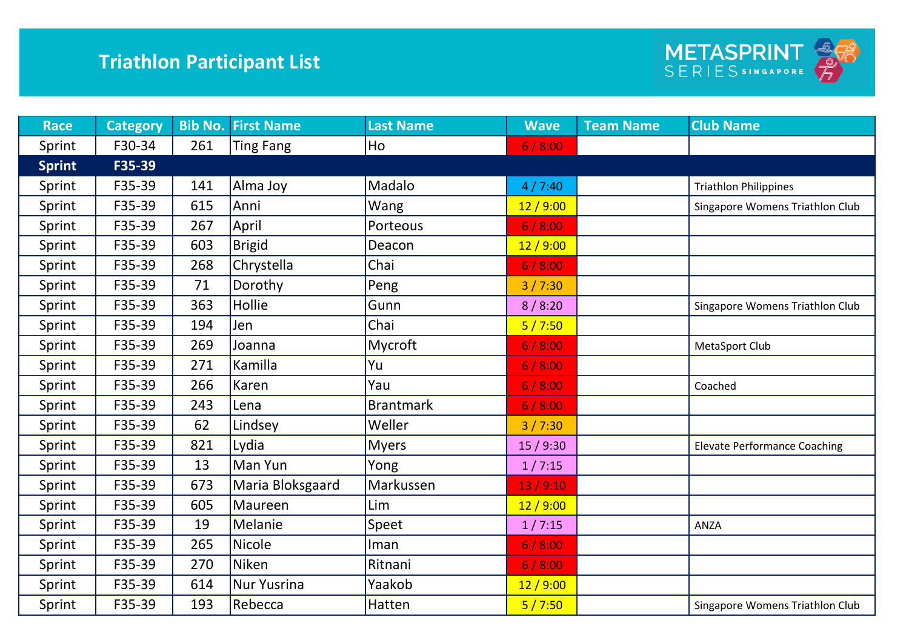# Triathlon Participant List

METASPRINT SERIES SINGAPORE

| Race | Category | Bib No. | First Name | Last Name | Wave | Team Name | Club Name |
|---|---|---|---|---|---|---|---|
| Sprint | F30-34 | 261 | Ting Fang | Ho | 6 / 8:00 | | |
| **Sprint** | **F35-39** | | | | | | |
| Sprint | F35-39 | 141 | Alma Joy | Madalo | 4 / 7:40 | | Triathlon Philippines |
| Sprint | F35-39 | 615 | Anni | Wang | 12 / 9:00 | | Singapore Womens Triathlon Club |
| Sprint | F35-39 | 267 | April | Porteous | 6 / 8:00 | | |
| Sprint | F35-39 | 603 | Brigid | Deacon | 12 / 9:00 | | |
| Sprint | F35-39 | 268 | Chrystella | Chai | 6 / 8:00 | | |
| Sprint | F35-39 | 71 | Dorothy | Peng | 3 / 7:30 | | |
| Sprint | F35-39 | 363 | Hollie | Gunn | 8 / 8:20 | | Singapore Womens Triathlon Club |
| Sprint | F35-39 | 194 | Jen | Chai | 5 / 7:50 | | |
| Sprint | F35-39 | 269 | Joanna | Mycroft | 6 / 8:00 | | MetaSport Club |
| Sprint | F35-39 | 271 | Kamilla | Yu | 6 / 8:00 | | |
| Sprint | F35-39 | 266 | Karen | Yau | 6 / 8:00 | | Coached |
| Sprint | F35-39 | 243 | Lena | Brantmark | 6 / 8:00 | | |
| Sprint | F35-39 | 62 | Lindsey | Weller | 3 / 7:30 | | |
| Sprint | F35-39 | 821 | Lydia | Myers | 15 / 9:30 | | Elevate Performance Coaching |
| Sprint | F35-39 | 13 | Man Yun | Yong | 1 / 7:15 | | |
| Sprint | F35-39 | 673 | Maria Bloksgaard | Markussen | 13 / 9:10 | | |
| Sprint | F35-39 | 605 | Maureen | Lim | 12 / 9:00 | | |
| Sprint | F35-39 | 19 | Melanie | Speet | 1 / 7:15 | | ANZA |
| Sprint | F35-39 | 265 | Nicole | Iman | 6 / 8:00 | | |
| Sprint | F35-39 | 270 | Niken | Ritnani | 6 / 8:00 | | |
| Sprint | F35-39 | 614 | Nur Yusrina | Yaakob | 12 / 9:00 | | |
| Sprint | F35-39 | 193 | Rebecca | Hatten | 5 / 7:50 | | Singapore Womens Triathlon Club |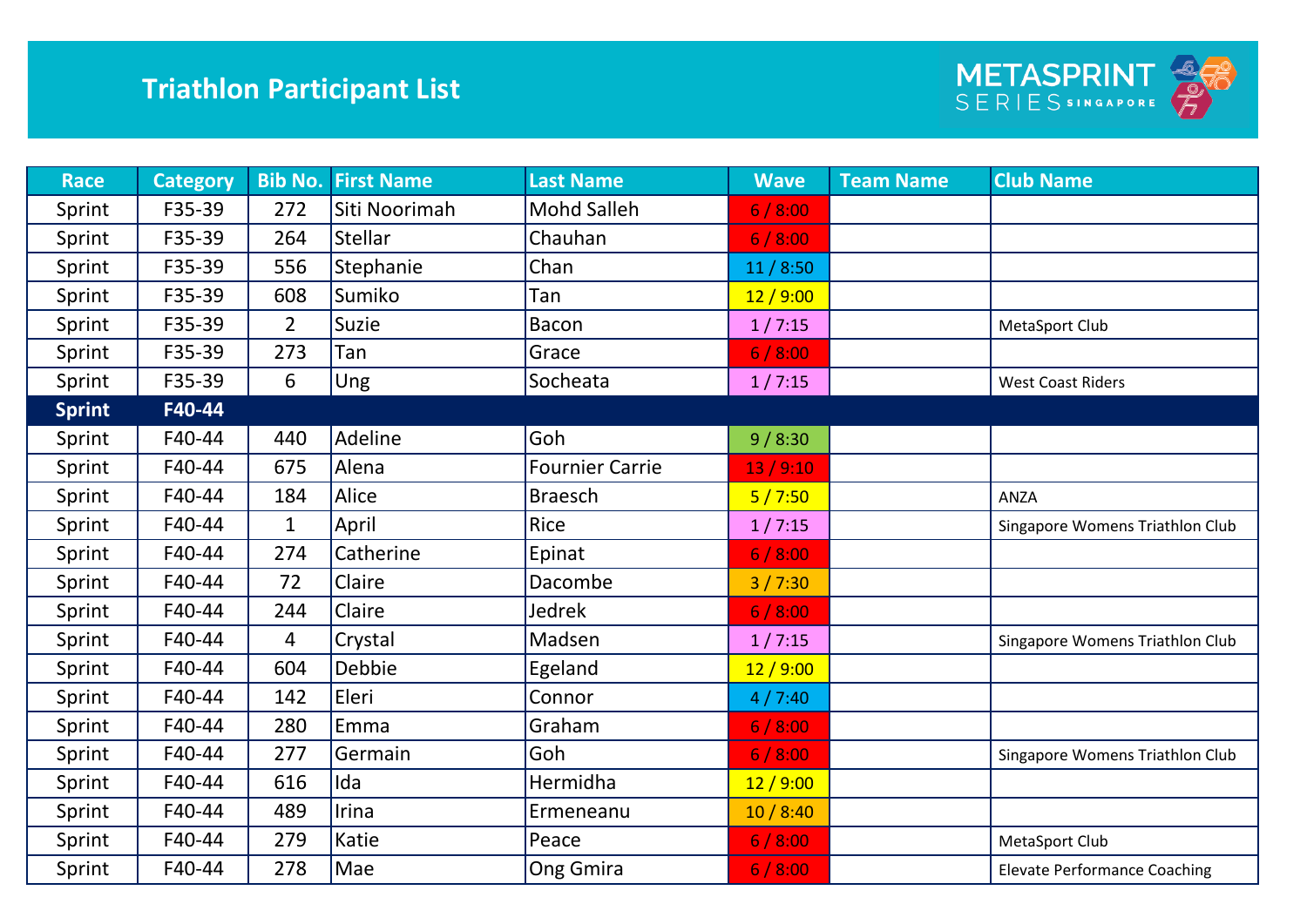# Triathlon Participant List

METASPRINT SERIES SINGAPORE

| Race | Category | Bib No. | First Name | Last Name | Wave | Team Name | Club Name |
|---|---|---|---|---|---|---|---|
| Sprint | F35-39 | 272 | Siti Noorimah | Mohd Salleh | 6 / 8:00 | | |
| Sprint | F35-39 | 264 | Stellar | Chauhan | 6 / 8:00 | | |
| Sprint | F35-39 | 556 | Stephanie | Chan | 11 / 8:50 | | |
| Sprint | F35-39 | 608 | Sumiko | Tan | 12 / 9:00 | | |
| Sprint | F35-39 | 2 | Suzie | Bacon | 1 / 7:15 | | MetaSport Club |
| Sprint | F35-39 | 273 | Tan | Grace | 6 / 8:00 | | |
| Sprint | F35-39 | 6 | Ung | Socheata | 1 / 7:15 | | West Coast Riders |
| **Sprint** | **F40-44** | | | | | | |
| Sprint | F40-44 | 440 | Adeline | Goh | 9 / 8:30 | | |
| Sprint | F40-44 | 675 | Alena | Fournier Carrie | 13 / 9:10 | | |
| Sprint | F40-44 | 184 | Alice | Braesch | 5 / 7:50 | | ANZA |
| Sprint | F40-44 | 1 | April | Rice | 1 / 7:15 | | Singapore Womens Triathlon Club |
| Sprint | F40-44 | 274 | Catherine | Epinat | 6 / 8:00 | | |
| Sprint | F40-44 | 72 | Claire | Dacombe | 3 / 7:30 | | |
| Sprint | F40-44 | 244 | Claire | Jedrek | 6 / 8:00 | | |
| Sprint | F40-44 | 4 | Crystal | Madsen | 1 / 7:15 | | Singapore Womens Triathlon Club |
| Sprint | F40-44 | 604 | Debbie | Egeland | 12 / 9:00 | | |
| Sprint | F40-44 | 142 | Eleri | Connor | 4 / 7:40 | | |
| Sprint | F40-44 | 280 | Emma | Graham | 6 / 8:00 | | |
| Sprint | F40-44 | 277 | Germain | Goh | 6 / 8:00 | | Singapore Womens Triathlon Club |
| Sprint | F40-44 | 616 | Ida | Hermidha | 12 / 9:00 | | |
| Sprint | F40-44 | 489 | Irina | Ermeneanu | 10 / 8:40 | | |
| Sprint | F40-44 | 279 | Katie | Peace | 6 / 8:00 | | MetaSport Club |
| Sprint | F40-44 | 278 | Mae | Ong Gmira | 6 / 8:00 | | Elevate Performance Coaching |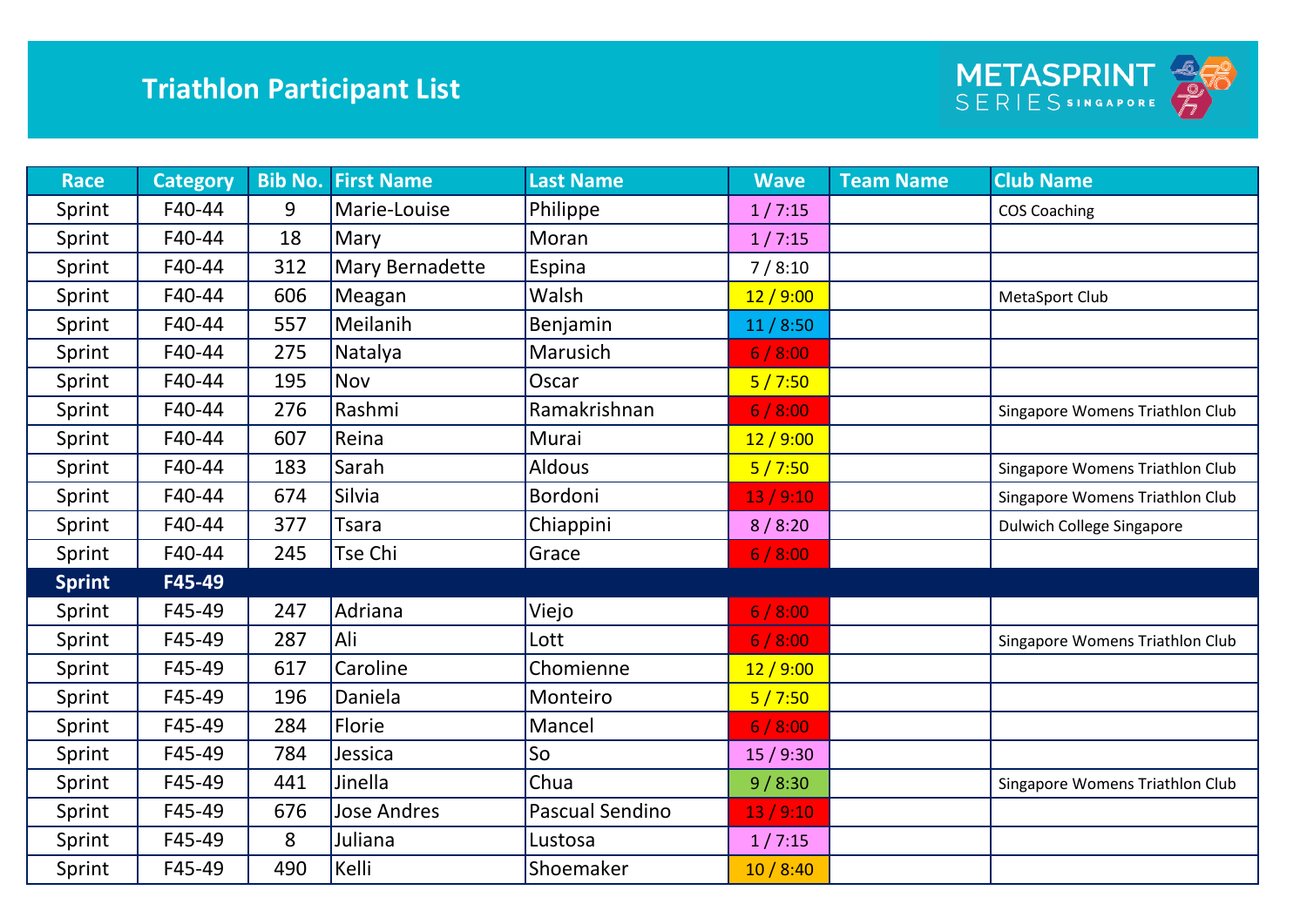# Triathlon Participant List

METASPRINT SERIES SINGAPORE

| Race | Category | Bib No. | First Name | Last Name | Wave | Team Name | Club Name |
|---|---|---|---|---|---|---|---|
| Sprint | F40-44 | 9 | Marie-Louise | Philippe | 1 / 7:15 | | COS Coaching |
| Sprint | F40-44 | 18 | Mary | Moran | 1 / 7:15 | | |
| Sprint | F40-44 | 312 | Mary Bernadette | Espina | 7 / 8:10 | | |
| Sprint | F40-44 | 606 | Meagan | Walsh | 12 / 9:00 | | MetaSport Club |
| Sprint | F40-44 | 557 | Meilanih | Benjamin | 11 / 8:50 | | |
| Sprint | F40-44 | 275 | Natalya | Marusich | 6 / 8:00 | | |
| Sprint | F40-44 | 195 | Nov | Oscar | 5 / 7:50 | | |
| Sprint | F40-44 | 276 | Rashmi | Ramakrishnan | 6 / 8:00 | | Singapore Womens Triathlon Club |
| Sprint | F40-44 | 607 | Reina | Murai | 12 / 9:00 | | |
| Sprint | F40-44 | 183 | Sarah | Aldous | 5 / 7:50 | | Singapore Womens Triathlon Club |
| Sprint | F40-44 | 674 | Silvia | Bordoni | 13 / 9:10 | | Singapore Womens Triathlon Club |
| Sprint | F40-44 | 377 | Tsara | Chiappini | 8 / 8:20 | | Dulwich College Singapore |
| Sprint | F40-44 | 245 | Tse Chi | Grace | 6 / 8:00 | | |
| **Sprint** | **F45-49** | | | | | | |
| Sprint | F45-49 | 247 | Adriana | Viejo | 6 / 8:00 | | |
| Sprint | F45-49 | 287 | Ali | Lott | 6 / 8:00 | | Singapore Womens Triathlon Club |
| Sprint | F45-49 | 617 | Caroline | Chomienne | 12 / 9:00 | | |
| Sprint | F45-49 | 196 | Daniela | Monteiro | 5 / 7:50 | | |
| Sprint | F45-49 | 284 | Florie | Mancel | 6 / 8:00 | | |
| Sprint | F45-49 | 784 | Jessica | So | 15 / 9:30 | | |
| Sprint | F45-49 | 441 | Jinella | Chua | 9 / 8:30 | | Singapore Womens Triathlon Club |
| Sprint | F45-49 | 676 | Jose Andres | Pascual Sendino | 13 / 9:10 | | |
| Sprint | F45-49 | 8 | Juliana | Lustosa | 1 / 7:15 | | |
| Sprint | F45-49 | 490 | Kelli | Shoemaker | 10 / 8:40 | | |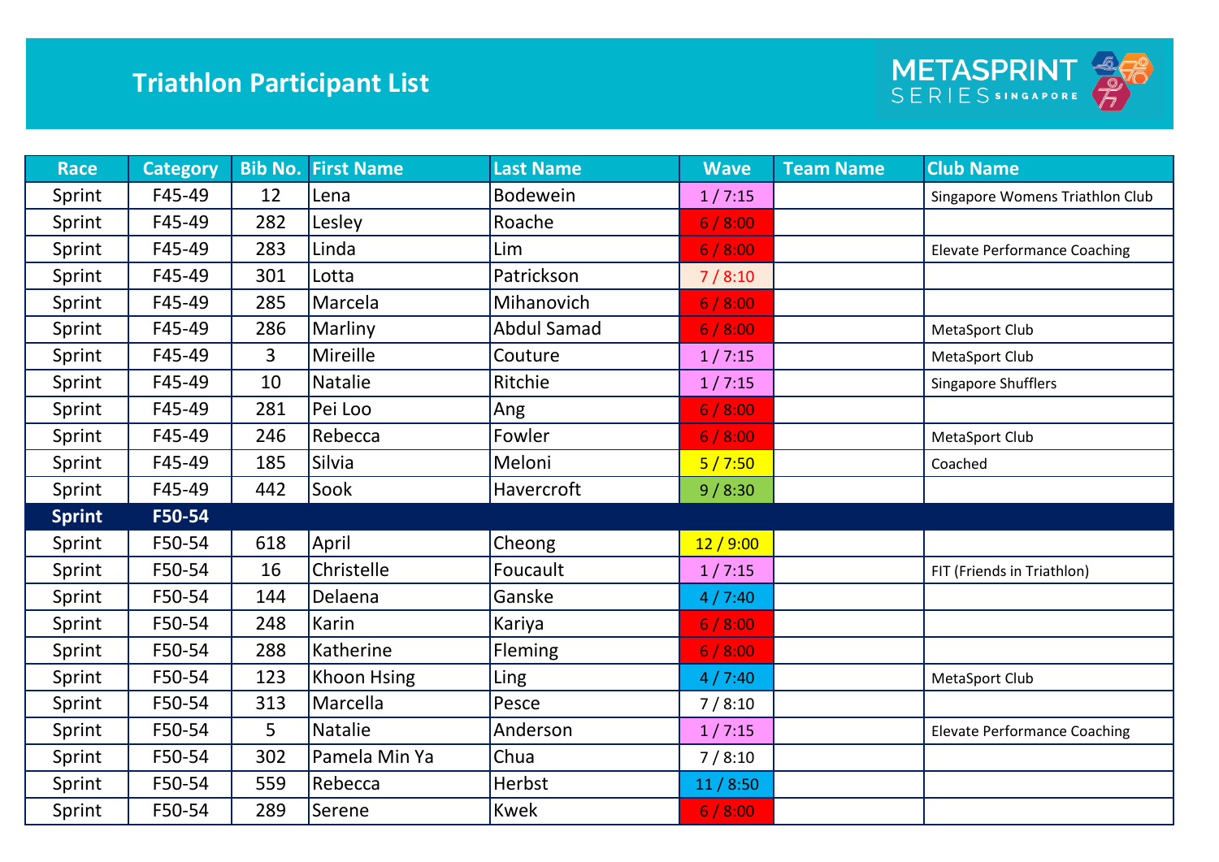# Triathlon Participant List

METASPRINT SERIES SINGAPORE

| Race | Category | Bib No. | First Name | Last Name | Wave | Team Name | Club Name |
|---|---|---|---|---|---|---|---|
| Sprint | F45-49 | 12 | Lena | Bodewein | 1 / 7:15 | | Singapore Womens Triathlon Club |
| Sprint | F45-49 | 282 | Lesley | Roache | 6 / 8:00 | | |
| Sprint | F45-49 | 283 | Linda | Lim | 6 / 8:00 | | Elevate Performance Coaching |
| Sprint | F45-49 | 301 | Lotta | Patrickson | 7 / 8:10 | | |
| Sprint | F45-49 | 285 | Marcela | Mihanovich | 6 / 8:00 | | |
| Sprint | F45-49 | 286 | Marliny | Abdul Samad | 6 / 8:00 | | MetaSport Club |
| Sprint | F45-49 | 3 | Mireille | Couture | 1 / 7:15 | | MetaSport Club |
| Sprint | F45-49 | 10 | Natalie | Ritchie | 1 / 7:15 | | Singapore Shufflers |
| Sprint | F45-49 | 281 | Pei Loo | Ang | 6 / 8:00 | | |
| Sprint | F45-49 | 246 | Rebecca | Fowler | 6 / 8:00 | | MetaSport Club |
| Sprint | F45-49 | 185 | Silvia | Meloni | 5 / 7:50 | | Coached |
| Sprint | F45-49 | 442 | Sook | Havercroft | 9 / 8:30 | | |
| **Sprint** | **F50-54** | | | | | | |
| Sprint | F50-54 | 618 | April | Cheong | 12 / 9:00 | | |
| Sprint | F50-54 | 16 | Christelle | Foucault | 1 / 7:15 | | FIT (Friends in Triathlon) |
| Sprint | F50-54 | 144 | Delaena | Ganske | 4 / 7:40 | | |
| Sprint | F50-54 | 248 | Karin | Kariya | 6 / 8:00 | | |
| Sprint | F50-54 | 288 | Katherine | Fleming | 6 / 8:00 | | |
| Sprint | F50-54 | 123 | Khoon Hsing | Ling | 4 / 7:40 | | MetaSport Club |
| Sprint | F50-54 | 313 | Marcella | Pesce | 7 / 8:10 | | |
| Sprint | F50-54 | 5 | Natalie | Anderson | 1 / 7:15 | | Elevate Performance Coaching |
| Sprint | F50-54 | 302 | Pamela Min Ya | Chua | 7 / 8:10 | | |
| Sprint | F50-54 | 559 | Rebecca | Herbst | 11 / 8:50 | | |
| Sprint | F50-54 | 289 | Serene | Kwek | 6 / 8:00 | | |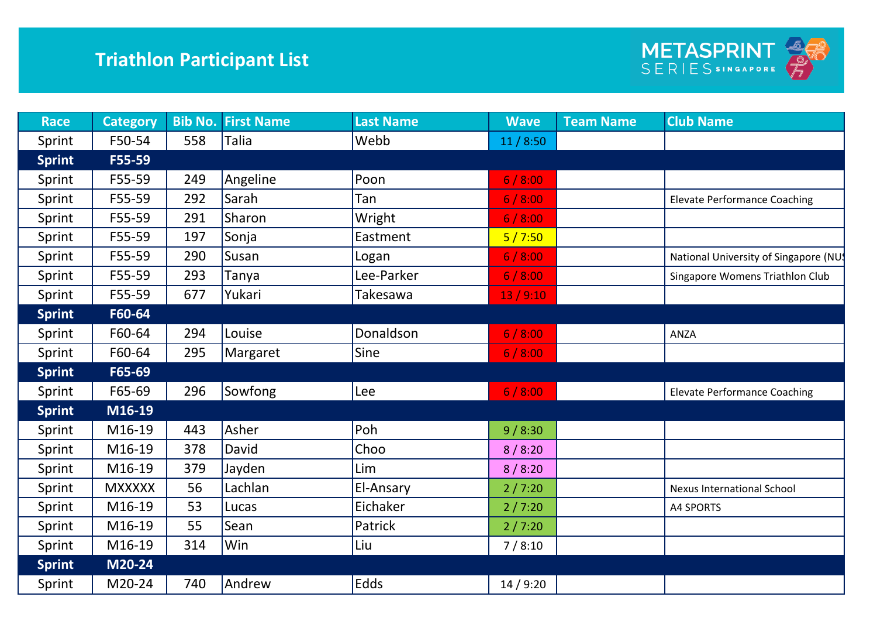# Triathlon Participant List

METASPRINT SERIES SINGAPORE

| Race | Category | Bib No. | First Name | Last Name | Wave | Team Name | Club Name |
|---|---|---|---|---|---|---|---|
| Sprint | F50-54 | 558 | Talia | Webb | 11 / 8:50 | | |
| **Sprint** | **F55-59** | | | | | | |
| Sprint | F55-59 | 249 | Angeline | Poon | 6 / 8:00 | | |
| Sprint | F55-59 | 292 | Sarah | Tan | 6 / 8:00 | | Elevate Performance Coaching |
| Sprint | F55-59 | 291 | Sharon | Wright | 6 / 8:00 | | |
| Sprint | F55-59 | 197 | Sonja | Eastment | 5 / 7:50 | | |
| Sprint | F55-59 | 290 | Susan | Logan | 6 / 8:00 | | National University of Singapore (NUS |
| Sprint | F55-59 | 293 | Tanya | Lee-Parker | 6 / 8:00 | | Singapore Womens Triathlon Club |
| Sprint | F55-59 | 677 | Yukari | Takesawa | 13 / 9:10 | | |
| **Sprint** | **F60-64** | | | | | | |
| Sprint | F60-64 | 294 | Louise | Donaldson | 6 / 8:00 | | ANZA |
| Sprint | F60-64 | 295 | Margaret | Sine | 6 / 8:00 | | |
| **Sprint** | **F65-69** | | | | | | |
| Sprint | F65-69 | 296 | Sowfong | Lee | 6 / 8:00 | | Elevate Performance Coaching |
| **Sprint** | **M16-19** | | | | | | |
| Sprint | M16-19 | 443 | Asher | Poh | 9 / 8:30 | | |
| Sprint | M16-19 | 378 | David | Choo | 8 / 8:20 | | |
| Sprint | M16-19 | 379 | Jayden | Lim | 8 / 8:20 | | |
| Sprint | MXXXXX | 56 | Lachlan | El-Ansary | 2 / 7:20 | | Nexus International School |
| Sprint | M16-19 | 53 | Lucas | Eichaker | 2 / 7:20 | | A4 SPORTS |
| Sprint | M16-19 | 55 | Sean | Patrick | 2 / 7:20 | | |
| Sprint | M16-19 | 314 | Win | Liu | 7 / 8:10 | | |
| **Sprint** | **M20-24** | | | | | | |
| Sprint | M20-24 | 740 | Andrew | Edds | 14 / 9:20 | | |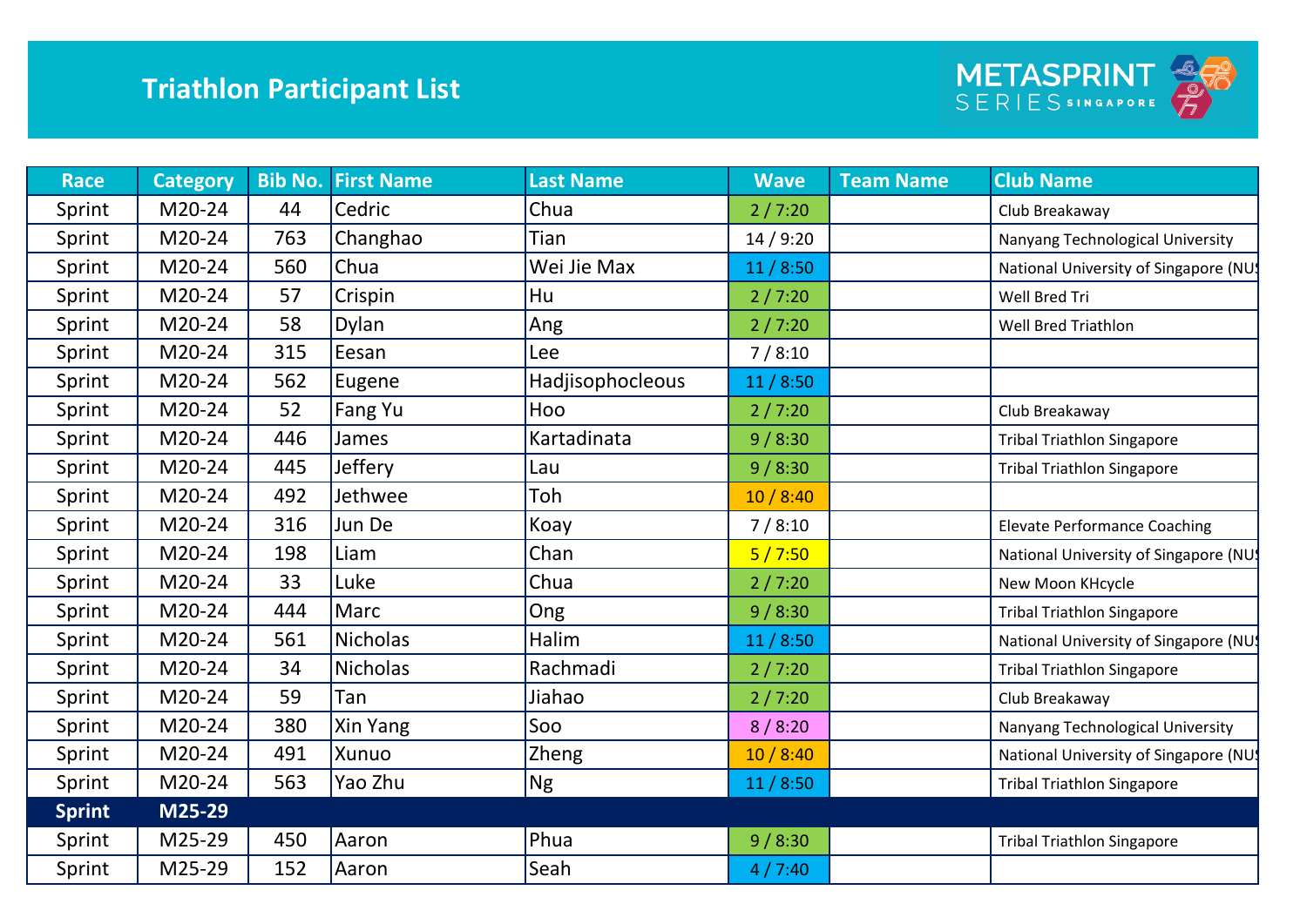# Triathlon Participant List

METASPRINT SERIES SINGAPORE

| Race | Category | Bib No. | First Name | Last Name | Wave | Team Name | Club Name |
|---|---|---|---|---|---|---|---|
| Sprint | M20-24 | 44 | Cedric | Chua | 2 / 7:20 | | Club Breakaway |
| Sprint | M20-24 | 763 | Changhao | Tian | 14 / 9:20 | | Nanyang Technological University |
| Sprint | M20-24 | 560 | Chua | Wei Jie Max | 11 / 8:50 | | National University of Singapore (NUS |
| Sprint | M20-24 | 57 | Crispin | Hu | 2 / 7:20 | | Well Bred Tri |
| Sprint | M20-24 | 58 | Dylan | Ang | 2 / 7:20 | | Well Bred Triathlon |
| Sprint | M20-24 | 315 | Eesan | Lee | 7 / 8:10 | | |
| Sprint | M20-24 | 562 | Eugene | Hadjisophocleous | 11 / 8:50 | | |
| Sprint | M20-24 | 52 | Fang Yu | Hoo | 2 / 7:20 | | Club Breakaway |
| Sprint | M20-24 | 446 | James | Kartadinata | 9 / 8:30 | | Tribal Triathlon Singapore |
| Sprint | M20-24 | 445 | Jeffery | Lau | 9 / 8:30 | | Tribal Triathlon Singapore |
| Sprint | M20-24 | 492 | Jethwee | Toh | 10 / 8:40 | | |
| Sprint | M20-24 | 316 | Jun De | Koay | 7 / 8:10 | | Elevate Performance Coaching |
| Sprint | M20-24 | 198 | Liam | Chan | 5 / 7:50 | | National University of Singapore (NUS |
| Sprint | M20-24 | 33 | Luke | Chua | 2 / 7:20 | | New Moon KHcycle |
| Sprint | M20-24 | 444 | Marc | Ong | 9 / 8:30 | | Tribal Triathlon Singapore |
| Sprint | M20-24 | 561 | Nicholas | Halim | 11 / 8:50 | | National University of Singapore (NUS |
| Sprint | M20-24 | 34 | Nicholas | Rachmadi | 2 / 7:20 | | Tribal Triathlon Singapore |
| Sprint | M20-24 | 59 | Tan | Jiahao | 2 / 7:20 | | Club Breakaway |
| Sprint | M20-24 | 380 | Xin Yang | Soo | 8 / 8:20 | | Nanyang Technological University |
| Sprint | M20-24 | 491 | Xunuo | Zheng | 10 / 8:40 | | National University of Singapore (NUS |
| Sprint | M20-24 | 563 | Yao Zhu | Ng | 11 / 8:50 | | Tribal Triathlon Singapore |
| **Sprint** | **M25-29** | | | | | | |
| Sprint | M25-29 | 450 | Aaron | Phua | 9 / 8:30 | | Tribal Triathlon Singapore |
| Sprint | M25-29 | 152 | Aaron | Seah | 4 / 7:40 | | |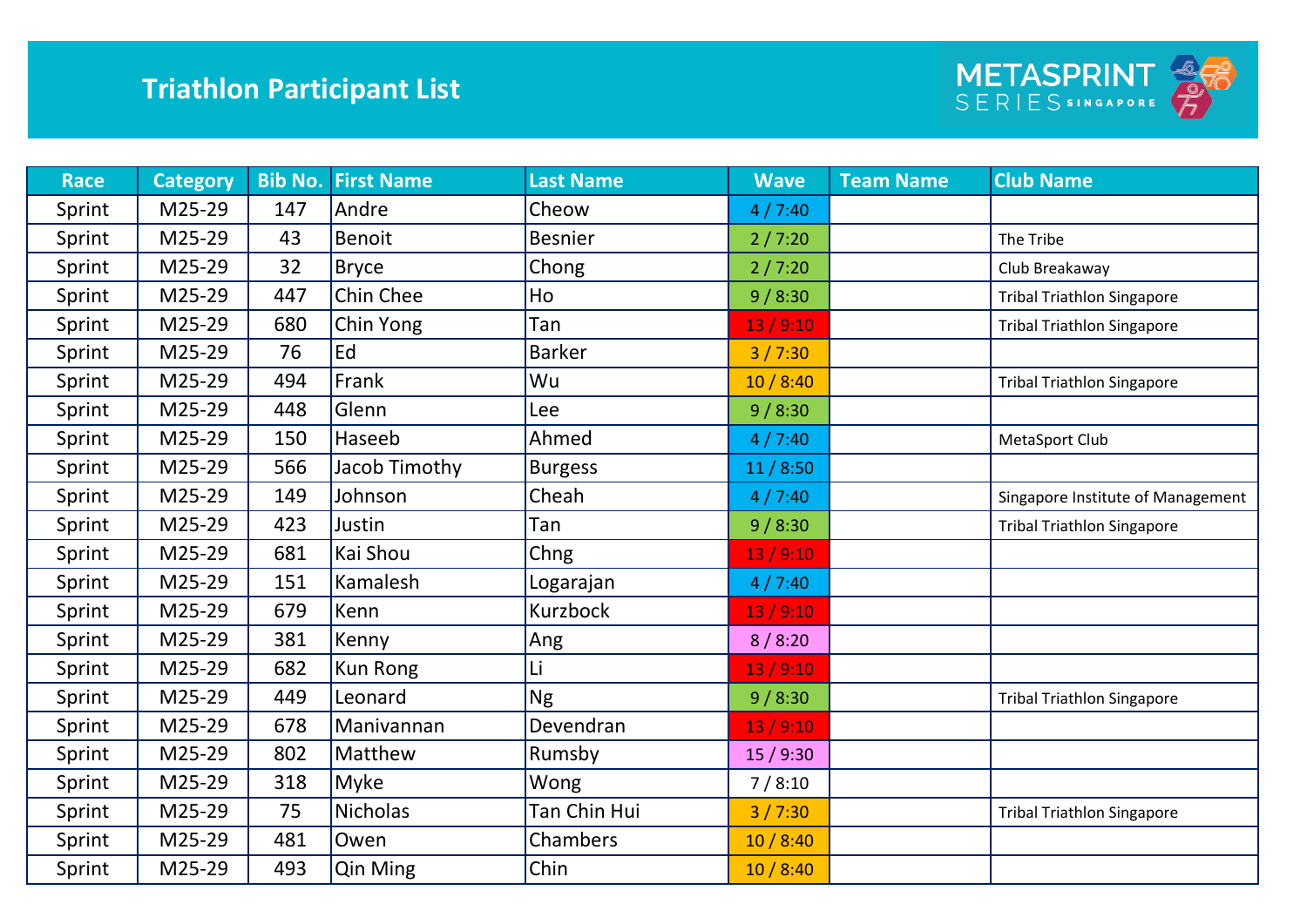# Triathlon Participant List

METASPRINT SERIES SINGAPORE

| Race | Category | Bib No. | First Name | Last Name | Wave | Team Name | Club Name |
|---|---|---|---|---|---|---|---|
| Sprint | M25-29 | 147 | Andre | Cheow | 4 / 7:40 | | |
| Sprint | M25-29 | 43 | Benoit | Besnier | 2 / 7:20 | | The Tribe |
| Sprint | M25-29 | 32 | Bryce | Chong | 2 / 7:20 | | Club Breakaway |
| Sprint | M25-29 | 447 | Chin Chee | Ho | 9 / 8:30 | | Tribal Triathlon Singapore |
| Sprint | M25-29 | 680 | Chin Yong | Tan | 13 / 9:10 | | Tribal Triathlon Singapore |
| Sprint | M25-29 | 76 | Ed | Barker | 3 / 7:30 | | |
| Sprint | M25-29 | 494 | Frank | Wu | 10 / 8:40 | | Tribal Triathlon Singapore |
| Sprint | M25-29 | 448 | Glenn | Lee | 9 / 8:30 | | |
| Sprint | M25-29 | 150 | Haseeb | Ahmed | 4 / 7:40 | | MetaSport Club |
| Sprint | M25-29 | 566 | Jacob Timothy | Burgess | 11 / 8:50 | | |
| Sprint | M25-29 | 149 | Johnson | Cheah | 4 / 7:40 | | Singapore Institute of Management |
| Sprint | M25-29 | 423 | Justin | Tan | 9 / 8:30 | | Tribal Triathlon Singapore |
| Sprint | M25-29 | 681 | Kai Shou | Chng | 13 / 9:10 | | |
| Sprint | M25-29 | 151 | Kamalesh | Logarajan | 4 / 7:40 | | |
| Sprint | M25-29 | 679 | Kenn | Kurzbock | 13 / 9:10 | | |
| Sprint | M25-29 | 381 | Kenny | Ang | 8 / 8:20 | | |
| Sprint | M25-29 | 682 | Kun Rong | Li | 13 / 9:10 | | |
| Sprint | M25-29 | 449 | Leonard | Ng | 9 / 8:30 | | Tribal Triathlon Singapore |
| Sprint | M25-29 | 678 | Manivannan | Devendran | 13 / 9:10 | | |
| Sprint | M25-29 | 802 | Matthew | Rumsby | 15 / 9:30 | | |
| Sprint | M25-29 | 318 | Myke | Wong | 7 / 8:10 | | |
| Sprint | M25-29 | 75 | Nicholas | Tan Chin Hui | 3 / 7:30 | | Tribal Triathlon Singapore |
| Sprint | M25-29 | 481 | Owen | Chambers | 10 / 8:40 | | |
| Sprint | M25-29 | 493 | Qin Ming | Chin | 10 / 8:40 | | |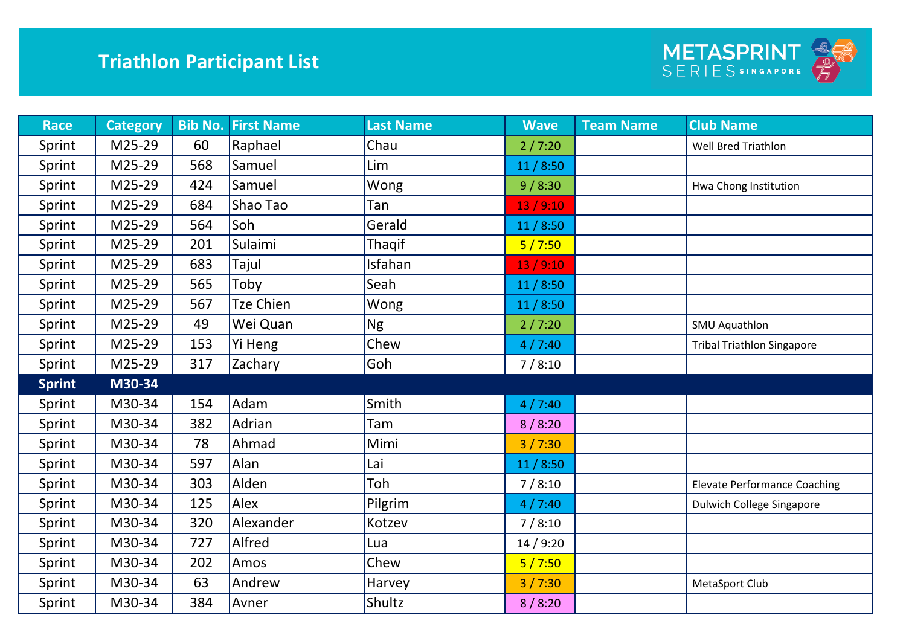# Triathlon Participant List

METASPRINT SERIES SINGAPORE

| Race | Category | Bib No. | First Name | Last Name | Wave | Team Name | Club Name |
|---|---|---|---|---|---|---|---|
| Sprint | M25-29 | 60 | Raphael | Chau | 2 / 7:20 | | Well Bred Triathlon |
| Sprint | M25-29 | 568 | Samuel | Lim | 11 / 8:50 | | |
| Sprint | M25-29 | 424 | Samuel | Wong | 9 / 8:30 | | Hwa Chong Institution |
| Sprint | M25-29 | 684 | Shao Tao | Tan | 13 / 9:10 | | |
| Sprint | M25-29 | 564 | Soh | Gerald | 11 / 8:50 | | |
| Sprint | M25-29 | 201 | Sulaimi | Thaqif | 5 / 7:50 | | |
| Sprint | M25-29 | 683 | Tajul | Isfahan | 13 / 9:10 | | |
| Sprint | M25-29 | 565 | Toby | Seah | 11 / 8:50 | | |
| Sprint | M25-29 | 567 | Tze Chien | Wong | 11 / 8:50 | | |
| Sprint | M25-29 | 49 | Wei Quan | Ng | 2 / 7:20 | | SMU Aquathlon |
| Sprint | M25-29 | 153 | Yi Heng | Chew | 4 / 7:40 | | Tribal Triathlon Singapore |
| Sprint | M25-29 | 317 | Zachary | Goh | 7 / 8:10 | | |
| **Sprint** | **M30-34** | | | | | | |
| Sprint | M30-34 | 154 | Adam | Smith | 4 / 7:40 | | |
| Sprint | M30-34 | 382 | Adrian | Tam | 8 / 8:20 | | |
| Sprint | M30-34 | 78 | Ahmad | Mimi | 3 / 7:30 | | |
| Sprint | M30-34 | 597 | Alan | Lai | 11 / 8:50 | | |
| Sprint | M30-34 | 303 | Alden | Toh | 7 / 8:10 | | Elevate Performance Coaching |
| Sprint | M30-34 | 125 | Alex | Pilgrim | 4 / 7:40 | | Dulwich College Singapore |
| Sprint | M30-34 | 320 | Alexander | Kotzev | 7 / 8:10 | | |
| Sprint | M30-34 | 727 | Alfred | Lua | 14 / 9:20 | | |
| Sprint | M30-34 | 202 | Amos | Chew | 5 / 7:50 | | |
| Sprint | M30-34 | 63 | Andrew | Harvey | 3 / 7:30 | | MetaSport Club |
| Sprint | M30-34 | 384 | Avner | Shultz | 8 / 8:20 | | |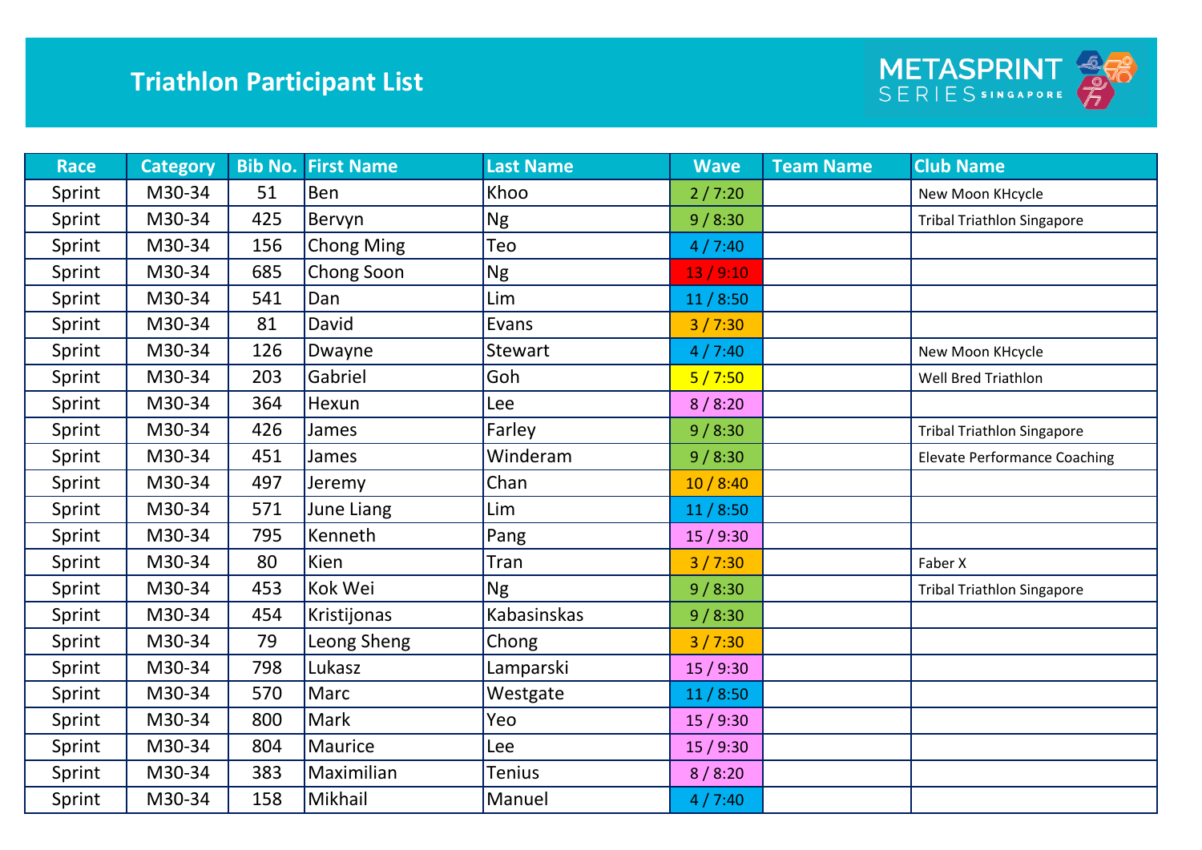# Triathlon Participant List

METASPRINT SERIES SINGAPORE

| Race | Category | Bib No. | First Name | Last Name | Wave | Team Name | Club Name |
|---|---|---|---|---|---|---|---|
| Sprint | M30-34 | 51 | Ben | Khoo | 2 / 7:20 | | New Moon KHcycle |
| Sprint | M30-34 | 425 | Bervyn | Ng | 9 / 8:30 | | Tribal Triathlon Singapore |
| Sprint | M30-34 | 156 | Chong Ming | Teo | 4 / 7:40 | | |
| Sprint | M30-34 | 685 | Chong Soon | Ng | 13 / 9:10 | | |
| Sprint | M30-34 | 541 | Dan | Lim | 11 / 8:50 | | |
| Sprint | M30-34 | 81 | David | Evans | 3 / 7:30 | | |
| Sprint | M30-34 | 126 | Dwayne | Stewart | 4 / 7:40 | | New Moon KHcycle |
| Sprint | M30-34 | 203 | Gabriel | Goh | 5 / 7:50 | | Well Bred Triathlon |
| Sprint | M30-34 | 364 | Hexun | Lee | 8 / 8:20 | | |
| Sprint | M30-34 | 426 | James | Farley | 9 / 8:30 | | Tribal Triathlon Singapore |
| Sprint | M30-34 | 451 | James | Winderam | 9 / 8:30 | | Elevate Performance Coaching |
| Sprint | M30-34 | 497 | Jeremy | Chan | 10 / 8:40 | | |
| Sprint | M30-34 | 571 | June Liang | Lim | 11 / 8:50 | | |
| Sprint | M30-34 | 795 | Kenneth | Pang | 15 / 9:30 | | |
| Sprint | M30-34 | 80 | Kien | Tran | 3 / 7:30 | | Faber X |
| Sprint | M30-34 | 453 | Kok Wei | Ng | 9 / 8:30 | | Tribal Triathlon Singapore |
| Sprint | M30-34 | 454 | Kristijonas | Kabasinskas | 9 / 8:30 | | |
| Sprint | M30-34 | 79 | Leong Sheng | Chong | 3 / 7:30 | | |
| Sprint | M30-34 | 798 | Lukasz | Lamparski | 15 / 9:30 | | |
| Sprint | M30-34 | 570 | Marc | Westgate | 11 / 8:50 | | |
| Sprint | M30-34 | 800 | Mark | Yeo | 15 / 9:30 | | |
| Sprint | M30-34 | 804 | Maurice | Lee | 15 / 9:30 | | |
| Sprint | M30-34 | 383 | Maximilian | Tenius | 8 / 8:20 | | |
| Sprint | M30-34 | 158 | Mikhail | Manuel | 4 / 7:40 | | |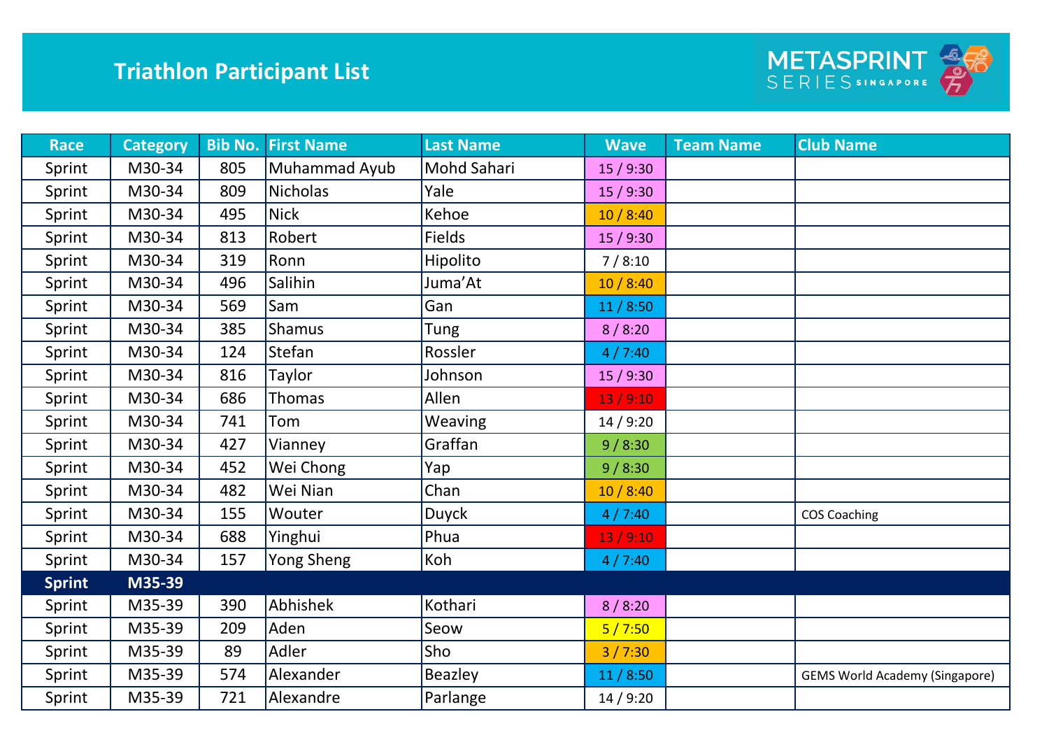# Triathlon Participant List

METASPRINT SERIES SINGAPORE

| Race | Category | Bib No. | First Name | Last Name | Wave | Team Name | Club Name |
|---|---|---|---|---|---|---|---|
| Sprint | M30-34 | 805 | Muhammad Ayub | Mohd Sahari | 15 / 9:30 | | |
| Sprint | M30-34 | 809 | Nicholas | Yale | 15 / 9:30 | | |
| Sprint | M30-34 | 495 | Nick | Kehoe | 10 / 8:40 | | |
| Sprint | M30-34 | 813 | Robert | Fields | 15 / 9:30 | | |
| Sprint | M30-34 | 319 | Ronn | Hipolito | 7 / 8:10 | | |
| Sprint | M30-34 | 496 | Salihin | Juma’At | 10 / 8:40 | | |
| Sprint | M30-34 | 569 | Sam | Gan | 11 / 8:50 | | |
| Sprint | M30-34 | 385 | Shamus | Tung | 8 / 8:20 | | |
| Sprint | M30-34 | 124 | Stefan | Rossler | 4 / 7:40 | | |
| Sprint | M30-34 | 816 | Taylor | Johnson | 15 / 9:30 | | |
| Sprint | M30-34 | 686 | Thomas | Allen | 13 / 9:10 | | |
| Sprint | M30-34 | 741 | Tom | Weaving | 14 / 9:20 | | |
| Sprint | M30-34 | 427 | Vianney | Graffan | 9 / 8:30 | | |
| Sprint | M30-34 | 452 | Wei Chong | Yap | 9 / 8:30 | | |
| Sprint | M30-34 | 482 | Wei Nian | Chan | 10 / 8:40 | | |
| Sprint | M30-34 | 155 | Wouter | Duyck | 4 / 7:40 | | COS Coaching |
| Sprint | M30-34 | 688 | Yinghui | Phua | 13 / 9:10 | | |
| Sprint | M30-34 | 157 | Yong Sheng | Koh | 4 / 7:40 | | |
| **Sprint** | **M35-39** | | | | | | |
| Sprint | M35-39 | 390 | Abhishek | Kothari | 8 / 8:20 | | |
| Sprint | M35-39 | 209 | Aden | Seow | 5 / 7:50 | | |
| Sprint | M35-39 | 89 | Adler | Sho | 3 / 7:30 | | |
| Sprint | M35-39 | 574 | Alexander | Beazley | 11 / 8:50 | | GEMS World Academy (Singapore) |
| Sprint | M35-39 | 721 | Alexandre | Parlange | 14 / 9:20 | | |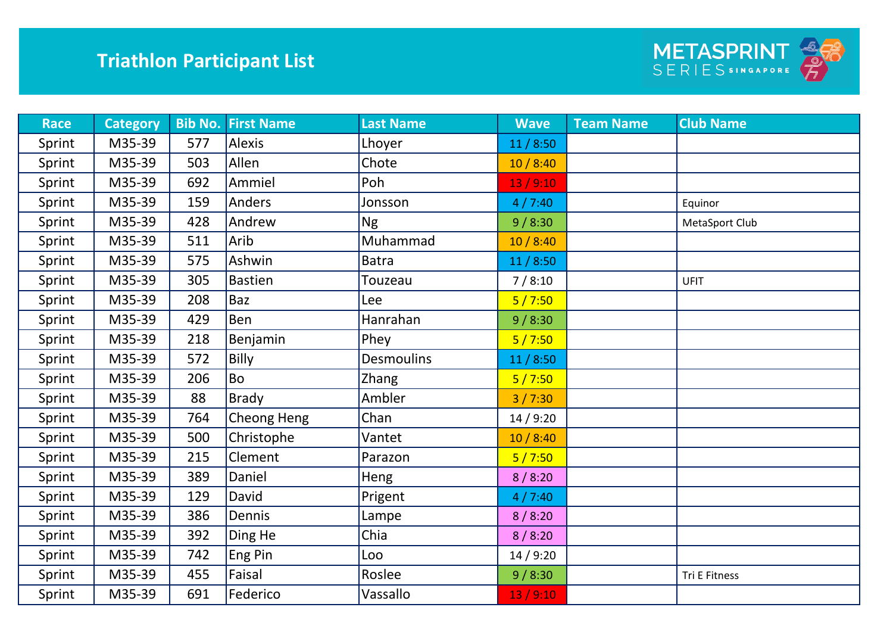# Triathlon Participant List

METASPRINT SERIES SINGAPORE

| Race | Category | Bib No. | First Name | Last Name | Wave | Team Name | Club Name |
|---|---|---|---|---|---|---|---|
| Sprint | M35-39 | 577 | Alexis | Lhoyer | 11 / 8:50 | | |
| Sprint | M35-39 | 503 | Allen | Chote | 10 / 8:40 | | |
| Sprint | M35-39 | 692 | Ammiel | Poh | 13 / 9:10 | | |
| Sprint | M35-39 | 159 | Anders | Jonsson | 4 / 7:40 | | Equinor |
| Sprint | M35-39 | 428 | Andrew | Ng | 9 / 8:30 | | MetaSport Club |
| Sprint | M35-39 | 511 | Arib | Muhammad | 10 / 8:40 | | |
| Sprint | M35-39 | 575 | Ashwin | Batra | 11 / 8:50 | | |
| Sprint | M35-39 | 305 | Bastien | Touzeau | 7 / 8:10 | | UFIT |
| Sprint | M35-39 | 208 | Baz | Lee | 5 / 7:50 | | |
| Sprint | M35-39 | 429 | Ben | Hanrahan | 9 / 8:30 | | |
| Sprint | M35-39 | 218 | Benjamin | Phey | 5 / 7:50 | | |
| Sprint | M35-39 | 572 | Billy | Desmoulins | 11 / 8:50 | | |
| Sprint | M35-39 | 206 | Bo | Zhang | 5 / 7:50 | | |
| Sprint | M35-39 | 88 | Brady | Ambler | 3 / 7:30 | | |
| Sprint | M35-39 | 764 | Cheong Heng | Chan | 14 / 9:20 | | |
| Sprint | M35-39 | 500 | Christophe | Vantet | 10 / 8:40 | | |
| Sprint | M35-39 | 215 | Clement | Parazon | 5 / 7:50 | | |
| Sprint | M35-39 | 389 | Daniel | Heng | 8 / 8:20 | | |
| Sprint | M35-39 | 129 | David | Prigent | 4 / 7:40 | | |
| Sprint | M35-39 | 386 | Dennis | Lampe | 8 / 8:20 | | |
| Sprint | M35-39 | 392 | Ding He | Chia | 8 / 8:20 | | |
| Sprint | M35-39 | 742 | Eng Pin | Loo | 14 / 9:20 | | |
| Sprint | M35-39 | 455 | Faisal | Roslee | 9 / 8:30 | | Tri E Fitness |
| Sprint | M35-39 | 691 | Federico | Vassallo | 13 / 9:10 | | |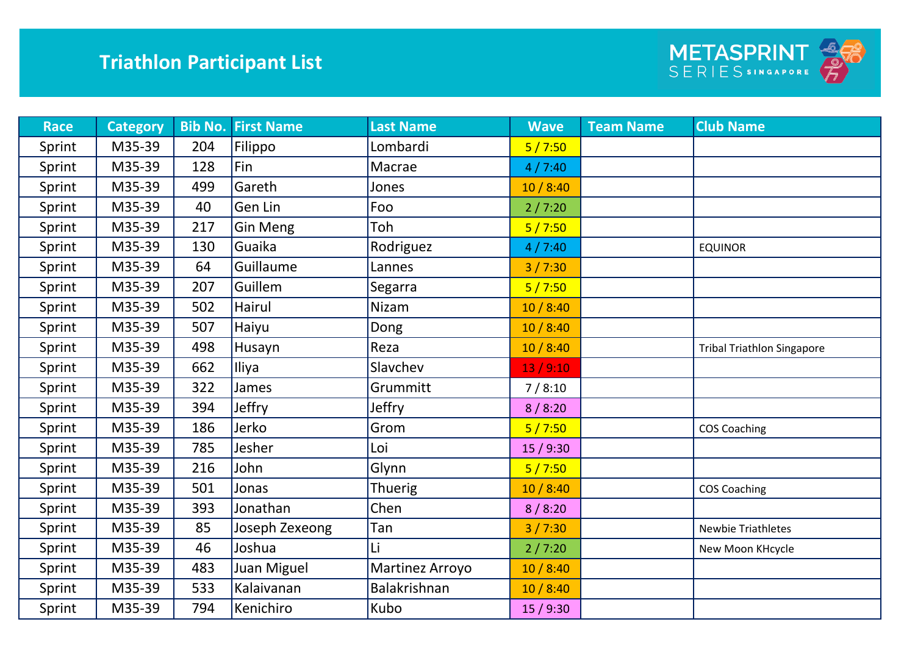# Triathlon Participant List

METASPRINT SERIES SINGAPORE

| Race | Category | Bib No. | First Name | Last Name | Wave | Team Name | Club Name |
|---|---|---|---|---|---|---|---|
| Sprint | M35-39 | 204 | Filippo | Lombardi | 5 / 7:50 | | |
| Sprint | M35-39 | 128 | Fin | Macrae | 4 / 7:40 | | |
| Sprint | M35-39 | 499 | Gareth | Jones | 10 / 8:40 | | |
| Sprint | M35-39 | 40 | Gen Lin | Foo | 2 / 7:20 | | |
| Sprint | M35-39 | 217 | Gin Meng | Toh | 5 / 7:50 | | |
| Sprint | M35-39 | 130 | Guaika | Rodriguez | 4 / 7:40 | | EQUINOR |
| Sprint | M35-39 | 64 | Guillaume | Lannes | 3 / 7:30 | | |
| Sprint | M35-39 | 207 | Guillem | Segarra | 5 / 7:50 | | |
| Sprint | M35-39 | 502 | Hairul | Nizam | 10 / 8:40 | | |
| Sprint | M35-39 | 507 | Haiyu | Dong | 10 / 8:40 | | |
| Sprint | M35-39 | 498 | Husayn | Reza | 10 / 8:40 | | Tribal Triathlon Singapore |
| Sprint | M35-39 | 662 | Iliya | Slavchev | 13 / 9:10 | | |
| Sprint | M35-39 | 322 | James | Grummitt | 7 / 8:10 | | |
| Sprint | M35-39 | 394 | Jeffry | Jeffry | 8 / 8:20 | | |
| Sprint | M35-39 | 186 | Jerko | Grom | 5 / 7:50 | | COS Coaching |
| Sprint | M35-39 | 785 | Jesher | Loi | 15 / 9:30 | | |
| Sprint | M35-39 | 216 | John | Glynn | 5 / 7:50 | | |
| Sprint | M35-39 | 501 | Jonas | Thuerig | 10 / 8:40 | | COS Coaching |
| Sprint | M35-39 | 393 | Jonathan | Chen | 8 / 8:20 | | |
| Sprint | M35-39 | 85 | Joseph Zexeong | Tan | 3 / 7:30 | | Newbie Triathletes |
| Sprint | M35-39 | 46 | Joshua | Li | 2 / 7:20 | | New Moon KHcycle |
| Sprint | M35-39 | 483 | Juan Miguel | Martinez Arroyo | 10 / 8:40 | | |
| Sprint | M35-39 | 533 | Kalaivanan | Balakrishnan | 10 / 8:40 | | |
| Sprint | M35-39 | 794 | Kenichiro | Kubo | 15 / 9:30 | | |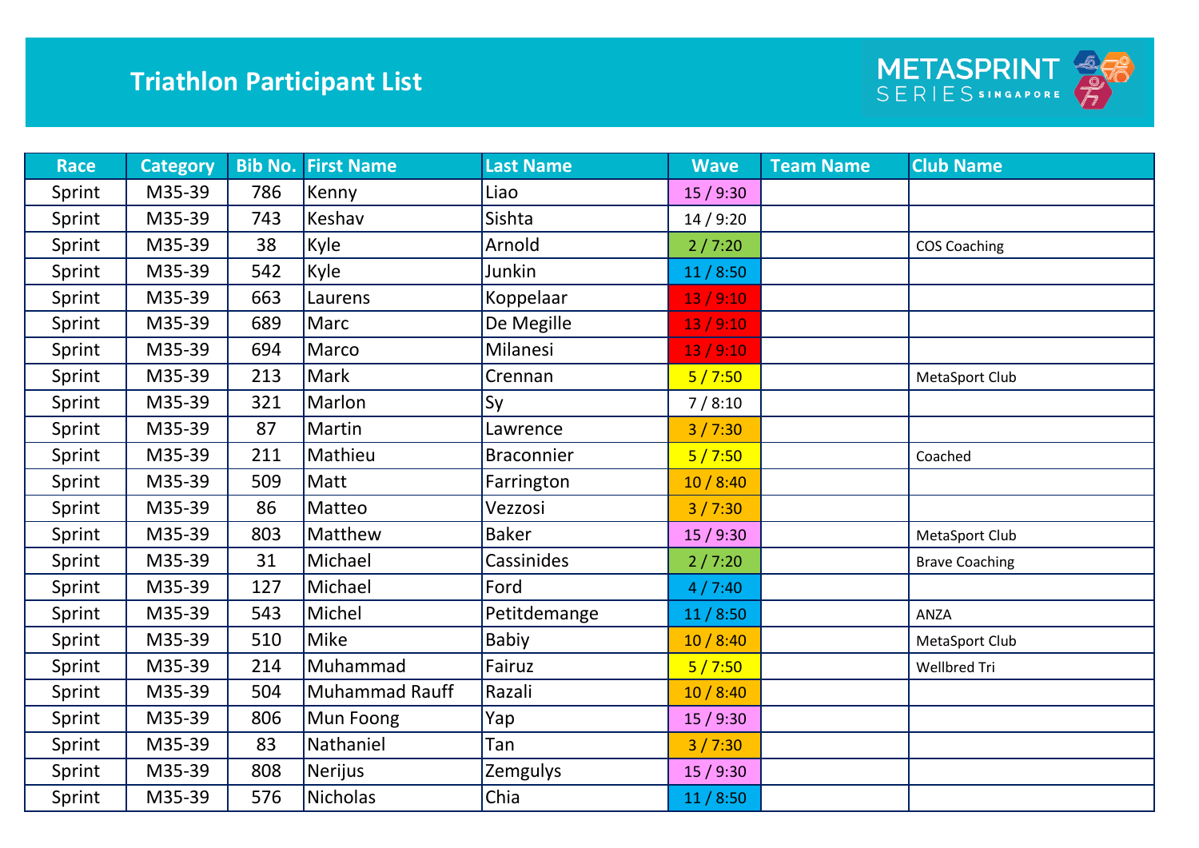# Triathlon Participant List

METASPRINT SERIES SINGAPORE

| Race | Category | Bib No. | First Name | Last Name | Wave | Team Name | Club Name |
|---|---|---|---|---|---|---|---|
| Sprint | M35-39 | 786 | Kenny | Liao | 15 / 9:30 | | |
| Sprint | M35-39 | 743 | Keshav | Sishta | 14 / 9:20 | | |
| Sprint | M35-39 | 38 | Kyle | Arnold | 2 / 7:20 | | COS Coaching |
| Sprint | M35-39 | 542 | Kyle | Junkin | 11 / 8:50 | | |
| Sprint | M35-39 | 663 | Laurens | Koppelaar | 13 / 9:10 | | |
| Sprint | M35-39 | 689 | Marc | De Megille | 13 / 9:10 | | |
| Sprint | M35-39 | 694 | Marco | Milanesi | 13 / 9:10 | | |
| Sprint | M35-39 | 213 | Mark | Crennan | 5 / 7:50 | | MetaSport Club |
| Sprint | M35-39 | 321 | Marlon | Sy | 7 / 8:10 | | |
| Sprint | M35-39 | 87 | Martin | Lawrence | 3 / 7:30 | | |
| Sprint | M35-39 | 211 | Mathieu | Braconnier | 5 / 7:50 | | Coached |
| Sprint | M35-39 | 509 | Matt | Farrington | 10 / 8:40 | | |
| Sprint | M35-39 | 86 | Matteo | Vezzosi | 3 / 7:30 | | |
| Sprint | M35-39 | 803 | Matthew | Baker | 15 / 9:30 | | MetaSport Club |
| Sprint | M35-39 | 31 | Michael | Cassinides | 2 / 7:20 | | Brave Coaching |
| Sprint | M35-39 | 127 | Michael | Ford | 4 / 7:40 | | |
| Sprint | M35-39 | 543 | Michel | Petitdemange | 11 / 8:50 | | ANZA |
| Sprint | M35-39 | 510 | Mike | Babiy | 10 / 8:40 | | MetaSport Club |
| Sprint | M35-39 | 214 | Muhammad | Fairuz | 5 / 7:50 | | Wellbred Tri |
| Sprint | M35-39 | 504 | Muhammad Rauff | Razali | 10 / 8:40 | | |
| Sprint | M35-39 | 806 | Mun Foong | Yap | 15 / 9:30 | | |
| Sprint | M35-39 | 83 | Nathaniel | Tan | 3 / 7:30 | | |
| Sprint | M35-39 | 808 | Nerijus | Zemgulys | 15 / 9:30 | | |
| Sprint | M35-39 | 576 | Nicholas | Chia | 11 / 8:50 | | |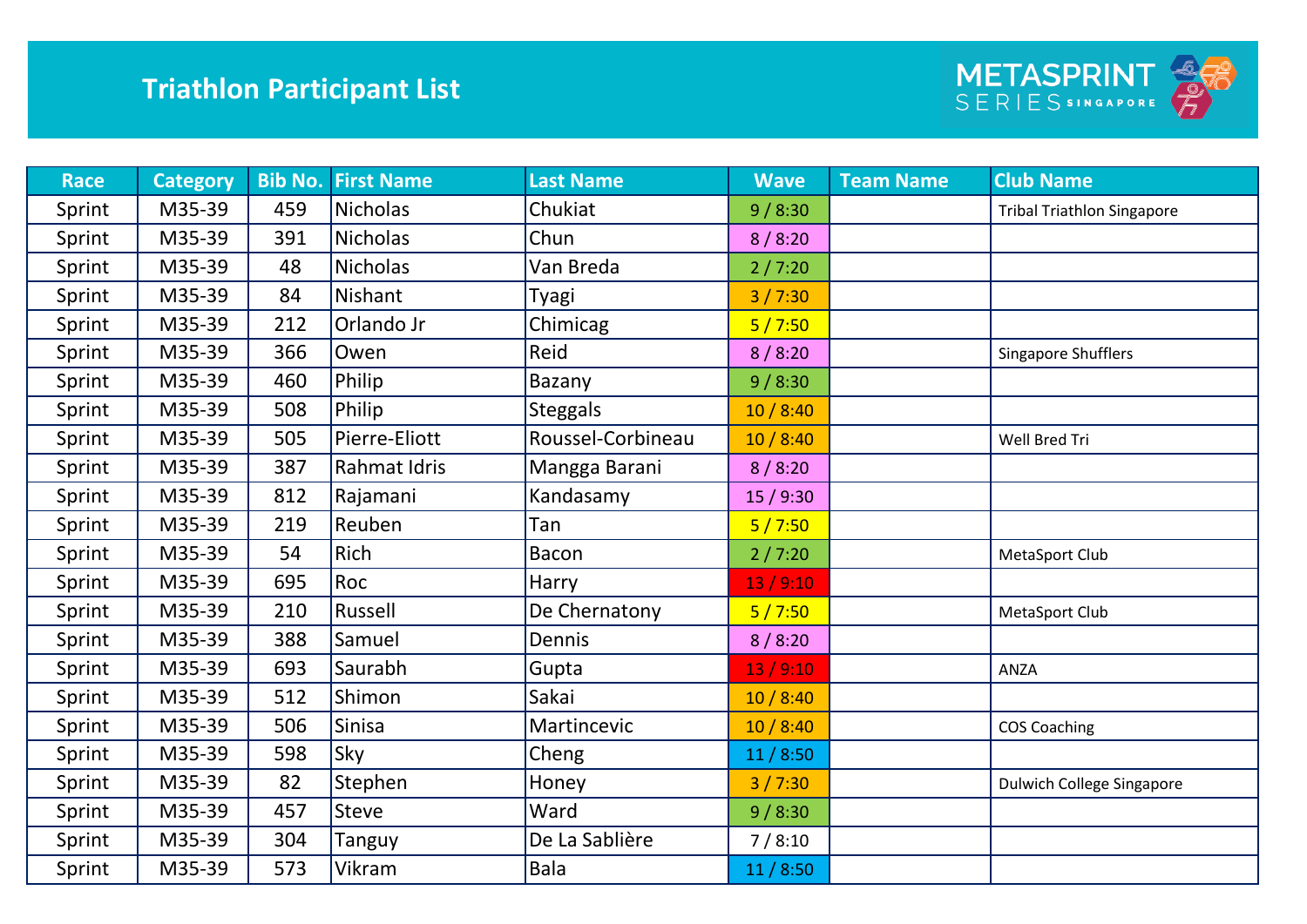# Triathlon Participant List

METASPRINT SERIES SINGAPORE

| Race | Category | Bib No. | First Name | Last Name | Wave | Team Name | Club Name |
|---|---|---|---|---|---|---|---|
| Sprint | M35-39 | 459 | Nicholas | Chukiat | 9 / 8:30 | | Tribal Triathlon Singapore |
| Sprint | M35-39 | 391 | Nicholas | Chun | 8 / 8:20 | | |
| Sprint | M35-39 | 48 | Nicholas | Van Breda | 2 / 7:20 | | |
| Sprint | M35-39 | 84 | Nishant | Tyagi | 3 / 7:30 | | |
| Sprint | M35-39 | 212 | Orlando Jr | Chimicag | 5 / 7:50 | | |
| Sprint | M35-39 | 366 | Owen | Reid | 8 / 8:20 | | Singapore Shufflers |
| Sprint | M35-39 | 460 | Philip | Bazany | 9 / 8:30 | | |
| Sprint | M35-39 | 508 | Philip | Steggals | 10 / 8:40 | | |
| Sprint | M35-39 | 505 | Pierre-Eliott | Roussel-Corbineau | 10 / 8:40 | | Well Bred Tri |
| Sprint | M35-39 | 387 | Rahmat Idris | Mangga Barani | 8 / 8:20 | | |
| Sprint | M35-39 | 812 | Rajamani | Kandasamy | 15 / 9:30 | | |
| Sprint | M35-39 | 219 | Reuben | Tan | 5 / 7:50 | | |
| Sprint | M35-39 | 54 | Rich | Bacon | 2 / 7:20 | | MetaSport Club |
| Sprint | M35-39 | 695 | Roc | Harry | 13 / 9:10 | | |
| Sprint | M35-39 | 210 | Russell | De Chernatony | 5 / 7:50 | | MetaSport Club |
| Sprint | M35-39 | 388 | Samuel | Dennis | 8 / 8:20 | | |
| Sprint | M35-39 | 693 | Saurabh | Gupta | 13 / 9:10 | | ANZA |
| Sprint | M35-39 | 512 | Shimon | Sakai | 10 / 8:40 | | |
| Sprint | M35-39 | 506 | Sinisa | Martincevic | 10 / 8:40 | | COS Coaching |
| Sprint | M35-39 | 598 | Sky | Cheng | 11 / 8:50 | | |
| Sprint | M35-39 | 82 | Stephen | Honey | 3 / 7:30 | | Dulwich College Singapore |
| Sprint | M35-39 | 457 | Steve | Ward | 9 / 8:30 | | |
| Sprint | M35-39 | 304 | Tanguy | De La Sablière | 7 / 8:10 | | |
| Sprint | M35-39 | 573 | Vikram | Bala | 11 / 8:50 | | |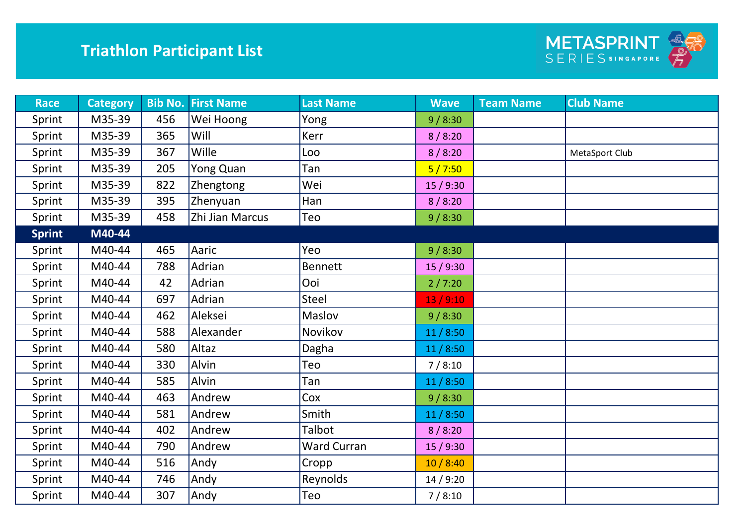# Triathlon Participant List

METASPRINT SERIES SINGAPORE

| Race | Category | Bib No. | First Name | Last Name | Wave | Team Name | Club Name |
|---|---|---|---|---|---|---|---|
| Sprint | M35-39 | 456 | Wei Hoong | Yong | 9 / 8:30 | | |
| Sprint | M35-39 | 365 | Will | Kerr | 8 / 8:20 | | |
| Sprint | M35-39 | 367 | Wille | Loo | 8 / 8:20 | | MetaSport Club |
| Sprint | M35-39 | 205 | Yong Quan | Tan | 5 / 7:50 | | |
| Sprint | M35-39 | 822 | Zhengtong | Wei | 15 / 9:30 | | |
| Sprint | M35-39 | 395 | Zhenyuan | Han | 8 / 8:20 | | |
| Sprint | M35-39 | 458 | Zhi Jian Marcus | Teo | 9 / 8:30 | | |
| **Sprint** | **M40-44** | | | | | | |
| Sprint | M40-44 | 465 | Aaric | Yeo | 9 / 8:30 | | |
| Sprint | M40-44 | 788 | Adrian | Bennett | 15 / 9:30 | | |
| Sprint | M40-44 | 42 | Adrian | Ooi | 2 / 7:20 | | |
| Sprint | M40-44 | 697 | Adrian | Steel | 13 / 9:10 | | |
| Sprint | M40-44 | 462 | Aleksei | Maslov | 9 / 8:30 | | |
| Sprint | M40-44 | 588 | Alexander | Novikov | 11 / 8:50 | | |
| Sprint | M40-44 | 580 | Altaz | Dagha | 11 / 8:50 | | |
| Sprint | M40-44 | 330 | Alvin | Teo | 7 / 8:10 | | |
| Sprint | M40-44 | 585 | Alvin | Tan | 11 / 8:50 | | |
| Sprint | M40-44 | 463 | Andrew | Cox | 9 / 8:30 | | |
| Sprint | M40-44 | 581 | Andrew | Smith | 11 / 8:50 | | |
| Sprint | M40-44 | 402 | Andrew | Talbot | 8 / 8:20 | | |
| Sprint | M40-44 | 790 | Andrew | Ward Curran | 15 / 9:30 | | |
| Sprint | M40-44 | 516 | Andy | Cropp | 10 / 8:40 | | |
| Sprint | M40-44 | 746 | Andy | Reynolds | 14 / 9:20 | | |
| Sprint | M40-44 | 307 | Andy | Teo | 7 / 8:10 | | |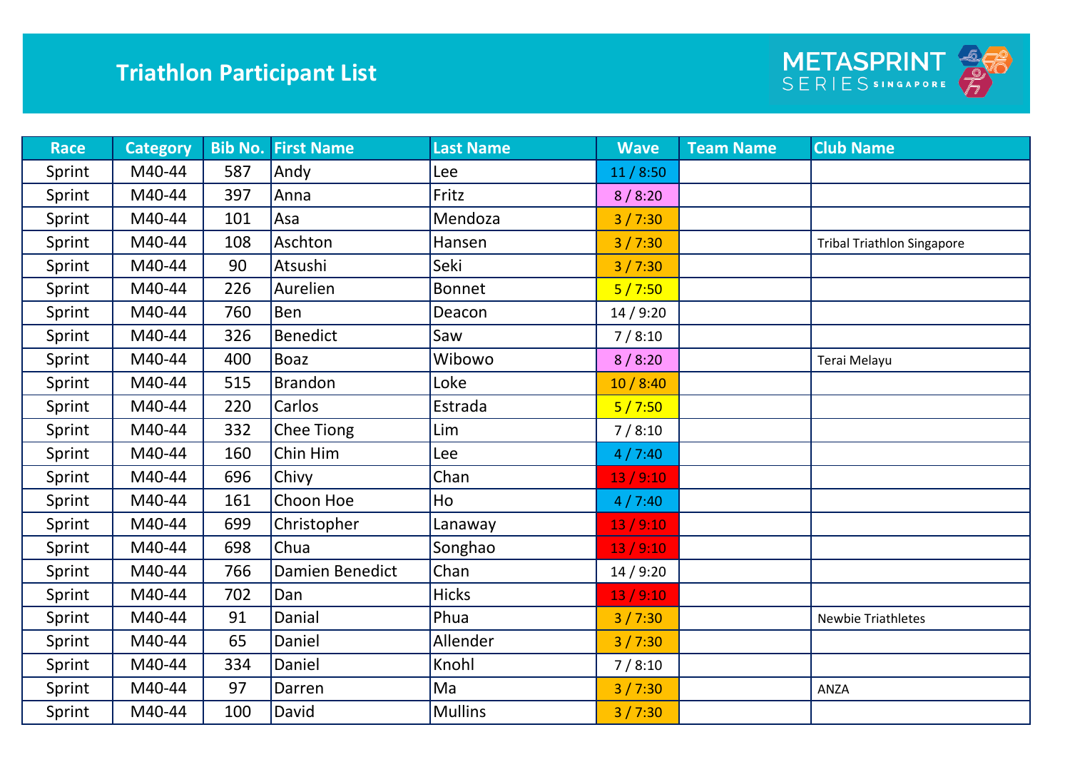# Triathlon Participant List

METASPRINT SERIES SINGAPORE

| Race | Category | Bib No. | First Name | Last Name | Wave | Team Name | Club Name |
|---|---|---|---|---|---|---|---|
| Sprint | M40-44 | 587 | Andy | Lee | 11 / 8:50 | | |
| Sprint | M40-44 | 397 | Anna | Fritz | 8 / 8:20 | | |
| Sprint | M40-44 | 101 | Asa | Mendoza | 3 / 7:30 | | |
| Sprint | M40-44 | 108 | Aschton | Hansen | 3 / 7:30 | | Tribal Triathlon Singapore |
| Sprint | M40-44 | 90 | Atsushi | Seki | 3 / 7:30 | | |
| Sprint | M40-44 | 226 | Aurelien | Bonnet | 5 / 7:50 | | |
| Sprint | M40-44 | 760 | Ben | Deacon | 14 / 9:20 | | |
| Sprint | M40-44 | 326 | Benedict | Saw | 7 / 8:10 | | |
| Sprint | M40-44 | 400 | Boaz | Wibowo | 8 / 8:20 | | Terai Melayu |
| Sprint | M40-44 | 515 | Brandon | Loke | 10 / 8:40 | | |
| Sprint | M40-44 | 220 | Carlos | Estrada | 5 / 7:50 | | |
| Sprint | M40-44 | 332 | Chee Tiong | Lim | 7 / 8:10 | | |
| Sprint | M40-44 | 160 | Chin Him | Lee | 4 / 7:40 | | |
| Sprint | M40-44 | 696 | Chivy | Chan | 13 / 9:10 | | |
| Sprint | M40-44 | 161 | Choon Hoe | Ho | 4 / 7:40 | | |
| Sprint | M40-44 | 699 | Christopher | Lanaway | 13 / 9:10 | | |
| Sprint | M40-44 | 698 | Chua | Songhao | 13 / 9:10 | | |
| Sprint | M40-44 | 766 | Damien Benedict | Chan | 14 / 9:20 | | |
| Sprint | M40-44 | 702 | Dan | Hicks | 13 / 9:10 | | |
| Sprint | M40-44 | 91 | Danial | Phua | 3 / 7:30 | | Newbie Triathletes |
| Sprint | M40-44 | 65 | Daniel | Allender | 3 / 7:30 | | |
| Sprint | M40-44 | 334 | Daniel | Knohl | 7 / 8:10 | | |
| Sprint | M40-44 | 97 | Darren | Ma | 3 / 7:30 | | ANZA |
| Sprint | M40-44 | 100 | David | Mullins | 3 / 7:30 | | |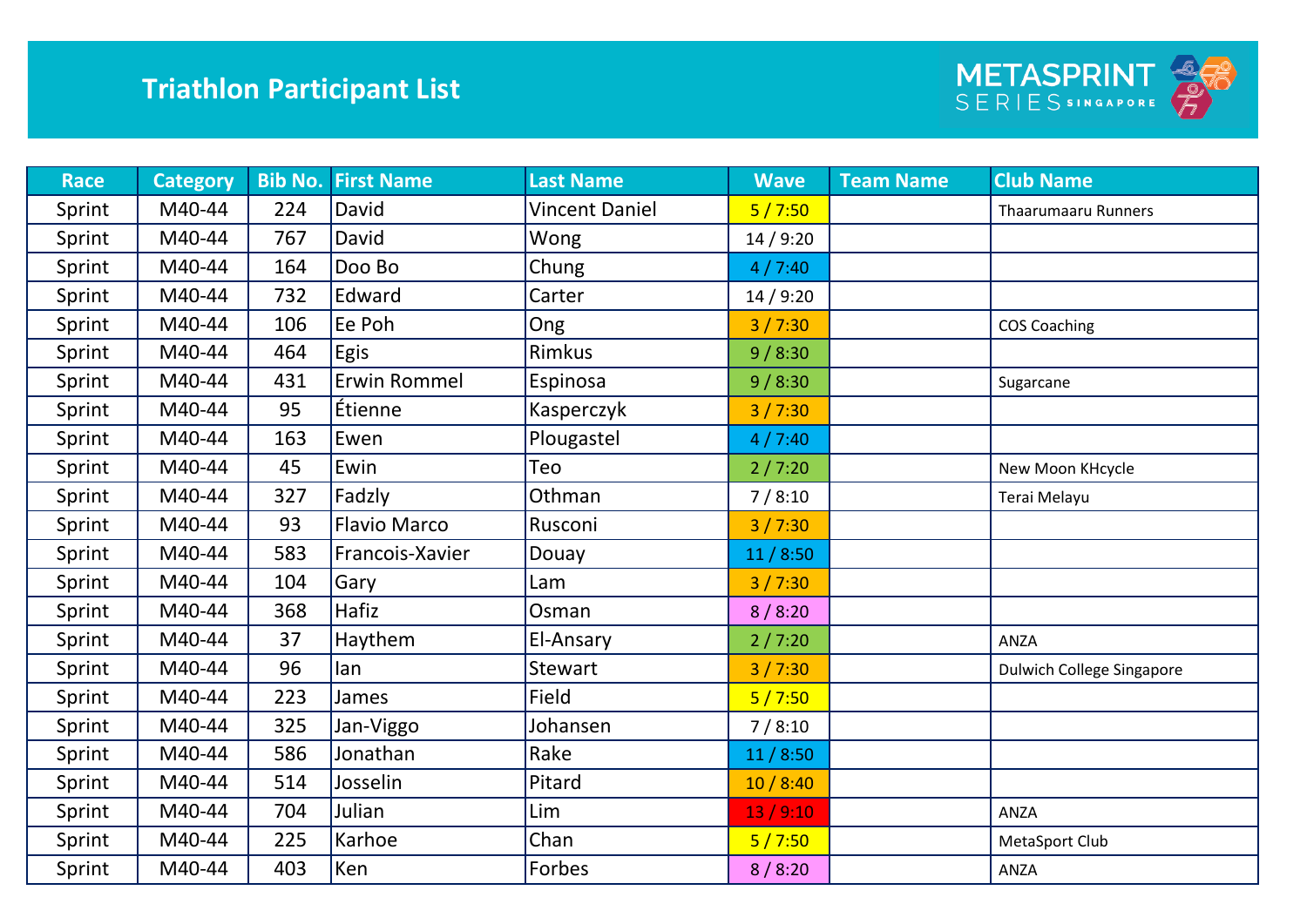# Triathlon Participant List

METASPRINT SERIES SINGAPORE

| Race | Category | Bib No. | First Name | Last Name | Wave | Team Name | Club Name |
|---|---|---|---|---|---|---|---|
| Sprint | M40-44 | 224 | David | Vincent Daniel | 5 / 7:50 | | Thaarumaaru Runners |
| Sprint | M40-44 | 767 | David | Wong | 14 / 9:20 | | |
| Sprint | M40-44 | 164 | Doo Bo | Chung | 4 / 7:40 | | |
| Sprint | M40-44 | 732 | Edward | Carter | 14 / 9:20 | | |
| Sprint | M40-44 | 106 | Ee Poh | Ong | 3 / 7:30 | | COS Coaching |
| Sprint | M40-44 | 464 | Egis | Rimkus | 9 / 8:30 | | |
| Sprint | M40-44 | 431 | Erwin Rommel | Espinosa | 9 / 8:30 | | Sugarcane |
| Sprint | M40-44 | 95 | Étienne | Kasperczyk | 3 / 7:30 | | |
| Sprint | M40-44 | 163 | Ewen | Plougastel | 4 / 7:40 | | |
| Sprint | M40-44 | 45 | Ewin | Teo | 2 / 7:20 | | New Moon KHcycle |
| Sprint | M40-44 | 327 | Fadzly | Othman | 7 / 8:10 | | Terai Melayu |
| Sprint | M40-44 | 93 | Flavio Marco | Rusconi | 3 / 7:30 | | |
| Sprint | M40-44 | 583 | Francois-Xavier | Douay | 11 / 8:50 | | |
| Sprint | M40-44 | 104 | Gary | Lam | 3 / 7:30 | | |
| Sprint | M40-44 | 368 | Hafiz | Osman | 8 / 8:20 | | |
| Sprint | M40-44 | 37 | Haythem | El-Ansary | 2 / 7:20 | | ANZA |
| Sprint | M40-44 | 96 | Ian | Stewart | 3 / 7:30 | | Dulwich College Singapore |
| Sprint | M40-44 | 223 | James | Field | 5 / 7:50 | | |
| Sprint | M40-44 | 325 | Jan-Viggo | Johansen | 7 / 8:10 | | |
| Sprint | M40-44 | 586 | Jonathan | Rake | 11 / 8:50 | | |
| Sprint | M40-44 | 514 | Josselin | Pitard | 10 / 8:40 | | |
| Sprint | M40-44 | 704 | Julian | Lim | 13 / 9:10 | | ANZA |
| Sprint | M40-44 | 225 | Karhoe | Chan | 5 / 7:50 | | MetaSport Club |
| Sprint | M40-44 | 403 | Ken | Forbes | 8 / 8:20 | | ANZA |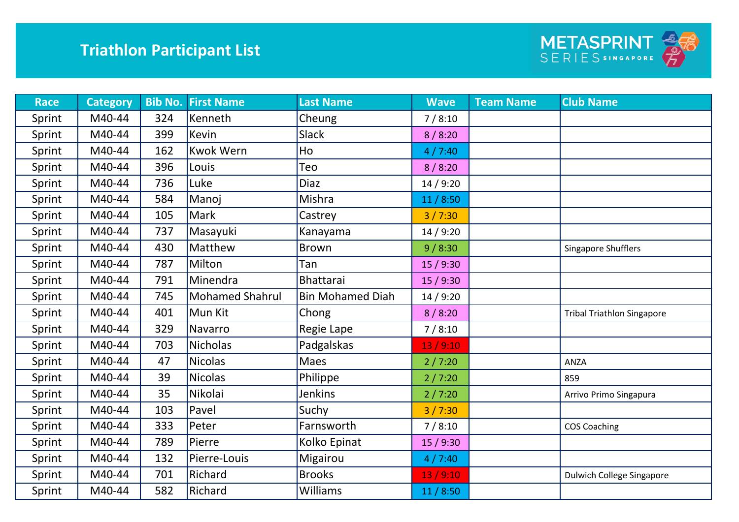# Triathlon Participant List

METASPRINT SERIES SINGAPORE

| Race | Category | Bib No. | First Name | Last Name | Wave | Team Name | Club Name |
|---|---|---|---|---|---|---|---|
| Sprint | M40-44 | 324 | Kenneth | Cheung | 7 / 8:10 | | |
| Sprint | M40-44 | 399 | Kevin | Slack | 8 / 8:20 | | |
| Sprint | M40-44 | 162 | Kwok Wern | Ho | 4 / 7:40 | | |
| Sprint | M40-44 | 396 | Louis | Teo | 8 / 8:20 | | |
| Sprint | M40-44 | 736 | Luke | Diaz | 14 / 9:20 | | |
| Sprint | M40-44 | 584 | Manoj | Mishra | 11 / 8:50 | | |
| Sprint | M40-44 | 105 | Mark | Castrey | 3 / 7:30 | | |
| Sprint | M40-44 | 737 | Masayuki | Kanayama | 14 / 9:20 | | |
| Sprint | M40-44 | 430 | Matthew | Brown | 9 / 8:30 | | Singapore Shufflers |
| Sprint | M40-44 | 787 | Milton | Tan | 15 / 9:30 | | |
| Sprint | M40-44 | 791 | Minendra | Bhattarai | 15 / 9:30 | | |
| Sprint | M40-44 | 745 | Mohamed Shahrul | Bin Mohamed Diah | 14 / 9:20 | | |
| Sprint | M40-44 | 401 | Mun Kit | Chong | 8 / 8:20 | | Tribal Triathlon Singapore |
| Sprint | M40-44 | 329 | Navarro | Regie Lape | 7 / 8:10 | | |
| Sprint | M40-44 | 703 | Nicholas | Padgalskas | 13 / 9:10 | | |
| Sprint | M40-44 | 47 | Nicolas | Maes | 2 / 7:20 | | ANZA |
| Sprint | M40-44 | 39 | Nicolas | Philippe | 2 / 7:20 | | 859 |
| Sprint | M40-44 | 35 | Nikolai | Jenkins | 2 / 7:20 | | Arrivo Primo Singapura |
| Sprint | M40-44 | 103 | Pavel | Suchy | 3 / 7:30 | | |
| Sprint | M40-44 | 333 | Peter | Farnsworth | 7 / 8:10 | | COS Coaching |
| Sprint | M40-44 | 789 | Pierre | Kolko Epinat | 15 / 9:30 | | |
| Sprint | M40-44 | 132 | Pierre-Louis | Migairou | 4 / 7:40 | | |
| Sprint | M40-44 | 701 | Richard | Brooks | 13 / 9:10 | | Dulwich College Singapore |
| Sprint | M40-44 | 582 | Richard | Williams | 11 / 8:50 | | |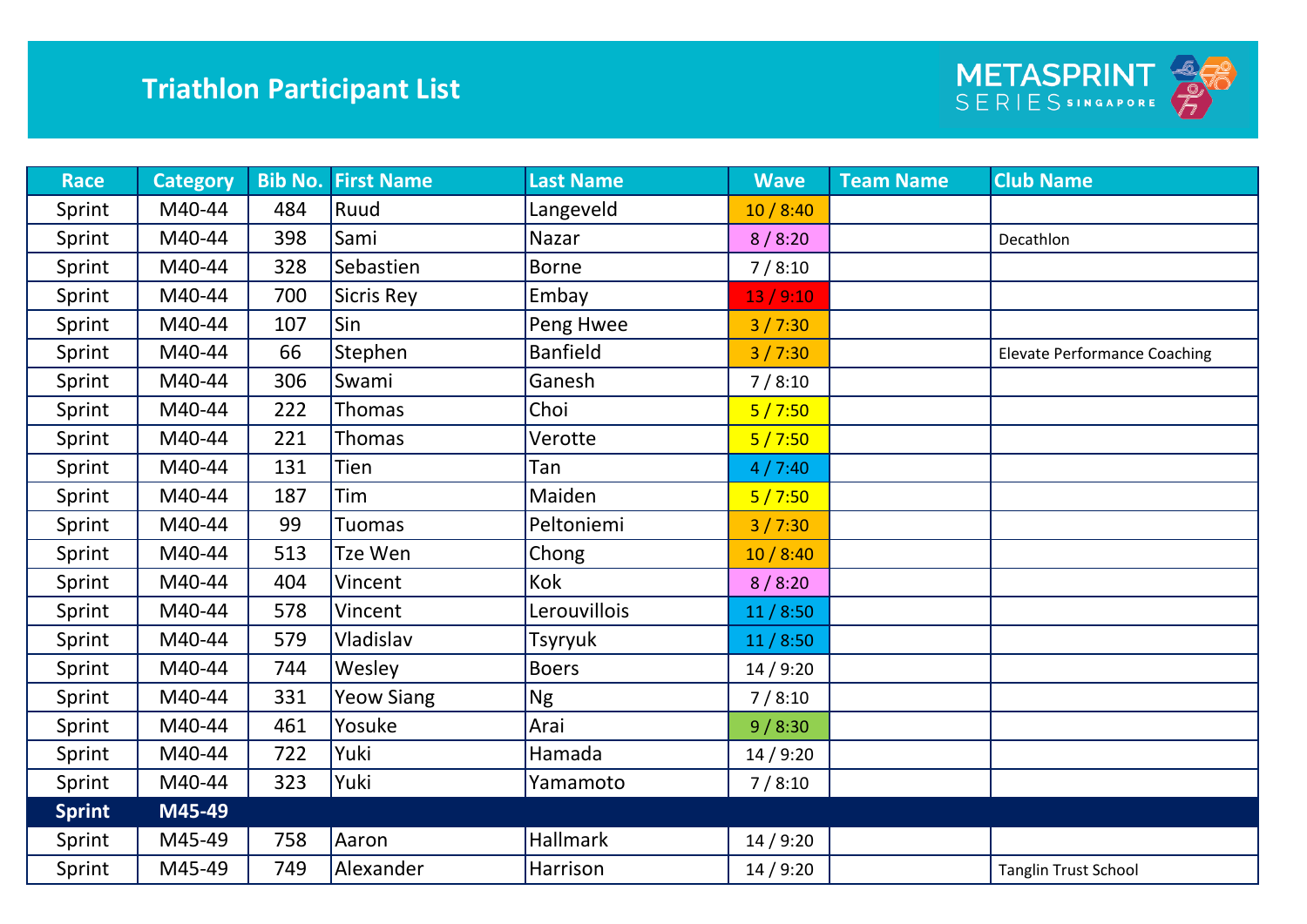# Triathlon Participant List

METASPRINT SERIES SINGAPORE

| Race | Category | Bib No. | First Name | Last Name | Wave | Team Name | Club Name |
|---|---|---|---|---|---|---|---|
| Sprint | M40-44 | 484 | Ruud | Langeveld | 10 / 8:40 | | |
| Sprint | M40-44 | 398 | Sami | Nazar | 8 / 8:20 | | Decathlon |
| Sprint | M40-44 | 328 | Sebastien | Borne | 7 / 8:10 | | |
| Sprint | M40-44 | 700 | Sicris Rey | Embay | 13 / 9:10 | | |
| Sprint | M40-44 | 107 | Sin | Peng Hwee | 3 / 7:30 | | |
| Sprint | M40-44 | 66 | Stephen | Banfield | 3 / 7:30 | | Elevate Performance Coaching |
| Sprint | M40-44 | 306 | Swami | Ganesh | 7 / 8:10 | | |
| Sprint | M40-44 | 222 | Thomas | Choi | 5 / 7:50 | | |
| Sprint | M40-44 | 221 | Thomas | Verotte | 5 / 7:50 | | |
| Sprint | M40-44 | 131 | Tien | Tan | 4 / 7:40 | | |
| Sprint | M40-44 | 187 | Tim | Maiden | 5 / 7:50 | | |
| Sprint | M40-44 | 99 | Tuomas | Peltoniemi | 3 / 7:30 | | |
| Sprint | M40-44 | 513 | Tze Wen | Chong | 10 / 8:40 | | |
| Sprint | M40-44 | 404 | Vincent | Kok | 8 / 8:20 | | |
| Sprint | M40-44 | 578 | Vincent | Lerouvillois | 11 / 8:50 | | |
| Sprint | M40-44 | 579 | Vladislav | Tsyryuk | 11 / 8:50 | | |
| Sprint | M40-44 | 744 | Wesley | Boers | 14 / 9:20 | | |
| Sprint | M40-44 | 331 | Yeow Siang | Ng | 7 / 8:10 | | |
| Sprint | M40-44 | 461 | Yosuke | Arai | 9 / 8:30 | | |
| Sprint | M40-44 | 722 | Yuki | Hamada | 14 / 9:20 | | |
| Sprint | M40-44 | 323 | Yuki | Yamamoto | 7 / 8:10 | | |
| **Sprint** | **M45-49** | | | | | | |
| Sprint | M45-49 | 758 | Aaron | Hallmark | 14 / 9:20 | | |
| Sprint | M45-49 | 749 | Alexander | Harrison | 14 / 9:20 | | Tanglin Trust School |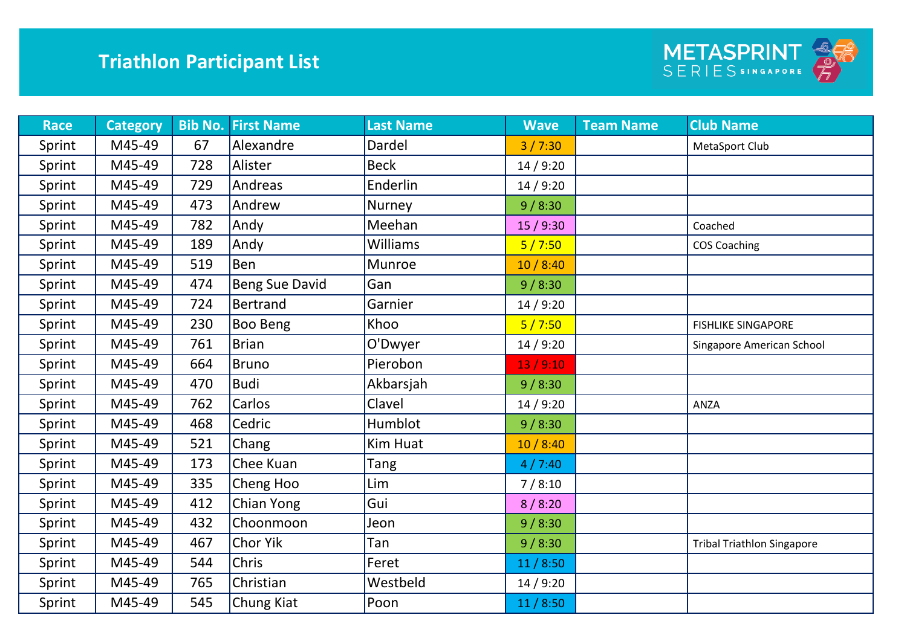# Triathlon Participant List

| Race | Category | Bib No. | First Name | Last Name | Wave | Team Name | Club Name |
|---|---|---|---|---|---|---|---|
| Sprint | M45-49 | 67 | Alexandre | Dardel | 3 / 7:30 | | MetaSport Club |
| Sprint | M45-49 | 728 | Alister | Beck | 14 / 9:20 | | |
| Sprint | M45-49 | 729 | Andreas | Enderlin | 14 / 9:20 | | |
| Sprint | M45-49 | 473 | Andrew | Nurney | 9 / 8:30 | | |
| Sprint | M45-49 | 782 | Andy | Meehan | 15 / 9:30 | | Coached |
| Sprint | M45-49 | 189 | Andy | Williams | 5 / 7:50 | | COS Coaching |
| Sprint | M45-49 | 519 | Ben | Munroe | 10 / 8:40 | | |
| Sprint | M45-49 | 474 | Beng Sue David | Gan | 9 / 8:30 | | |
| Sprint | M45-49 | 724 | Bertrand | Garnier | 14 / 9:20 | | |
| Sprint | M45-49 | 230 | Boo Beng | Khoo | 5 / 7:50 | | FISHLIKE SINGAPORE |
| Sprint | M45-49 | 761 | Brian | O'Dwyer | 14 / 9:20 | | Singapore American School |
| Sprint | M45-49 | 664 | Bruno | Pierobon | 13 / 9:10 | | |
| Sprint | M45-49 | 470 | Budi | Akbarsjah | 9 / 8:30 | | |
| Sprint | M45-49 | 762 | Carlos | Clavel | 14 / 9:20 | | ANZA |
| Sprint | M45-49 | 468 | Cedric | Humblot | 9 / 8:30 | | |
| Sprint | M45-49 | 521 | Chang | Kim Huat | 10 / 8:40 | | |
| Sprint | M45-49 | 173 | Chee Kuan | Tang | 4 / 7:40 | | |
| Sprint | M45-49 | 335 | Cheng Hoo | Lim | 7 / 8:10 | | |
| Sprint | M45-49 | 412 | Chian Yong | Gui | 8 / 8:20 | | |
| Sprint | M45-49 | 432 | Choonmoon | Jeon | 9 / 8:30 | | |
| Sprint | M45-49 | 467 | Chor Yik | Tan | 9 / 8:30 | | Tribal Triathlon Singapore |
| Sprint | M45-49 | 544 | Chris | Feret | 11 / 8:50 | | |
| Sprint | M45-49 | 765 | Christian | Westbeld | 14 / 9:20 | | |
| Sprint | M45-49 | 545 | Chung Kiat | Poon | 11 / 8:50 | | |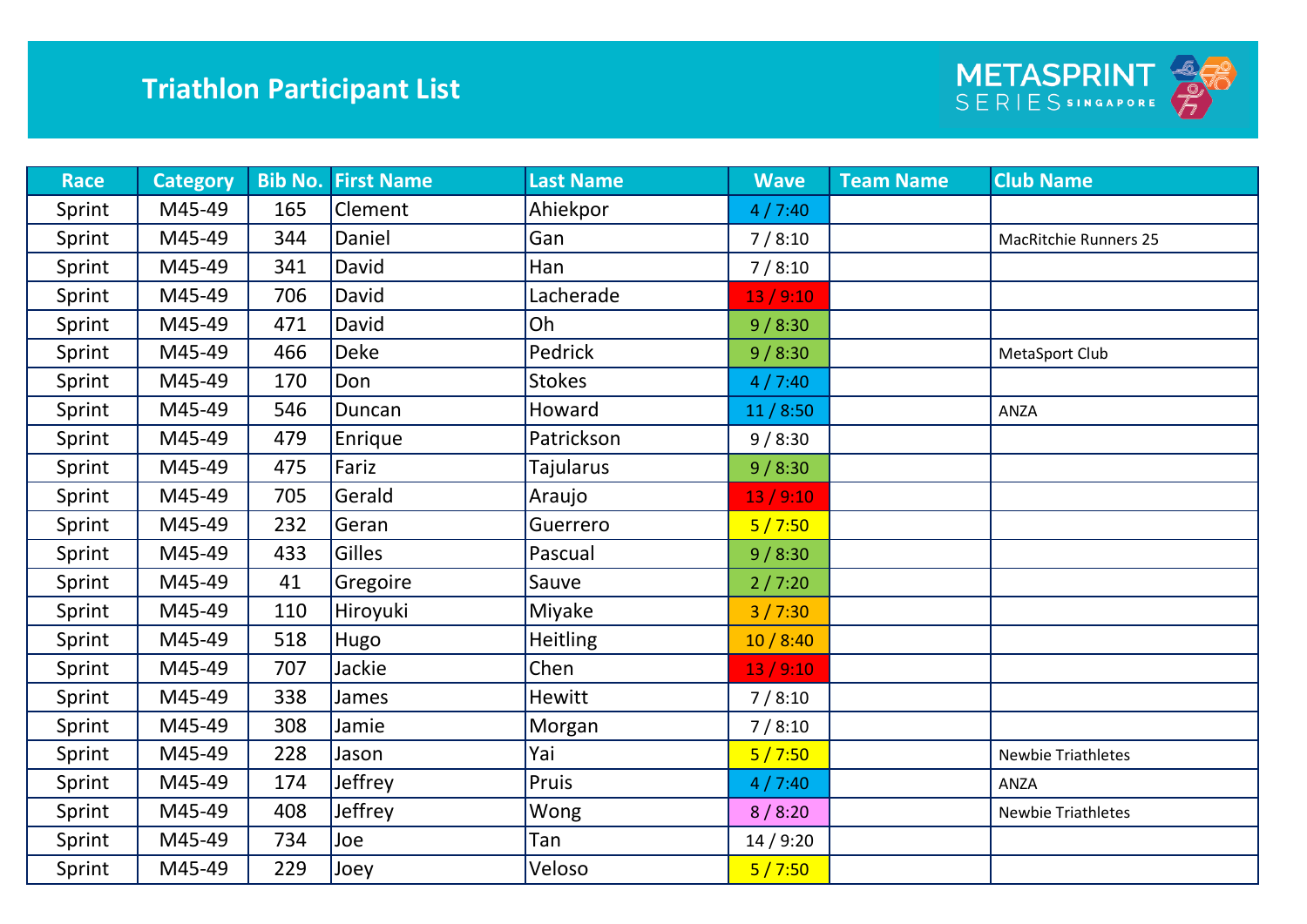# Triathlon Participant List

METASPRINT SERIES SINGAPORE

| Race | Category | Bib No. | First Name | Last Name | Wave | Team Name | Club Name |
|---|---|---|---|---|---|---|---|
| Sprint | M45-49 | 165 | Clement | Ahiekpor | 4 / 7:40 | | |
| Sprint | M45-49 | 344 | Daniel | Gan | 7 / 8:10 | | MacRitchie Runners 25 |
| Sprint | M45-49 | 341 | David | Han | 7 / 8:10 | | |
| Sprint | M45-49 | 706 | David | Lacherade | 13 / 9:10 | | |
| Sprint | M45-49 | 471 | David | Oh | 9 / 8:30 | | |
| Sprint | M45-49 | 466 | Deke | Pedrick | 9 / 8:30 | | MetaSport Club |
| Sprint | M45-49 | 170 | Don | Stokes | 4 / 7:40 | | |
| Sprint | M45-49 | 546 | Duncan | Howard | 11 / 8:50 | | ANZA |
| Sprint | M45-49 | 479 | Enrique | Patrickson | 9 / 8:30 | | |
| Sprint | M45-49 | 475 | Fariz | Tajularus | 9 / 8:30 | | |
| Sprint | M45-49 | 705 | Gerald | Araujo | 13 / 9:10 | | |
| Sprint | M45-49 | 232 | Geran | Guerrero | 5 / 7:50 | | |
| Sprint | M45-49 | 433 | Gilles | Pascual | 9 / 8:30 | | |
| Sprint | M45-49 | 41 | Gregoire | Sauve | 2 / 7:20 | | |
| Sprint | M45-49 | 110 | Hiroyuki | Miyake | 3 / 7:30 | | |
| Sprint | M45-49 | 518 | Hugo | Heitling | 10 / 8:40 | | |
| Sprint | M45-49 | 707 | Jackie | Chen | 13 / 9:10 | | |
| Sprint | M45-49 | 338 | James | Hewitt | 7 / 8:10 | | |
| Sprint | M45-49 | 308 | Jamie | Morgan | 7 / 8:10 | | |
| Sprint | M45-49 | 228 | Jason | Yai | 5 / 7:50 | | Newbie Triathletes |
| Sprint | M45-49 | 174 | Jeffrey | Pruis | 4 / 7:40 | | ANZA |
| Sprint | M45-49 | 408 | Jeffrey | Wong | 8 / 8:20 | | Newbie Triathletes |
| Sprint | M45-49 | 734 | Joe | Tan | 14 / 9:20 | | |
| Sprint | M45-49 | 229 | Joey | Veloso | 5 / 7:50 | | |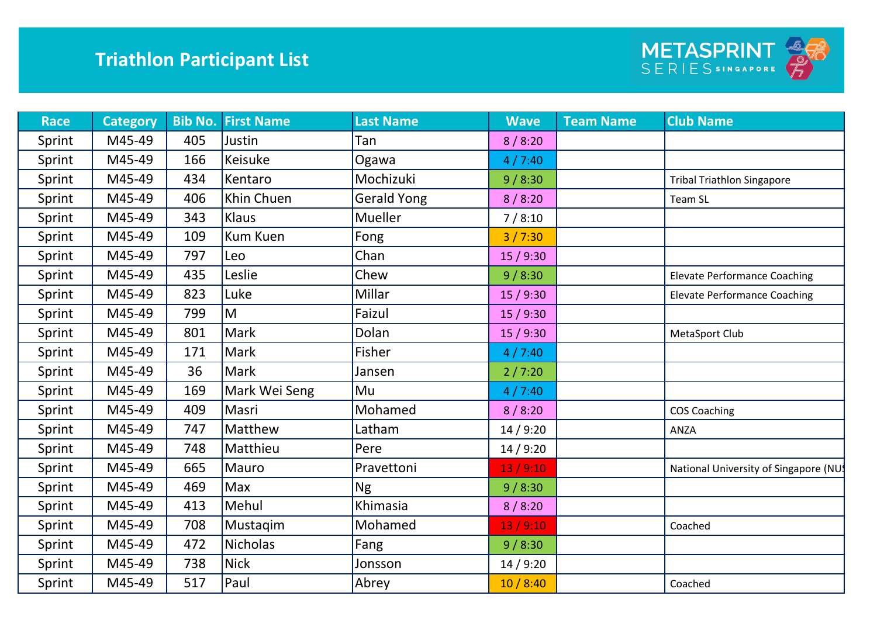# Triathlon Participant List

METASPRINT SERIES SINGAPORE

| Race | Category | Bib No. | First Name | Last Name | Wave | Team Name | Club Name |
|---|---|---|---|---|---|---|---|
| Sprint | M45-49 | 405 | Justin | Tan | 8 / 8:20 | | |
| Sprint | M45-49 | 166 | Keisuke | Ogawa | 4 / 7:40 | | |
| Sprint | M45-49 | 434 | Kentaro | Mochizuki | 9 / 8:30 | | Tribal Triathlon Singapore |
| Sprint | M45-49 | 406 | Khin Chuen | Gerald Yong | 8 / 8:20 | | Team SL |
| Sprint | M45-49 | 343 | Klaus | Mueller | 7 / 8:10 | | |
| Sprint | M45-49 | 109 | Kum Kuen | Fong | 3 / 7:30 | | |
| Sprint | M45-49 | 797 | Leo | Chan | 15 / 9:30 | | |
| Sprint | M45-49 | 435 | Leslie | Chew | 9 / 8:30 | | Elevate Performance Coaching |
| Sprint | M45-49 | 823 | Luke | Millar | 15 / 9:30 | | Elevate Performance Coaching |
| Sprint | M45-49 | 799 | M | Faizul | 15 / 9:30 | | |
| Sprint | M45-49 | 801 | Mark | Dolan | 15 / 9:30 | | MetaSport Club |
| Sprint | M45-49 | 171 | Mark | Fisher | 4 / 7:40 | | |
| Sprint | M45-49 | 36 | Mark | Jansen | 2 / 7:20 | | |
| Sprint | M45-49 | 169 | Mark Wei Seng | Mu | 4 / 7:40 | | |
| Sprint | M45-49 | 409 | Masri | Mohamed | 8 / 8:20 | | COS Coaching |
| Sprint | M45-49 | 747 | Matthew | Latham | 14 / 9:20 | | ANZA |
| Sprint | M45-49 | 748 | Matthieu | Pere | 14 / 9:20 | | |
| Sprint | M45-49 | 665 | Mauro | Pravettoni | 13 / 9:10 | | National University of Singapore (NUS |
| Sprint | M45-49 | 469 | Max | Ng | 9 / 8:30 | | |
| Sprint | M45-49 | 413 | Mehul | Khimasia | 8 / 8:20 | | |
| Sprint | M45-49 | 708 | Mustaqim | Mohamed | 13 / 9:10 | | Coached |
| Sprint | M45-49 | 472 | Nicholas | Fang | 9 / 8:30 | | |
| Sprint | M45-49 | 738 | Nick | Jonsson | 14 / 9:20 | | |
| Sprint | M45-49 | 517 | Paul | Abrey | 10 / 8:40 | | Coached |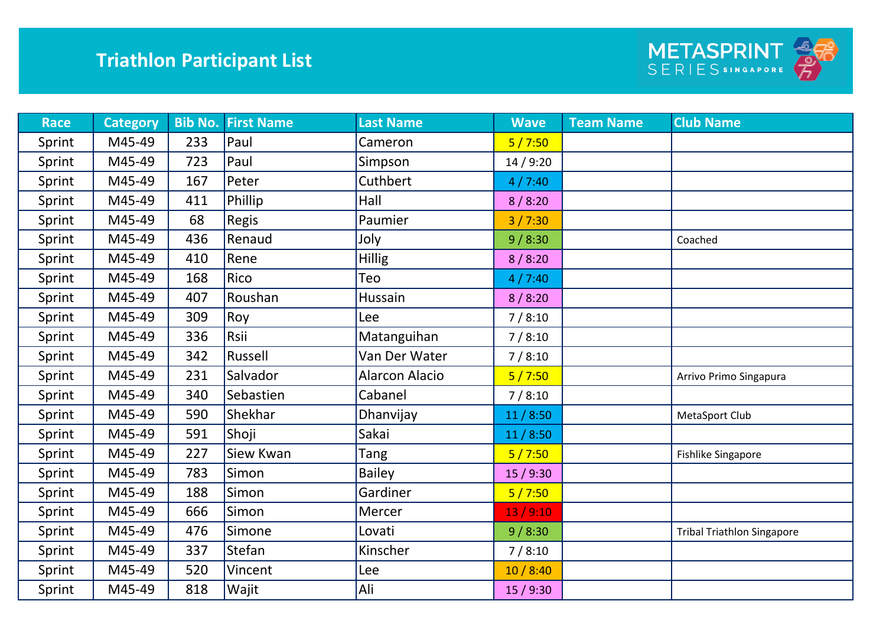# Triathlon Participant List

METASPRINT SERIES SINGAPORE

| Race | Category | Bib No. | First Name | Last Name | Wave | Team Name | Club Name |
|---|---|---|---|---|---|---|---|
| Sprint | M45-49 | 233 | Paul | Cameron | 5 / 7:50 | | |
| Sprint | M45-49 | 723 | Paul | Simpson | 14 / 9:20 | | |
| Sprint | M45-49 | 167 | Peter | Cuthbert | 4 / 7:40 | | |
| Sprint | M45-49 | 411 | Phillip | Hall | 8 / 8:20 | | |
| Sprint | M45-49 | 68 | Regis | Paumier | 3 / 7:30 | | |
| Sprint | M45-49 | 436 | Renaud | Joly | 9 / 8:30 | | Coached |
| Sprint | M45-49 | 410 | Rene | Hillig | 8 / 8:20 | | |
| Sprint | M45-49 | 168 | Rico | Teo | 4 / 7:40 | | |
| Sprint | M45-49 | 407 | Roushan | Hussain | 8 / 8:20 | | |
| Sprint | M45-49 | 309 | Roy | Lee | 7 / 8:10 | | |
| Sprint | M45-49 | 336 | Rsii | Matanguihan | 7 / 8:10 | | |
| Sprint | M45-49 | 342 | Russell | Van Der Water | 7 / 8:10 | | |
| Sprint | M45-49 | 231 | Salvador | Alarcon Alacio | 5 / 7:50 | | Arrivo Primo Singapura |
| Sprint | M45-49 | 340 | Sebastien | Cabanel | 7 / 8:10 | | |
| Sprint | M45-49 | 590 | Shekhar | Dhanvijay | 11 / 8:50 | | MetaSport Club |
| Sprint | M45-49 | 591 | Shoji | Sakai | 11 / 8:50 | | |
| Sprint | M45-49 | 227 | Siew Kwan | Tang | 5 / 7:50 | | Fishlike Singapore |
| Sprint | M45-49 | 783 | Simon | Bailey | 15 / 9:30 | | |
| Sprint | M45-49 | 188 | Simon | Gardiner | 5 / 7:50 | | |
| Sprint | M45-49 | 666 | Simon | Mercer | 13 / 9:10 | | |
| Sprint | M45-49 | 476 | Simone | Lovati | 9 / 8:30 | | Tribal Triathlon Singapore |
| Sprint | M45-49 | 337 | Stefan | Kinscher | 7 / 8:10 | | |
| Sprint | M45-49 | 520 | Vincent | Lee | 10 / 8:40 | | |
| Sprint | M45-49 | 818 | Wajit | Ali | 15 / 9:30 | | |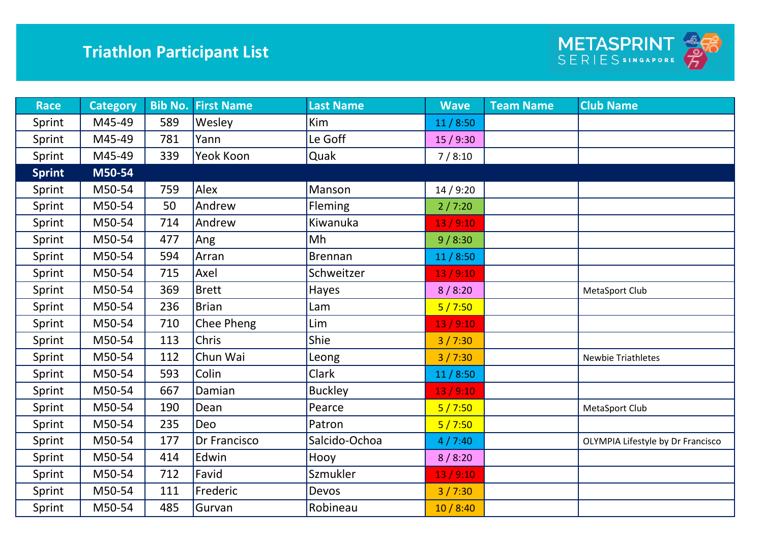# Triathlon Participant List

| Race | Category | Bib No. | First Name | Last Name | Wave | Team Name | Club Name |
|---|---|---|---|---|---|---|---|
| Sprint | M45-49 | 589 | Wesley | Kim | 11 / 8:50 | | |
| Sprint | M45-49 | 781 | Yann | Le Goff | 15 / 9:30 | | |
| Sprint | M45-49 | 339 | Yeok Koon | Quak | 7 / 8:10 | | |
| **Sprint** | **M50-54** | | | | | | |
| Sprint | M50-54 | 759 | Alex | Manson | 14 / 9:20 | | |
| Sprint | M50-54 | 50 | Andrew | Fleming | 2 / 7:20 | | |
| Sprint | M50-54 | 714 | Andrew | Kiwanuka | 13 / 9:10 | | |
| Sprint | M50-54 | 477 | Ang | Mh | 9 / 8:30 | | |
| Sprint | M50-54 | 594 | Arran | Brennan | 11 / 8:50 | | |
| Sprint | M50-54 | 715 | Axel | Schweitzer | 13 / 9:10 | | |
| Sprint | M50-54 | 369 | Brett | Hayes | 8 / 8:20 | | MetaSport Club |
| Sprint | M50-54 | 236 | Brian | Lam | 5 / 7:50 | | |
| Sprint | M50-54 | 710 | Chee Pheng | Lim | 13 / 9:10 | | |
| Sprint | M50-54 | 113 | Chris | Shie | 3 / 7:30 | | |
| Sprint | M50-54 | 112 | Chun Wai | Leong | 3 / 7:30 | | Newbie Triathletes |
| Sprint | M50-54 | 593 | Colin | Clark | 11 / 8:50 | | |
| Sprint | M50-54 | 667 | Damian | Buckley | 13 / 9:10 | | |
| Sprint | M50-54 | 190 | Dean | Pearce | 5 / 7:50 | | MetaSport Club |
| Sprint | M50-54 | 235 | Deo | Patron | 5 / 7:50 | | |
| Sprint | M50-54 | 177 | Dr Francisco | Salcido-Ochoa | 4 / 7:40 | | OLYMPIA Lifestyle by Dr Francisco |
| Sprint | M50-54 | 414 | Edwin | Hooy | 8 / 8:20 | | |
| Sprint | M50-54 | 712 | Favid | Szmukler | 13 / 9:10 | | |
| Sprint | M50-54 | 111 | Frederic | Devos | 3 / 7:30 | | |
| Sprint | M50-54 | 485 | Gurvan | Robineau | 10 / 8:40 | | |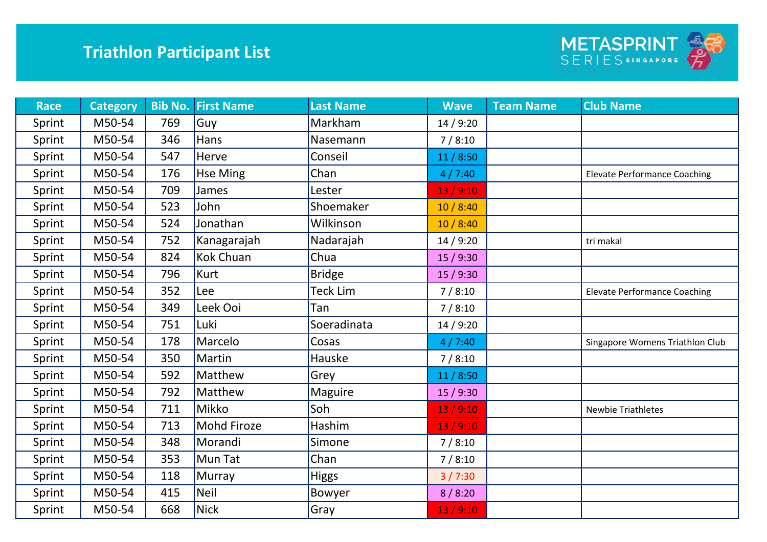# Triathlon Participant List

| Race | Category | Bib No. | First Name | Last Name | Wave | Team Name | Club Name |
|---|---|---|---|---|---|---|---|
| Sprint | M50-54 | 769 | Guy | Markham | 14 / 9:20 | | |
| Sprint | M50-54 | 346 | Hans | Nasemann | 7 / 8:10 | | |
| Sprint | M50-54 | 547 | Herve | Conseil | 11 / 8:50 | | |
| Sprint | M50-54 | 176 | Hse Ming | Chan | 4 / 7:40 | | Elevate Performance Coaching |
| Sprint | M50-54 | 709 | James | Lester | 13 / 9:10 | | |
| Sprint | M50-54 | 523 | John | Shoemaker | 10 / 8:40 | | |
| Sprint | M50-54 | 524 | Jonathan | Wilkinson | 10 / 8:40 | | |
| Sprint | M50-54 | 752 | Kanagarajah | Nadarajah | 14 / 9:20 | | tri makal |
| Sprint | M50-54 | 824 | Kok Chuan | Chua | 15 / 9:30 | | |
| Sprint | M50-54 | 796 | Kurt | Bridge | 15 / 9:30 | | |
| Sprint | M50-54 | 352 | Lee | Teck Lim | 7 / 8:10 | | Elevate Performance Coaching |
| Sprint | M50-54 | 349 | Leek Ooi | Tan | 7 / 8:10 | | |
| Sprint | M50-54 | 751 | Luki | Soeradinata | 14 / 9:20 | | |
| Sprint | M50-54 | 178 | Marcelo | Cosas | 4 / 7:40 | | Singapore Womens Triathlon Club |
| Sprint | M50-54 | 350 | Martin | Hauske | 7 / 8:10 | | |
| Sprint | M50-54 | 592 | Matthew | Grey | 11 / 8:50 | | |
| Sprint | M50-54 | 792 | Matthew | Maguire | 15 / 9:30 | | |
| Sprint | M50-54 | 711 | Mikko | Soh | 13 / 9:10 | | Newbie Triathletes |
| Sprint | M50-54 | 713 | Mohd Firoze | Hashim | 13 / 9:10 | | |
| Sprint | M50-54 | 348 | Morandi | Simone | 7 / 8:10 | | |
| Sprint | M50-54 | 353 | Mun Tat | Chan | 7 / 8:10 | | |
| Sprint | M50-54 | 118 | Murray | Higgs | 3 / 7:30 | | |
| Sprint | M50-54 | 415 | Neil | Bowyer | 8 / 8:20 | | |
| Sprint | M50-54 | 668 | Nick | Gray | 13 / 9:10 | | |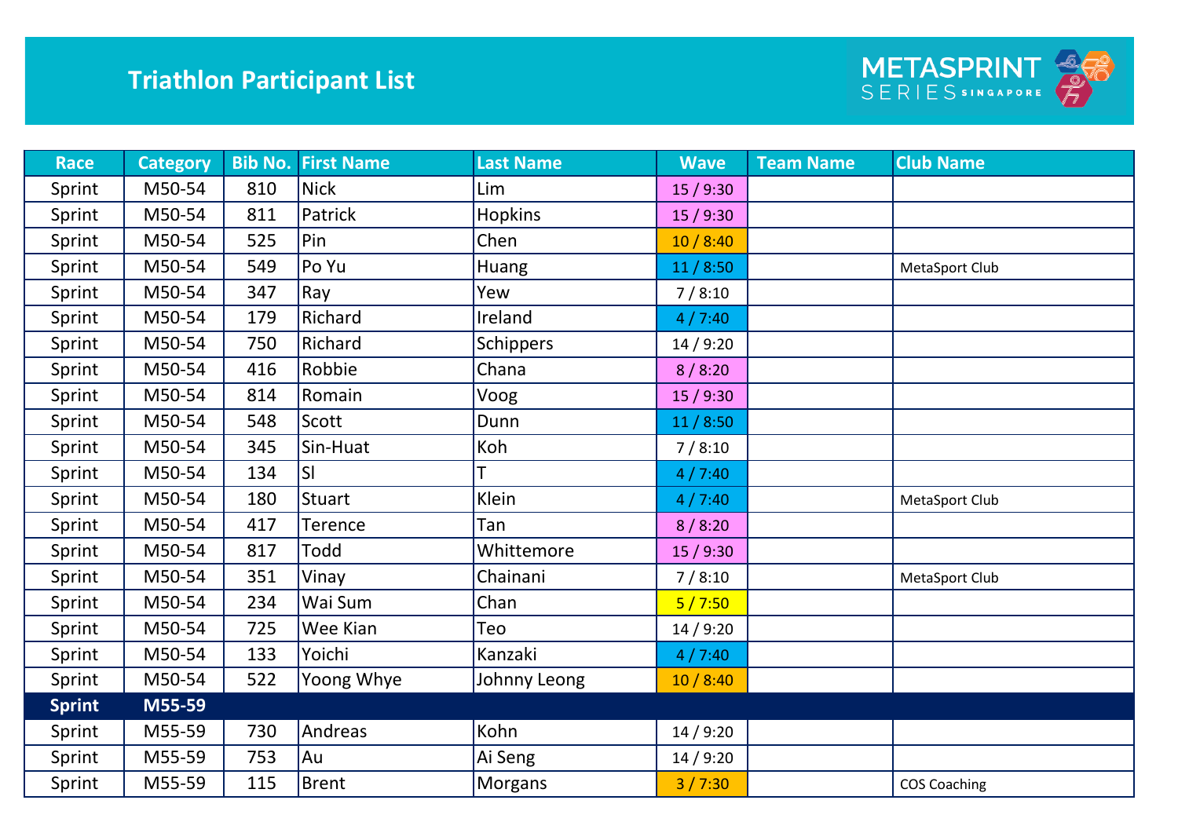# Triathlon Participant List

METASPRINT SERIES SINGAPORE

| Race | Category | Bib No. | First Name | Last Name | Wave | Team Name | Club Name |
|---|---|---|---|---|---|---|---|
| Sprint | M50-54 | 810 | Nick | Lim | 15 / 9:30 | | |
| Sprint | M50-54 | 811 | Patrick | Hopkins | 15 / 9:30 | | |
| Sprint | M50-54 | 525 | Pin | Chen | 10 / 8:40 | | |
| Sprint | M50-54 | 549 | Po Yu | Huang | 11 / 8:50 | | MetaSport Club |
| Sprint | M50-54 | 347 | Ray | Yew | 7 / 8:10 | | |
| Sprint | M50-54 | 179 | Richard | Ireland | 4 / 7:40 | | |
| Sprint | M50-54 | 750 | Richard | Schippers | 14 / 9:20 | | |
| Sprint | M50-54 | 416 | Robbie | Chana | 8 / 8:20 | | |
| Sprint | M50-54 | 814 | Romain | Voog | 15 / 9:30 | | |
| Sprint | M50-54 | 548 | Scott | Dunn | 11 / 8:50 | | |
| Sprint | M50-54 | 345 | Sin-Huat | Koh | 7 / 8:10 | | |
| Sprint | M50-54 | 134 | Sl | T | 4 / 7:40 | | |
| Sprint | M50-54 | 180 | Stuart | Klein | 4 / 7:40 | | MetaSport Club |
| Sprint | M50-54 | 417 | Terence | Tan | 8 / 8:20 | | |
| Sprint | M50-54 | 817 | Todd | Whittemore | 15 / 9:30 | | |
| Sprint | M50-54 | 351 | Vinay | Chainani | 7 / 8:10 | | MetaSport Club |
| Sprint | M50-54 | 234 | Wai Sum | Chan | 5 / 7:50 | | |
| Sprint | M50-54 | 725 | Wee Kian | Teo | 14 / 9:20 | | |
| Sprint | M50-54 | 133 | Yoichi | Kanzaki | 4 / 7:40 | | |
| Sprint | M50-54 | 522 | Yoong Whye | Johnny Leong | 10 / 8:40 | | |
| **Sprint** | **M55-59** | | | | | | |
| Sprint | M55-59 | 730 | Andreas | Kohn | 14 / 9:20 | | |
| Sprint | M55-59 | 753 | Au | Ai Seng | 14 / 9:20 | | |
| Sprint | M55-59 | 115 | Brent | Morgans | 3 / 7:30 | | COS Coaching |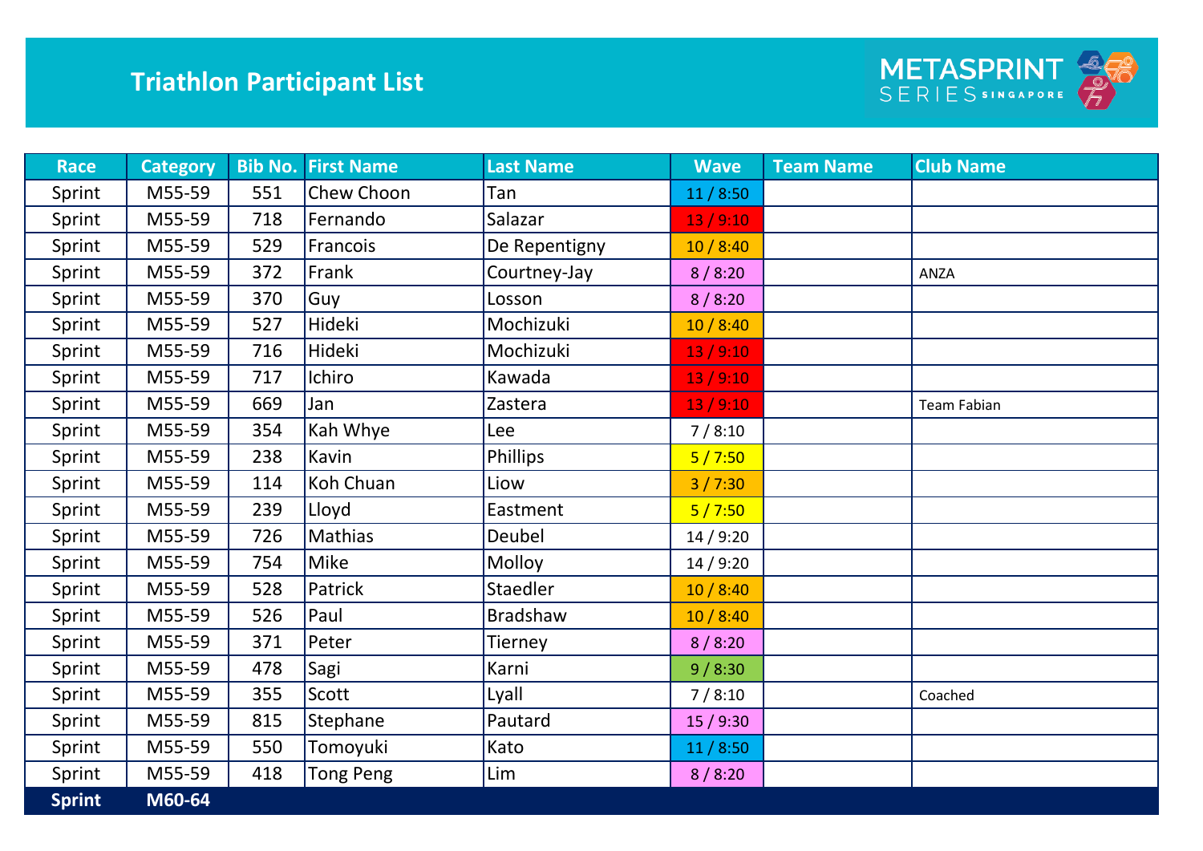# Triathlon Participant List

METASPRINT SERIES SINGAPORE

| Race | Category | Bib No. | First Name | Last Name | Wave | Team Name | Club Name |
|---|---|---|---|---|---|---|---|
| Sprint | M55-59 | 551 | Chew Choon | Tan | 11 / 8:50 | | |
| Sprint | M55-59 | 718 | Fernando | Salazar | 13 / 9:10 | | |
| Sprint | M55-59 | 529 | Francois | De Repentigny | 10 / 8:40 | | |
| Sprint | M55-59 | 372 | Frank | Courtney-Jay | 8 / 8:20 | | ANZA |
| Sprint | M55-59 | 370 | Guy | Losson | 8 / 8:20 | | |
| Sprint | M55-59 | 527 | Hideki | Mochizuki | 10 / 8:40 | | |
| Sprint | M55-59 | 716 | Hideki | Mochizuki | 13 / 9:10 | | |
| Sprint | M55-59 | 717 | Ichiro | Kawada | 13 / 9:10 | | |
| Sprint | M55-59 | 669 | Jan | Zastera | 13 / 9:10 | | Team Fabian |
| Sprint | M55-59 | 354 | Kah Whye | Lee | 7 / 8:10 | | |
| Sprint | M55-59 | 238 | Kavin | Phillips | 5 / 7:50 | | |
| Sprint | M55-59 | 114 | Koh Chuan | Liow | 3 / 7:30 | | |
| Sprint | M55-59 | 239 | Lloyd | Eastment | 5 / 7:50 | | |
| Sprint | M55-59 | 726 | Mathias | Deubel | 14 / 9:20 | | |
| Sprint | M55-59 | 754 | Mike | Molloy | 14 / 9:20 | | |
| Sprint | M55-59 | 528 | Patrick | Staedler | 10 / 8:40 | | |
| Sprint | M55-59 | 526 | Paul | Bradshaw | 10 / 8:40 | | |
| Sprint | M55-59 | 371 | Peter | Tierney | 8 / 8:20 | | |
| Sprint | M55-59 | 478 | Sagi | Karni | 9 / 8:30 | | |
| Sprint | M55-59 | 355 | Scott | Lyall | 7 / 8:10 | | Coached |
| Sprint | M55-59 | 815 | Stephane | Pautard | 15 / 9:30 | | |
| Sprint | M55-59 | 550 | Tomoyuki | Kato | 11 / 8:50 | | |
| Sprint | M55-59 | 418 | Tong Peng | Lim | 8 / 8:20 | | |
| **Sprint** | **M60-64** | | | | | | |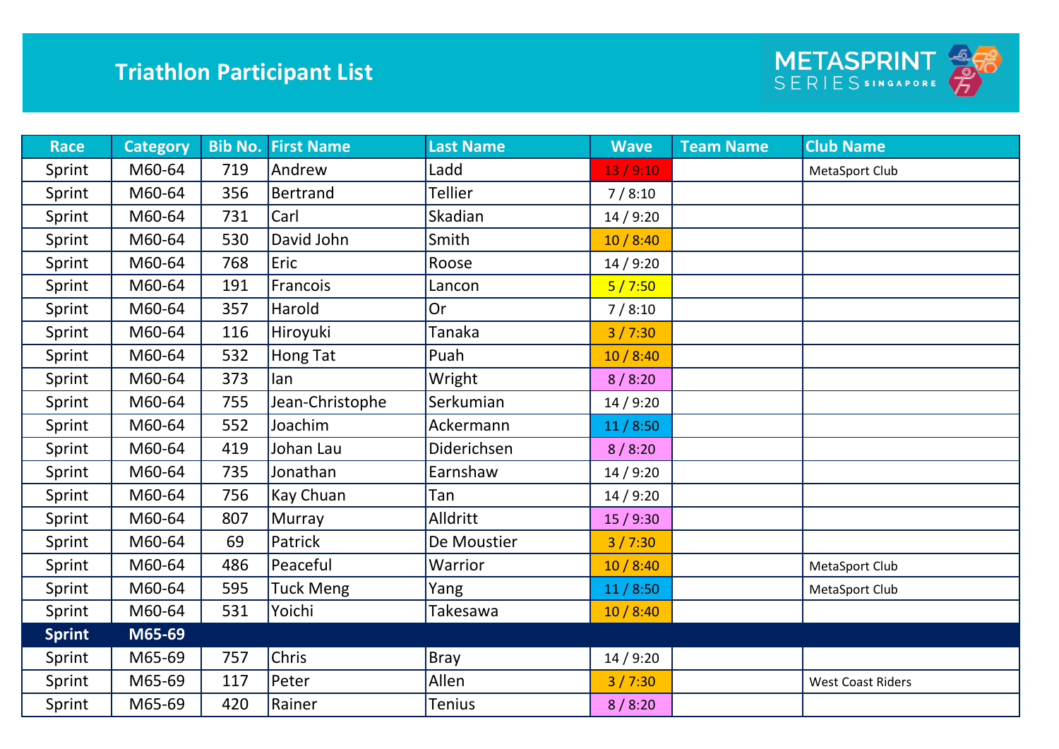# Triathlon Participant List

METASPRINT SERIES SINGAPORE

| Race | Category | Bib No. | First Name | Last Name | Wave | Team Name | Club Name |
|---|---|---|---|---|---|---|---|
| Sprint | M60-64 | 719 | Andrew | Ladd | 13 / 9:10 | | MetaSport Club |
| Sprint | M60-64 | 356 | Bertrand | Tellier | 7 / 8:10 | | |
| Sprint | M60-64 | 731 | Carl | Skadian | 14 / 9:20 | | |
| Sprint | M60-64 | 530 | David John | Smith | 10 / 8:40 | | |
| Sprint | M60-64 | 768 | Eric | Roose | 14 / 9:20 | | |
| Sprint | M60-64 | 191 | Francois | Lancon | 5 / 7:50 | | |
| Sprint | M60-64 | 357 | Harold | Or | 7 / 8:10 | | |
| Sprint | M60-64 | 116 | Hiroyuki | Tanaka | 3 / 7:30 | | |
| Sprint | M60-64 | 532 | Hong Tat | Puah | 10 / 8:40 | | |
| Sprint | M60-64 | 373 | Ian | Wright | 8 / 8:20 | | |
| Sprint | M60-64 | 755 | Jean-Christophe | Serkumian | 14 / 9:20 | | |
| Sprint | M60-64 | 552 | Joachim | Ackermann | 11 / 8:50 | | |
| Sprint | M60-64 | 419 | Johan Lau | Diderichsen | 8 / 8:20 | | |
| Sprint | M60-64 | 735 | Jonathan | Earnshaw | 14 / 9:20 | | |
| Sprint | M60-64 | 756 | Kay Chuan | Tan | 14 / 9:20 | | |
| Sprint | M60-64 | 807 | Murray | Alldritt | 15 / 9:30 | | |
| Sprint | M60-64 | 69 | Patrick | De Moustier | 3 / 7:30 | | |
| Sprint | M60-64 | 486 | Peaceful | Warrior | 10 / 8:40 | | MetaSport Club |
| Sprint | M60-64 | 595 | Tuck Meng | Yang | 11 / 8:50 | | MetaSport Club |
| Sprint | M60-64 | 531 | Yoichi | Takesawa | 10 / 8:40 | | |
| **Sprint** | **M65-69** | | | | | | |
| Sprint | M65-69 | 757 | Chris | Bray | 14 / 9:20 | | |
| Sprint | M65-69 | 117 | Peter | Allen | 3 / 7:30 | | West Coast Riders |
| Sprint | M65-69 | 420 | Rainer | Tenius | 8 / 8:20 | | |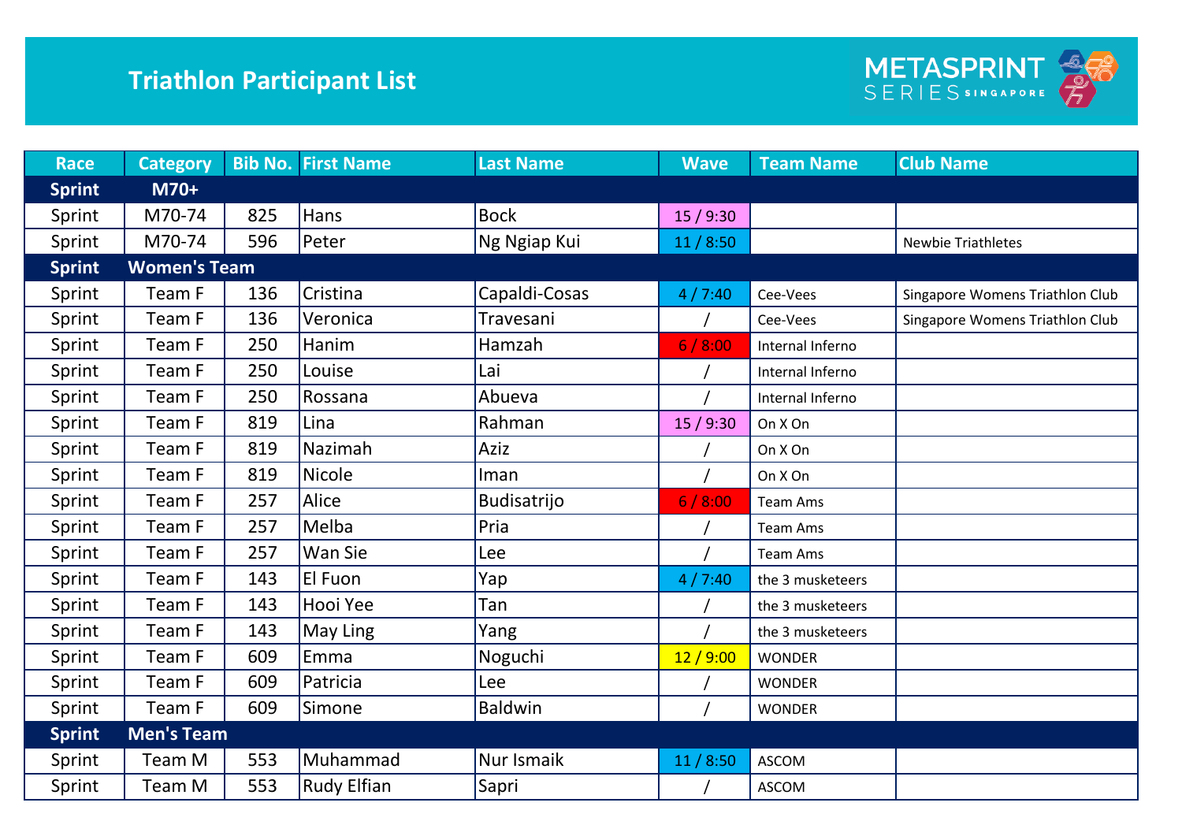# Triathlon Participant List

METASPRINT SERIES SINGAPORE

| Race | Category | Bib No. | First Name | Last Name | Wave | Team Name | Club Name |
|---|---|---|---|---|---|---|---|
| **Sprint** | **M70+** | | | | | | |
| Sprint | M70-74 | 825 | Hans | Bock | 15 / 9:30 | | |
| Sprint | M70-74 | 596 | Peter | Ng Ngiap Kui | 11 / 8:50 | | Newbie Triathletes |
| **Sprint** | **Women's Team** | | | | | | |
| Sprint | Team F | 136 | Cristina | Capaldi-Cosas | 4 / 7:40 | Cee-Vees | Singapore Womens Triathlon Club |
| Sprint | Team F | 136 | Veronica | Travesani | / | Cee-Vees | Singapore Womens Triathlon Club |
| Sprint | Team F | 250 | Hanim | Hamzah | 6 / 8:00 | Internal Inferno | |
| Sprint | Team F | 250 | Louise | Lai | / | Internal Inferno | |
| Sprint | Team F | 250 | Rossana | Abueva | / | Internal Inferno | |
| Sprint | Team F | 819 | Lina | Rahman | 15 / 9:30 | On X On | |
| Sprint | Team F | 819 | Nazimah | Aziz | / | On X On | |
| Sprint | Team F | 819 | Nicole | Iman | / | On X On | |
| Sprint | Team F | 257 | Alice | Budisatrijo | 6 / 8:00 | Team Ams | |
| Sprint | Team F | 257 | Melba | Pria | / | Team Ams | |
| Sprint | Team F | 257 | Wan Sie | Lee | / | Team Ams | |
| Sprint | Team F | 143 | El Fuon | Yap | 4 / 7:40 | the 3 musketeers | |
| Sprint | Team F | 143 | Hooi Yee | Tan | / | the 3 musketeers | |
| Sprint | Team F | 143 | May Ling | Yang | / | the 3 musketeers | |
| Sprint | Team F | 609 | Emma | Noguchi | 12 / 9:00 | WONDER | |
| Sprint | Team F | 609 | Patricia | Lee | / | WONDER | |
| Sprint | Team F | 609 | Simone | Baldwin | / | WONDER | |
| **Sprint** | **Men's Team** | | | | | | |
| Sprint | Team M | 553 | Muhammad | Nur Ismaik | 11 / 8:50 | ASCOM | |
| Sprint | Team M | 553 | Rudy Elfian | Sapri | / | ASCOM | |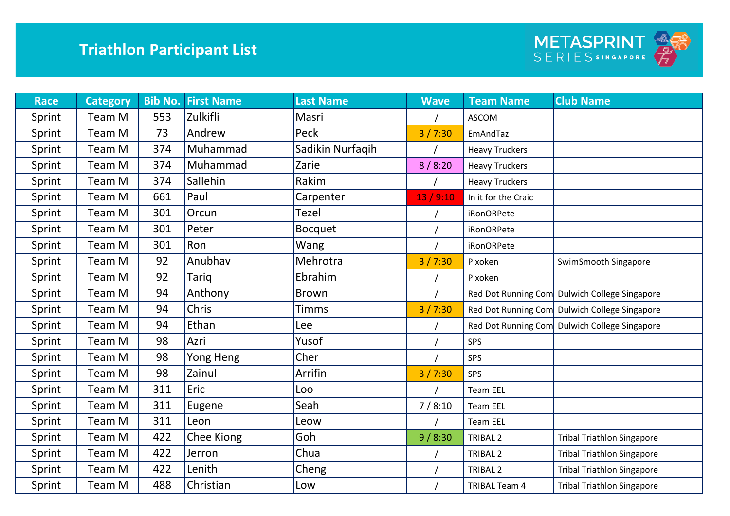# Triathlon Participant List

METASPRINT SERIES SINGAPORE

| Race | Category | Bib No. | First Name | Last Name | Wave | Team Name | Club Name |
|---|---|---|---|---|---|---|---|
| Sprint | Team M | 553 | Zulkifli | Masri | / | ASCOM | |
| Sprint | Team M | 73 | Andrew | Peck | 3 / 7:30 | EmAndTaz | |
| Sprint | Team M | 374 | Muhammad | Sadikin Nurfaqih | / | Heavy Truckers | |
| Sprint | Team M | 374 | Muhammad | Zarie | 8 / 8:20 | Heavy Truckers | |
| Sprint | Team M | 374 | Sallehin | Rakim | / | Heavy Truckers | |
| Sprint | Team M | 661 | Paul | Carpenter | 13 / 9:10 | In it for the Craic | |
| Sprint | Team M | 301 | Orcun | Tezel | / | iRonORPete | |
| Sprint | Team M | 301 | Peter | Bocquet | / | iRonORPete | |
| Sprint | Team M | 301 | Ron | Wang | / | iRonORPete | |
| Sprint | Team M | 92 | Anubhav | Mehrotra | 3 / 7:30 | Pixoken | SwimSmooth Singapore |
| Sprint | Team M | 92 | Tariq | Ebrahim | / | Pixoken | |
| Sprint | Team M | 94 | Anthony | Brown | / | Red Dot Running Com | Dulwich College Singapore |
| Sprint | Team M | 94 | Chris | Timms | 3 / 7:30 | Red Dot Running Com | Dulwich College Singapore |
| Sprint | Team M | 94 | Ethan | Lee | / | Red Dot Running Com | Dulwich College Singapore |
| Sprint | Team M | 98 | Azri | Yusof | / | SPS | |
| Sprint | Team M | 98 | Yong Heng | Cher | / | SPS | |
| Sprint | Team M | 98 | Zainul | Arrifin | 3 / 7:30 | SPS | |
| Sprint | Team M | 311 | Eric | Loo | / | Team EEL | |
| Sprint | Team M | 311 | Eugene | Seah | 7 / 8:10 | Team EEL | |
| Sprint | Team M | 311 | Leon | Leow | / | Team EEL | |
| Sprint | Team M | 422 | Chee Kiong | Goh | 9 / 8:30 | TRIBAL 2 | Tribal Triathlon Singapore |
| Sprint | Team M | 422 | Jerron | Chua | / | TRIBAL 2 | Tribal Triathlon Singapore |
| Sprint | Team M | 422 | Lenith | Cheng | / | TRIBAL 2 | Tribal Triathlon Singapore |
| Sprint | Team M | 488 | Christian | Low | / | TRIBAL Team 4 | Tribal Triathlon Singapore |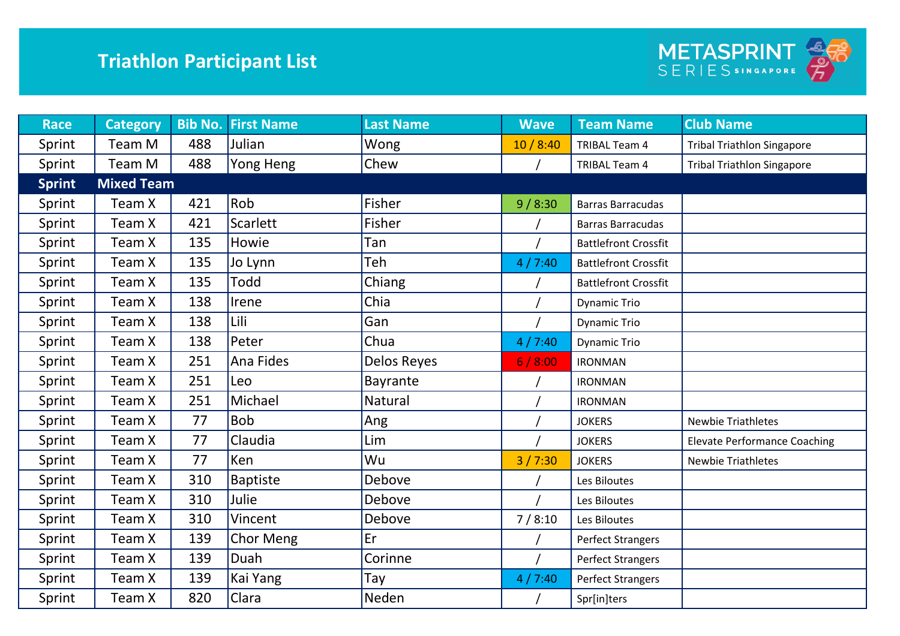# Triathlon Participant List

METASPRINT SERIES SINGAPORE

| Race | Category | Bib No. | First Name | Last Name | Wave | Team Name | Club Name |
|---|---|---|---|---|---|---|---|
| Sprint | Team M | 488 | Julian | Wong | 10 / 8:40 | TRIBAL Team 4 | Tribal Triathlon Singapore |
| Sprint | Team M | 488 | Yong Heng | Chew | / | TRIBAL Team 4 | Tribal Triathlon Singapore |
| **Sprint** | **Mixed Team** | | | | | | |
| Sprint | Team X | 421 | Rob | Fisher | 9 / 8:30 | Barras Barracudas | |
| Sprint | Team X | 421 | Scarlett | Fisher | / | Barras Barracudas | |
| Sprint | Team X | 135 | Howie | Tan | / | Battlefront Crossfit | |
| Sprint | Team X | 135 | Jo Lynn | Teh | 4 / 7:40 | Battlefront Crossfit | |
| Sprint | Team X | 135 | Todd | Chiang | / | Battlefront Crossfit | |
| Sprint | Team X | 138 | Irene | Chia | / | Dynamic Trio | |
| Sprint | Team X | 138 | Lili | Gan | / | Dynamic Trio | |
| Sprint | Team X | 138 | Peter | Chua | 4 / 7:40 | Dynamic Trio | |
| Sprint | Team X | 251 | Ana Fides | Delos Reyes | 6 / 8:00 | IRONMAN | |
| Sprint | Team X | 251 | Leo | Bayrante | / | IRONMAN | |
| Sprint | Team X | 251 | Michael | Natural | / | IRONMAN | |
| Sprint | Team X | 77 | Bob | Ang | / | JOKERS | Newbie Triathletes |
| Sprint | Team X | 77 | Claudia | Lim | / | JOKERS | Elevate Performance Coaching |
| Sprint | Team X | 77 | Ken | Wu | 3 / 7:30 | JOKERS | Newbie Triathletes |
| Sprint | Team X | 310 | Baptiste | Debove | / | Les Biloutes | |
| Sprint | Team X | 310 | Julie | Debove | / | Les Biloutes | |
| Sprint | Team X | 310 | Vincent | Debove | 7 / 8:10 | Les Biloutes | |
| Sprint | Team X | 139 | Chor Meng | Er | / | Perfect Strangers | |
| Sprint | Team X | 139 | Duah | Corinne | / | Perfect Strangers | |
| Sprint | Team X | 139 | Kai Yang | Tay | 4 / 7:40 | Perfect Strangers | |
| Sprint | Team X | 820 | Clara | Neden | / | Spr[in]ters | |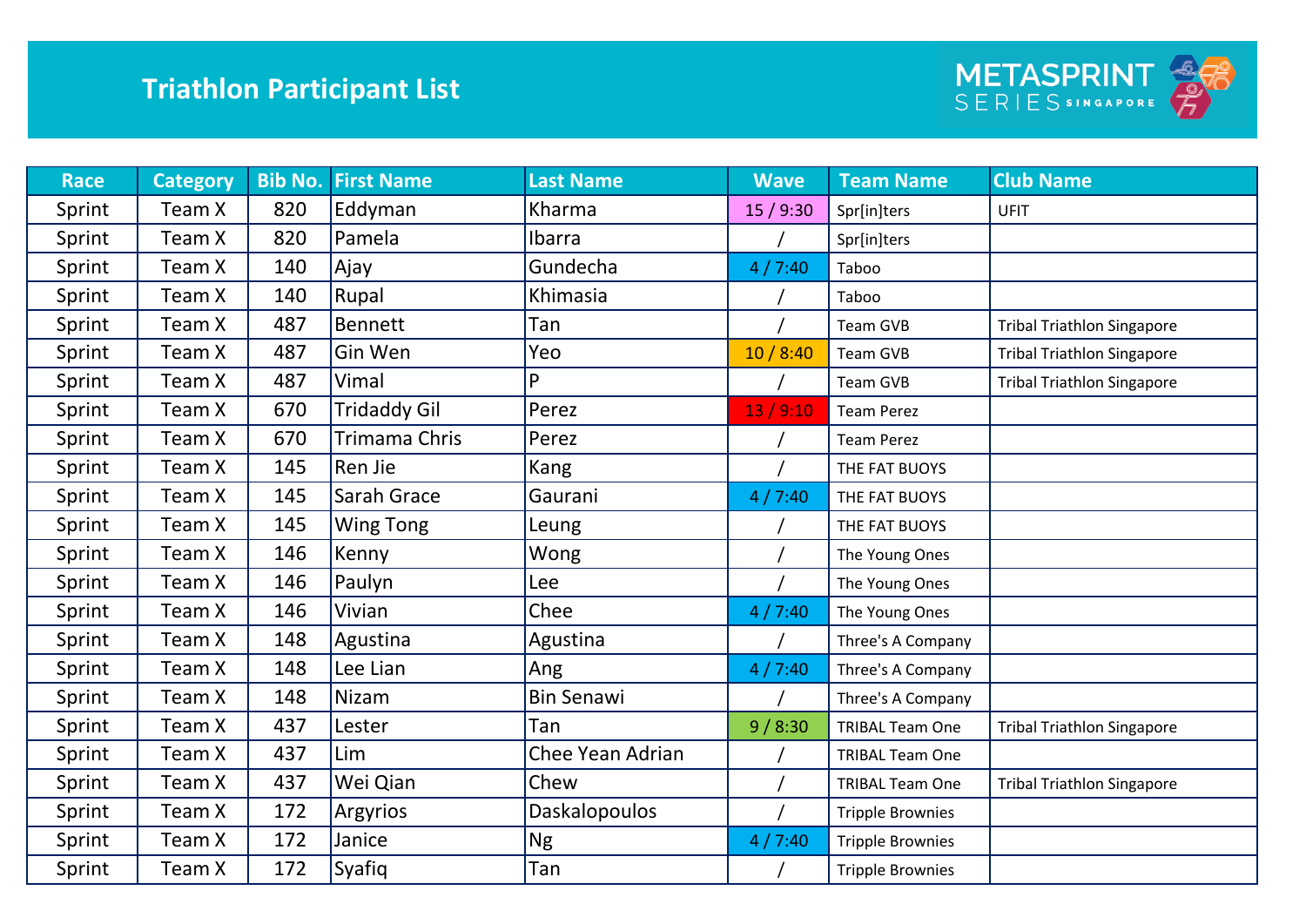# Triathlon Participant List

METASPRINT SERIES SINGAPORE

| Race | Category | Bib No. | First Name | Last Name | Wave | Team Name | Club Name |
|---|---|---|---|---|---|---|---|
| Sprint | Team X | 820 | Eddyman | Kharma | 15 / 9:30 | Spr[in]ters | UFIT |
| Sprint | Team X | 820 | Pamela | Ibarra | / | Spr[in]ters | |
| Sprint | Team X | 140 | Ajay | Gundecha | 4 / 7:40 | Taboo | |
| Sprint | Team X | 140 | Rupal | Khimasia | / | Taboo | |
| Sprint | Team X | 487 | Bennett | Tan | / | Team GVB | Tribal Triathlon Singapore |
| Sprint | Team X | 487 | Gin Wen | Yeo | 10 / 8:40 | Team GVB | Tribal Triathlon Singapore |
| Sprint | Team X | 487 | Vimal | P | / | Team GVB | Tribal Triathlon Singapore |
| Sprint | Team X | 670 | Tridaddy Gil | Perez | 13 / 9:10 | Team Perez | |
| Sprint | Team X | 670 | Trimama Chris | Perez | / | Team Perez | |
| Sprint | Team X | 145 | Ren Jie | Kang | / | THE FAT BUOYS | |
| Sprint | Team X | 145 | Sarah Grace | Gaurani | 4 / 7:40 | THE FAT BUOYS | |
| Sprint | Team X | 145 | Wing Tong | Leung | / | THE FAT BUOYS | |
| Sprint | Team X | 146 | Kenny | Wong | / | The Young Ones | |
| Sprint | Team X | 146 | Paulyn | Lee | / | The Young Ones | |
| Sprint | Team X | 146 | Vivian | Chee | 4 / 7:40 | The Young Ones | |
| Sprint | Team X | 148 | Agustina | Agustina | / | Three's A Company | |
| Sprint | Team X | 148 | Lee Lian | Ang | 4 / 7:40 | Three's A Company | |
| Sprint | Team X | 148 | Nizam | Bin Senawi | / | Three's A Company | |
| Sprint | Team X | 437 | Lester | Tan | 9 / 8:30 | TRIBAL Team One | Tribal Triathlon Singapore |
| Sprint | Team X | 437 | Lim | Chee Yean Adrian | / | TRIBAL Team One | |
| Sprint | Team X | 437 | Wei Qian | Chew | / | TRIBAL Team One | Tribal Triathlon Singapore |
| Sprint | Team X | 172 | Argyrios | Daskalopoulos | / | Tripple Brownies | |
| Sprint | Team X | 172 | Janice | Ng | 4 / 7:40 | Tripple Brownies | |
| Sprint | Team X | 172 | Syafiq | Tan | / | Tripple Brownies | |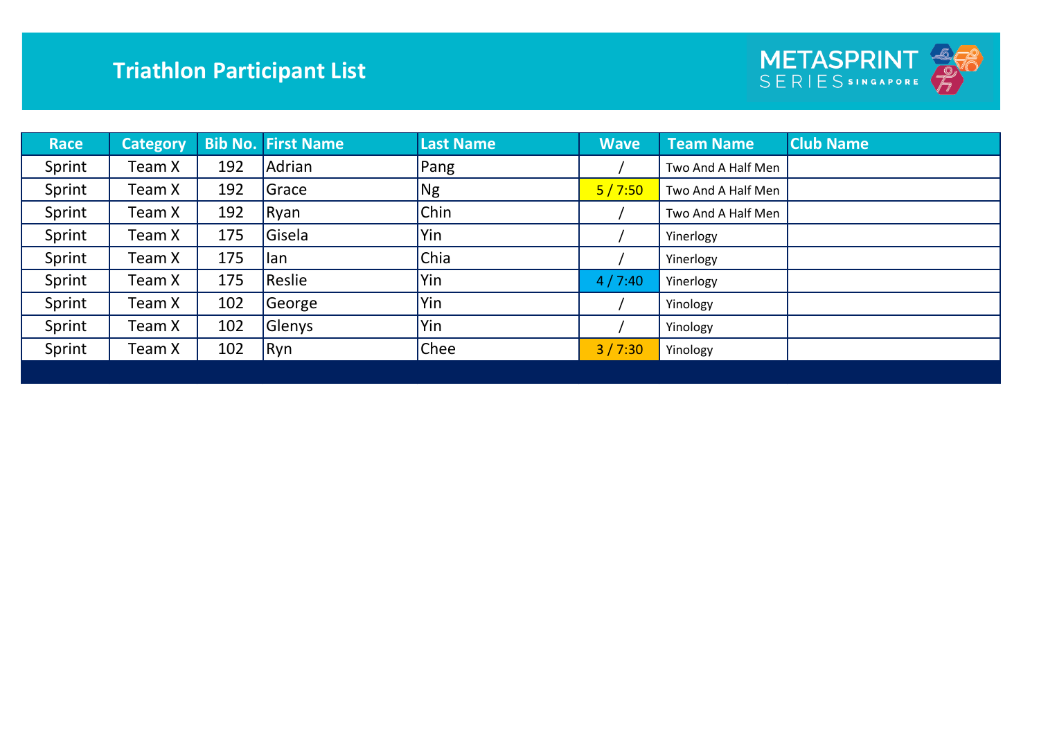# Triathlon Participant List

METASPRINT SERIES SINGAPORE

| Race | Category | Bib No. | First Name | Last Name | Wave | Team Name | Club Name |
|---|---|---|---|---|---|---|---|
| Sprint | Team X | 192 | Adrian | Pang | / | Two And A Half Men | |
| Sprint | Team X | 192 | Grace | Ng | 5 / 7:50 | Two And A Half Men | |
| Sprint | Team X | 192 | Ryan | Chin | / | Two And A Half Men | |
| Sprint | Team X | 175 | Gisela | Yin | / | Yinerlogy | |
| Sprint | Team X | 175 | Ian | Chia | / | Yinerlogy | |
| Sprint | Team X | 175 | Reslie | Yin | 4 / 7:40 | Yinerlogy | |
| Sprint | Team X | 102 | George | Yin | / | Yinology | |
| Sprint | Team X | 102 | Glenys | Yin | / | Yinology | |
| Sprint | Team X | 102 | Ryn | Chee | 3 / 7:30 | Yinology | |